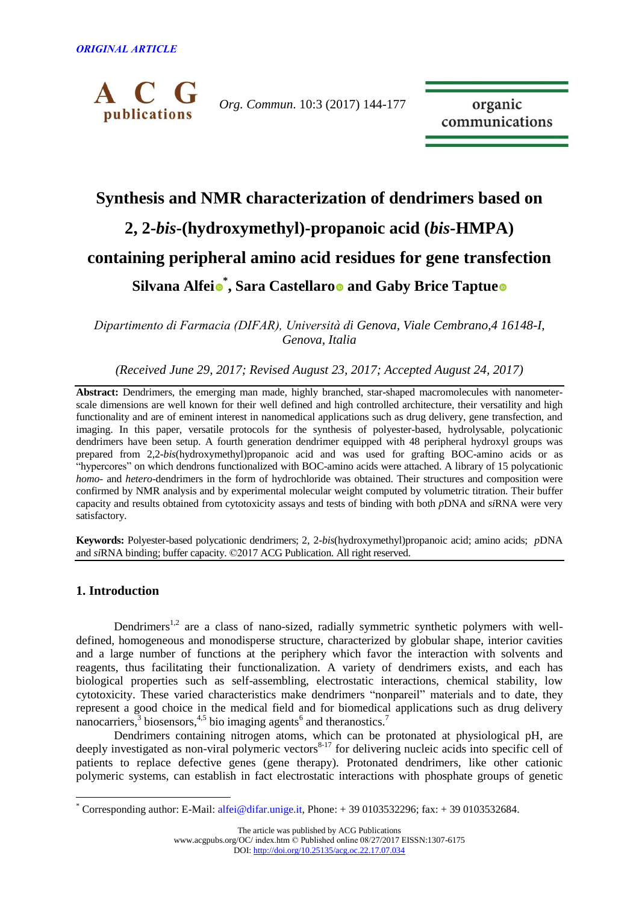*ORIGINAL ARTICLE*

# Synthesis and NMR characterization of dendrimers based on 2, 2-*bis*-(hydroxymethyl)-propanoic acid (*bis*-HMPA) containing peripheral amino acid residues for gene transfection

**Silvana Alfei[*], Sara Castellaro and Gaby Brice Taptue**

*Dipartimento di Farmacia (DIFAR), Università di Genova, Viale Cembrano,4 16148-I, Genova, Italia*

*(Received June 29, 2017; Revised August 23, 2017; Accepted August 24, 2017)*

**Abstract:** Dendrimers, the emerging man made, highly branched, star-shaped macromolecules with nanometer-scale dimensions are well known for their well defined and high controlled architecture, their versatility and high functionality and are of eminent interest in nanomedical applications such as drug delivery, gene transfection, and imaging. In this paper, versatile protocols for the synthesis of polyester-based, hydrolysable, polycationic dendrimers have been setup. A fourth generation dendrimer equipped with 48 peripheral hydroxyl groups was prepared from 2,2-*bis*(hydroxymethyl)propanoic acid and was used for grafting BOC-amino acids or as "hypercores" on which dendrons functionalized with BOC-amino acids were attached. A library of 15 polycationic *homo-* and *hetero-*dendrimers in the form of hydrochloride was obtained. Their structures and composition were confirmed by NMR analysis and by experimental molecular weight computed by volumetric titration. Their buffer capacity and results obtained from cytotoxicity assays and tests of binding with both *p*DNA and *si*RNA were very satisfactory.

**Keywords:** Polyester-based polycationic dendrimers; 2, 2-*bis*(hydroxymethyl)propanoic acid; amino acids; *p*DNA and *si*RNA binding; buffer capacity. ©2017 ACG Publication. All right reserved.

## 1. Introduction

Dendrimers[1,2] are a class of nano-sized, radially symmetric synthetic polymers with well-defined, homogeneous and monodisperse structure, characterized by globular shape, interior cavities and a large number of functions at the periphery which favor the interaction with solvents and reagents, thus facilitating their functionalization. A variety of dendrimers exists, and each has biological properties such as self-assembling, electrostatic interactions, chemical stability, low cytotoxicity. These varied characteristics make dendrimers "nonpareil" materials and to date, they represent a good choice in the medical field and for biomedical applications such as drug delivery nanocarriers,[3] biosensors,[4,5] bio imaging agents[6] and theranostics.[7]

Dendrimers containing nitrogen atoms, which can be protonated at physiological pH, are deeply investigated as non-viral polymeric vectors[8-17] for delivering nucleic acids into specific cell of patients to replace defective genes (gene therapy). Protonated dendrimers, like other cationic polymeric systems, can establish in fact electrostatic interactions with phosphate groups of genetic

---

[*] Corresponding author: E-Mail: alfei@difar.unige.it, Phone: + 39 0103532296; fax: + 39 0103532684.

The article was published by ACG Publications
www.acgpubs.org/OC/ index.htm © Published online 08/27/2017 EISSN:1307-6175
DOI: http://doi.org/10.25135/acg.oc.22.17.07.034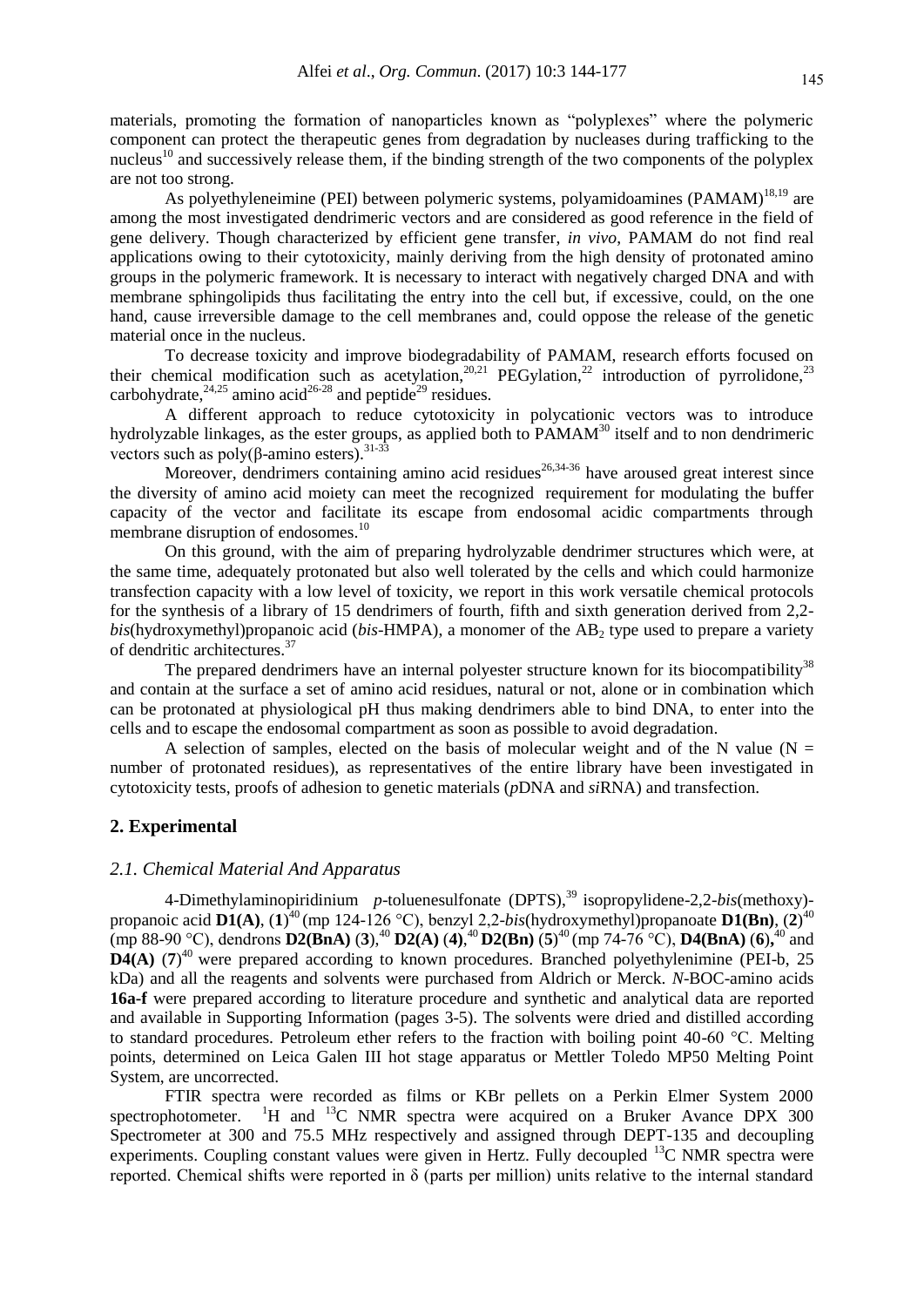materials, promoting the formation of nanoparticles known as "polyplexes" where the polymeric component can protect the therapeutic genes from degradation by nucleases during trafficking to the nucleus[10] and successively release them, if the binding strength of the two components of the polyplex are not too strong.

As polyethyleneimine (PEI) between polymeric systems, polyamidoamines (PAMAM)[18,19] are among the most investigated dendrimeric vectors and are considered as good reference in the field of gene delivery. Though characterized by efficient gene transfer, *in vivo*, PAMAM do not find real applications owing to their cytotoxicity, mainly deriving from the high density of protonated amino groups in the polymeric framework. It is necessary to interact with negatively charged DNA and with membrane sphingolipids thus facilitating the entry into the cell but, if excessive, could, on the one hand, cause irreversible damage to the cell membranes and, could oppose the release of the genetic material once in the nucleus.

To decrease toxicity and improve biodegradability of PAMAM, research efforts focused on their chemical modification such as acetylation,[20,21] PEGylation,[22] introduction of pyrrolidone,[23] carbohydrate,[24,25] amino acid[26-28] and peptide[29] residues.

A different approach to reduce cytotoxicity in polycationic vectors was to introduce hydrolyzable linkages, as the ester groups, as applied both to PAMAM[30] itself and to non dendrimeric vectors such as poly(β-amino esters).[31-33]

Moreover, dendrimers containing amino acid residues[26,34-36] have aroused great interest since the diversity of amino acid moiety can meet the recognized requirement for modulating the buffer capacity of the vector and facilitate its escape from endosomal acidic compartments through membrane disruption of endosomes.[10]

On this ground, with the aim of preparing hydrolyzable dendrimer structures which were, at the same time, adequately protonated but also well tolerated by the cells and which could harmonize transfection capacity with a low level of toxicity, we report in this work versatile chemical protocols for the synthesis of a library of 15 dendrimers of fourth, fifth and sixth generation derived from 2,2-*bis*(hydroxymethyl)propanoic acid (*bis*-HMPA), a monomer of the $AB_2$ type used to prepare a variety of dendritic architectures.[37]

The prepared dendrimers have an internal polyester structure known for its biocompatibility[38] and contain at the surface a set of amino acid residues, natural or not, alone or in combination which can be protonated at physiological pH thus making dendrimers able to bind DNA, to enter into the cells and to escape the endosomal compartment as soon as possible to avoid degradation.

A selection of samples, elected on the basis of molecular weight and of the N value (N = number of protonated residues), as representatives of the entire library have been investigated in cytotoxicity tests, proofs of adhesion to genetic materials (*p*DNA and *si*RNA) and transfection.

## 2. Experimental

### *2.1. Chemical Material And Apparatus*

4-Dimethylaminopiridinium *p*-toluenesulfonate (DPTS),[39] isopropylidene-2,2-*bis*(methoxy)-propanoic acid **D1(A)**, (**1**)[40] (mp 124-126 °C), benzyl 2,2-*bis*(hydroxymethyl)propanoate **D1(Bn)**, (**2**)[40] (mp 88-90 °C), dendrons **D2(BnA)** (**3**),[40] **D2(A)** (**4**),[40] **D2(Bn)** (**5**)[40] (mp 74-76 °C), **D4(BnA)** (**6**),[40] and **D4(A)** (**7**)[40] were prepared according to known procedures. Branched polyethylenimine (PEI-b, 25 kDa) and all the reagents and solvents were purchased from Aldrich or Merck. *N*-BOC-amino acids **16a-f** were prepared according to literature procedure and synthetic and analytical data are reported and available in Supporting Information (pages 3-5). The solvents were dried and distilled according to standard procedures. Petroleum ether refers to the fraction with boiling point 40-60 °C. Melting points, determined on Leica Galen III hot stage apparatus or Mettler Toledo MP50 Melting Point System, are uncorrected.

FTIR spectra were recorded as films or KBr pellets on a Perkin Elmer System 2000 spectrophotometer. $^1H$ and $^{13}C$ NMR spectra were acquired on a Bruker Avance DPX 300 Spectrometer at 300 and 75.5 MHz respectively and assigned through DEPT-135 and decoupling experiments. Coupling constant values were given in Hertz. Fully decoupled $^{13}C$ NMR spectra were reported. Chemical shifts were reported in δ (parts per million) units relative to the internal standard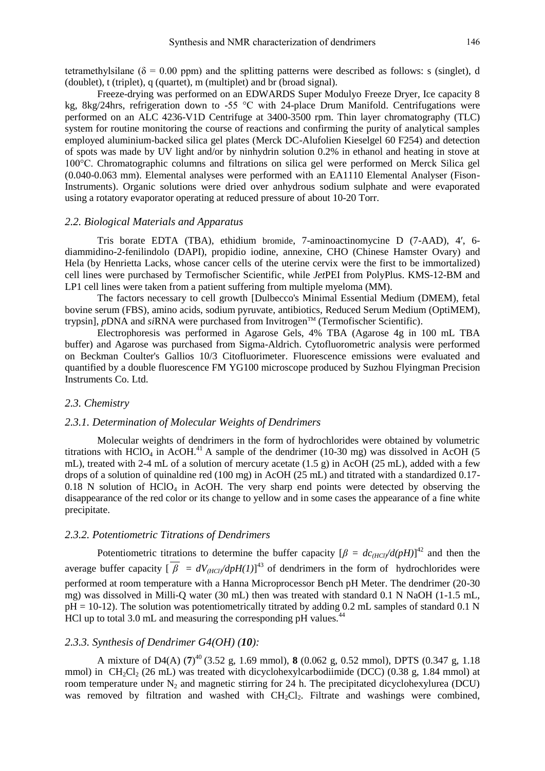tetramethylsilane ($\delta$ = 0.00 ppm) and the splitting patterns were described as follows: s (singlet), d (doublet), t (triplet), q (quartet), m (multiplet) and br (broad signal).

Freeze-drying was performed on an EDWARDS Super Modulyo Freeze Dryer, Ice capacity 8 kg, 8kg/24hrs, refrigeration down to -55 °C with 24-place Drum Manifold. Centrifugations were performed on an ALC 4236-V1D Centrifuge at 3400-3500 rpm. Thin layer chromatography (TLC) system for routine monitoring the course of reactions and confirming the purity of analytical samples employed aluminium-backed silica gel plates (Merck DC-Alufolien Kieselgel 60 F254) and detection of spots was made by UV light and/or by ninhydrin solution 0.2% in ethanol and heating in stove at 100°C. Chromatographic columns and filtrations on silica gel were performed on Merck Silica gel (0.040-0.063 mm). Elemental analyses were performed with an EA1110 Elemental Analyser (Fison-Instruments). Organic solutions were dried over anhydrous sodium sulphate and were evaporated using a rotatory evaporator operating at reduced pressure of about 10-20 Torr.

### *2.2. Biological Materials and Apparatus*

Tris borate EDTA (TBA), ethidium bromide, 7-aminoactinomycine D (7-AAD), 4′, 6-diammidino-2-fenilindolo (DAPI), propidio iodine, annexine, CHO (Chinese Hamster Ovary) and Hela (by Henrietta Lacks, whose cancer cells of the uterine cervix were the first to be immortalized) cell lines were purchased by Termofischer Scientific, while *Jet*PEI from PolyPlus. KMS-12-BM and LP1 cell lines were taken from a patient suffering from multiple myeloma (MM).

The factors necessary to cell growth [Dulbecco's Minimal Essential Medium (DMEM), fetal bovine serum (FBS), amino acids, sodium pyruvate, antibiotics, Reduced Serum Medium (OptiMEM), trypsin], *p*DNA and *si*RNA were purchased from Invitrogen™ (Termofischer Scientific).

Electrophoresis was performed in Agarose Gels, 4% TBA (Agarose 4g in 100 mL TBA buffer) and Agarose was purchased from Sigma-Aldrich. Cytofluorometric analysis were performed on Beckman Coulter's Gallios 10/3 Citofluorimeter. Fluorescence emissions were evaluated and quantified by a double fluorescence FM YG100 microscope produced by Suzhou Flyingman Precision Instruments Co. Ltd.

### *2.3. Chemistry*

#### *2.3.1. Determination of Molecular Weights of Dendrimers*

Molecular weights of dendrimers in the form of hydrochlorides were obtained by volumetric titrations with $HClO_4$ in AcOH.[41] A sample of the dendrimer (10-30 mg) was dissolved in AcOH (5 mL), treated with 2-4 mL of a solution of mercury acetate (1.5 g) in AcOH (25 mL), added with a few drops of a solution of quinaldine red (100 mg) in AcOH (25 mL) and titrated with a standardized 0.17-0.18 N solution of $HClO_4$ in AcOH. The very sharp end points were detected by observing the disappearance of the red color or its change to yellow and in some cases the appearance of a fine white precipitate.

#### *2.3.2. Potentiometric Titrations of Dendrimers*

Potentiometric titrations to determine the buffer capacity [$\beta = dc_{(HCl)}/d(pH)$][42] and then the average buffer capacity [$\overline{\beta} = dV_{(HCl)}/dpH(1)$][43] of dendrimers in the form of hydrochlorides were performed at room temperature with a Hanna Microprocessor Bench pH Meter. The dendrimer (20-30 mg) was dissolved in Milli-Q water (30 mL) then was treated with standard 0.1 N NaOH (1-1.5 mL, pH = 10-12). The solution was potentiometrically titrated by adding 0.2 mL samples of standard 0.1 N HCl up to total 3.0 mL and measuring the corresponding pH values.[44]

#### *2.3.3. Synthesis of Dendrimer G4(OH) (**10**):*

A mixture of D4(A) (**7**)[40] (3.52 g, 1.69 mmol), **8** (0.062 g, 0.52 mmol), DPTS (0.347 g, 1.18 mmol) in $CH_2Cl_2$ (26 mL) was treated with dicyclohexylcarbodiimide (DCC) (0.38 g, 1.84 mmol) at room temperature under $N_2$ and magnetic stirring for 24 h. The precipitated dicyclohexylurea (DCU) was removed by filtration and washed with $CH_2Cl_2$. Filtrate and washings were combined,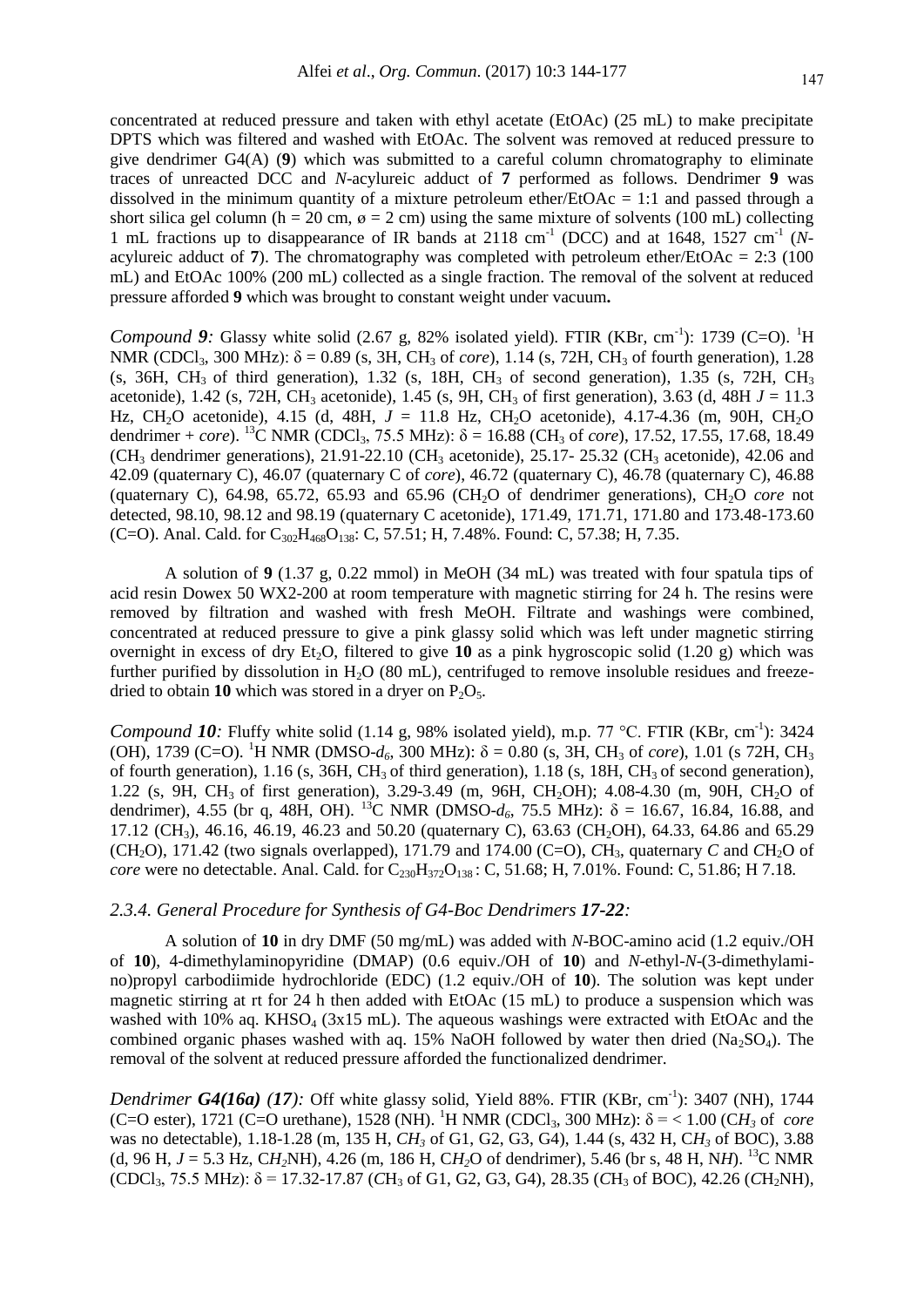concentrated at reduced pressure and taken with ethyl acetate (EtOAc) (25 mL) to make precipitate DPTS which was filtered and washed with EtOAc. The solvent was removed at reduced pressure to give dendrimer G4(A) (**9**) which was submitted to a careful column chromatography to eliminate traces of unreacted DCC and *N*-acylureic adduct of **7** performed as follows. Dendrimer **9** was dissolved in the minimum quantity of a mixture petroleum ether/EtOAc = 1:1 and passed through a short silica gel column (h = 20 cm, ø = 2 cm) using the same mixture of solvents (100 mL) collecting 1 mL fractions up to disappearance of IR bands at 2118 $cm^{-1}$ (DCC) and at 1648, 1527 $cm^{-1}$ (*N*-acylureic adduct of **7**). The chromatography was completed with petroleum ether/EtOAc = 2:3 (100 mL) and EtOAc 100% (200 mL) collected as a single fraction. The removal of the solvent at reduced pressure afforded **9** which was brought to constant weight under vacuum**.**

*Compound **9**:* Glassy white solid (2.67 g, 82% isolated yield). FTIR (KBr, $cm^{-1}$): 1739 (C=O). $^1$H NMR ($CDCl_3$, 300 MHz): δ = 0.89 (s, 3H, $CH_3$ of *core*), 1.14 (s, 72H, $CH_3$ of fourth generation), 1.28 (s, 36H, $CH_3$ of third generation), 1.32 (s, 18H, $CH_3$ of second generation), 1.35 (s, 72H, $CH_3$ acetonide), 1.42 (s, 72H, $CH_3$ acetonide), 1.45 (s, 9H, $CH_3$ of first generation), 3.63 (d, 48H *J* = 11.3 Hz, $CH_2O$ acetonide), 4.15 (d, 48H, *J* = 11.8 Hz, $CH_2O$ acetonide), 4.17-4.36 (m, 90H, $CH_2O$ dendrimer + *core*). $^{13}$C NMR ($CDCl_3$, 75.5 MHz): δ = 16.88 ($CH_3$ of *core*), 17.52, 17.55, 17.68, 18.49 ($CH_3$ dendrimer generations), 21.91-22.10 ($CH_3$ acetonide), 25.17- 25.32 ($CH_3$ acetonide), 42.06 and 42.09 (quaternary C), 46.07 (quaternary C of *core*), 46.72 (quaternary C), 46.78 (quaternary C), 46.88 (quaternary C), 64.98, 65.72, 65.93 and 65.96 ($CH_2O$ of dendrimer generations), $CH_2O$ *core* not detected, 98.10, 98.12 and 98.19 (quaternary C acetonide), 171.49, 171.71, 171.80 and 173.48-173.60 (C=O). Anal. Cald. for $C_{302}H_{468}O_{138}$: C, 57.51; H, 7.48%. Found: C, 57.38; H, 7.35.

A solution of **9** (1.37 g, 0.22 mmol) in MeOH (34 mL) was treated with four spatula tips of acid resin Dowex 50 WX2-200 at room temperature with magnetic stirring for 24 h. The resins were removed by filtration and washed with fresh MeOH. Filtrate and washings were combined, concentrated at reduced pressure to give a pink glassy solid which was left under magnetic stirring overnight in excess of dry $Et_2O$, filtered to give **10** as a pink hygroscopic solid (1.20 g) which was further purified by dissolution in $H_2O$ (80 mL), centrifuged to remove insoluble residues and freeze-dried to obtain **10** which was stored in a dryer on $P_2O_5$.

*Compound **10**:* Fluffy white solid (1.14 g, 98% isolated yield), m.p. 77 °C. FTIR (KBr, $cm^{-1}$): 3424 (OH), 1739 (C=O). $^1$H NMR (DMSO-$d_6$, 300 MHz): δ = 0.80 (s, 3H, $CH_3$ of *core*), 1.01 (s 72H, $CH_3$ of fourth generation), 1.16 (s, 36H, $CH_3$ of third generation), 1.18 (s, 18H, $CH_3$ of second generation), 1.22 (s, 9H, $CH_3$ of first generation), 3.29-3.49 (m, 96H, $CH_2OH$); 4.08-4.30 (m, 90H, $CH_2O$ of dendrimer), 4.55 (br q, 48H, OH). $^{13}$C NMR (DMSO-$d_6$, 75.5 MHz): δ = 16.67, 16.84, 16.88, and 17.12 ($CH_3$), 46.16, 46.19, 46.23 and 50.20 (quaternary C), 63.63 ($CH_2OH$), 64.33, 64.86 and 65.29 ($CH_2O$), 171.42 (two signals overlapped), 171.79 and 174.00 (C=O), *C*$H_3$, quaternary *C* and *C*$H_2O$ of *core* were no detectable. Anal. Cald. for $C_{230}H_{372}O_{138}$ : C, 51.68; H, 7.01%. Found: C, 51.86; H 7.18.

### *2.3.4. General Procedure for Synthesis of G4-Boc Dendrimers **17-22**:*

A solution of **10** in dry DMF (50 mg/mL) was added with *N*-BOC-amino acid (1.2 equiv./OH of **10**), 4-dimethylaminopyridine (DMAP) (0.6 equiv./OH of **10**) and *N*-ethyl-*N*-(3-dimethylamino)propyl carbodiimide hydrochloride (EDC) (1.2 equiv./OH of **10**). The solution was kept under magnetic stirring at rt for 24 h then added with EtOAc (15 mL) to produce a suspension which was washed with 10% aq. $KHSO_4$ (3x15 mL). The aqueous washings were extracted with EtOAc and the combined organic phases washed with aq. 15% NaOH followed by water then dried ($Na_2SO_4$). The removal of the solvent at reduced pressure afforded the functionalized dendrimer.

*Dendrimer **G4(16a)** (**17**):* Off white glassy solid, Yield 88%. FTIR (KBr, $cm^{-1}$): 3407 (NH), 1744 (C=O ester), 1721 (C=O urethane), 1528 (NH). $^1$H NMR ($CDCl_3$, 300 MHz): δ = < 1.00 (C*$H_3$* of *core* was no detectable), 1.18-1.28 (m, 135 H, *C$H_3$* of G1, G2, G3, G4), 1.44 (s, 432 H, C*$H_3$* of BOC), 3.88 (d, 96 H, *J* = 5.3 Hz, C*$H_2$*NH), 4.26 (m, 186 H, C*$H_2$*O of dendrimer), 5.46 (br s, 48 H, N*H*). $^{13}$C NMR ($CDCl_3$, 75.5 MHz): δ = 17.32-17.87 (*C*$H_3$ of G1, G2, G3, G4), 28.35 (*C*$H_3$ of BOC), 42.26 (*C*$H_2$NH),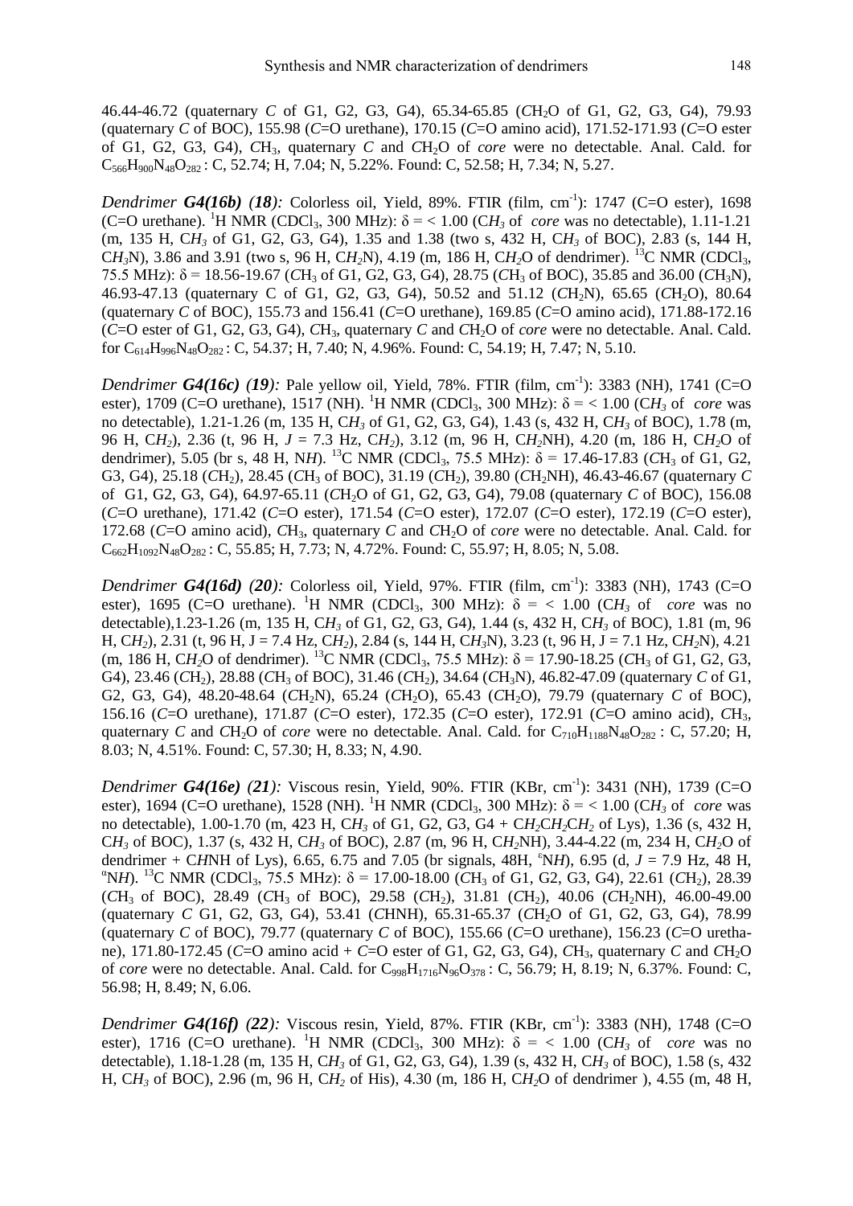46.44-46.72 (quaternary *C* of G1, G2, G3, G4), 65.34-65.85 (*C*H$_2$O of G1, G2, G3, G4), 79.93 (quaternary *C* of BOC), 155.98 (*C*=O urethane), 170.15 (*C*=O amino acid), 171.52-171.93 (*C*=O ester of G1, G2, G3, G4), *C*H$_3$, quaternary *C* and *C*H$_2$O of *core* were no detectable. Anal. Cald. for $C_{566}H_{900}N_{48}O_{282}$ : C, 52.74; H, 7.04; N, 5.22%. Found: C, 52.58; H, 7.34; N, 5.27.

***Dendrimer G4(16b) (18):*** Colorless oil, Yield, 89%. FTIR (film, cm$^{-1}$): 1747 (C=O ester), 1698 (C=O urethane). $^1$H NMR (CDCl$_3$, 300 MHz): δ = < 1.00 (C*H$_3$* of *core* was no detectable), 1.11-1.21 (m, 135 H, C*H$_3$* of G1, G2, G3, G4), 1.35 and 1.38 (two s, 432 H, C*H$_3$* of BOC), 2.83 (s, 144 H, C*H$_3$*N), 3.86 and 3.91 (two s, 96 H, C*H$_2$*N), 4.19 (m, 186 H, C*H$_2$*O of dendrimer). $^{13}$C NMR (CDCl$_3$, 75.5 MHz): δ = 18.56-19.67 (*C*H$_3$ of G1, G2, G3, G4), 28.75 (*C*H$_3$ of BOC), 35.85 and 36.00 (*C*H$_3$N), 46.93-47.13 (quaternary C of G1, G2, G3, G4), 50.52 and 51.12 (*C*H$_2$N), 65.65 (*C*H$_2$O), 80.64 (quaternary *C* of BOC), 155.73 and 156.41 (*C*=O urethane), 169.85 (*C*=O amino acid), 171.88-172.16 (*C*=O ester of G1, G2, G3, G4), *C*H$_3$, quaternary *C* and *C*H$_2$O of *core* were no detectable. Anal. Cald. for $C_{614}H_{996}N_{48}O_{282}$ : C, 54.37; H, 7.40; N, 4.96%. Found: C, 54.19; H, 7.47; N, 5.10.

***Dendrimer G4(16c) (19):*** Pale yellow oil, Yield, 78%. FTIR (film, cm$^{-1}$): 3383 (NH), 1741 (C=O ester), 1709 (C=O urethane), 1517 (NH). $^1$H NMR (CDCl$_3$, 300 MHz): δ = < 1.00 (C*H$_3$* of *core* was no detectable), 1.21-1.26 (m, 135 H, C*H$_3$* of G1, G2, G3, G4), 1.43 (s, 432 H, C*H$_3$* of BOC), 1.78 (m, 96 H, C*H$_2$*), 2.36 (t, 96 H, *J* = 7.3 Hz, C*H$_2$*), 3.12 (m, 96 H, C*H$_2$*NH), 4.20 (m, 186 H, C*H$_2$*O of dendrimer), 5.05 (br s, 48 H, N*H*). $^{13}$C NMR (CDCl$_3$, 75.5 MHz): δ = 17.46-17.83 (*C*H$_3$ of G1, G2, G3, G4), 25.18 (*C*H$_2$), 28.45 (*C*H$_3$ of BOC), 31.19 (*C*H$_2$), 39.80 (*C*H$_2$NH), 46.43-46.67 (quaternary *C* of G1, G2, G3, G4), 64.97-65.11 (*C*H$_2$O of G1, G2, G3, G4), 79.08 (quaternary *C* of BOC), 156.08 (*C*=O urethane), 171.42 (*C*=O ester), 171.54 (*C*=O ester), 172.07 (*C*=O ester), 172.19 (*C*=O ester), 172.68 (*C*=O amino acid), *C*H$_3$, quaternary *C* and *C*H$_2$O of *core* were no detectable. Anal. Cald. for $C_{662}H_{1092}N_{48}O_{282}$ : C, 55.85; H, 7.73; N, 4.72%. Found: C, 55.97; H, 8.05; N, 5.08.

***Dendrimer G4(16d) (20):*** Colorless oil, Yield, 97%. FTIR (film, cm$^{-1}$): 3383 (NH), 1743 (C=O ester), 1695 (C=O urethane). $^1$H NMR (CDCl$_3$, 300 MHz): δ = < 1.00 (C*H$_3$* of *core* was no detectable),1.23-1.26 (m, 135 H, C*H$_3$* of G1, G2, G3, G4), 1.44 (s, 432 H, C*H$_3$* of BOC), 1.81 (m, 96 H, C*H$_2$*), 2.31 (t, 96 H, J = 7.4 Hz, C*H$_2$*), 2.84 (s, 144 H, C*H$_3$*N), 3.23 (t, 96 H, J = 7.1 Hz, C*H$_2$*N), 4.21 (m, 186 H, C*H$_2$*O of dendrimer). $^{13}$C NMR (CDCl$_3$, 75.5 MHz): δ = 17.90-18.25 (*C*H$_3$ of G1, G2, G3, G4), 23.46 (*C*H$_2$), 28.88 (*C*H$_3$ of BOC), 31.46 (*C*H$_2$), 34.64 (*C*H$_3$N), 46.82-47.09 (quaternary *C* of G1, G2, G3, G4), 48.20-48.64 (*C*H$_2$N), 65.24 (*C*H$_2$O), 65.43 (*C*H$_2$O), 79.79 (quaternary *C* of BOC), 156.16 (*C*=O urethane), 171.87 (*C*=O ester), 172.35 (*C*=O ester), 172.91 (*C*=O amino acid), *C*H$_3$, quaternary *C* and *C*H$_2$O of *core* were no detectable. Anal. Cald. for $C_{710}H_{1188}N_{48}O_{282}$ : C, 57.20; H, 8.03; N, 4.51%. Found: C, 57.30; H, 8.33; N, 4.90.

***Dendrimer G4(16e) (21):*** Viscous resin, Yield, 90%. FTIR (KBr, cm$^{-1}$): 3431 (NH), 1739 (C=O ester), 1694 (C=O urethane), 1528 (NH). $^1$H NMR (CDCl$_3$, 300 MHz): δ = < 1.00 (C*H$_3$* of *core* was no detectable), 1.00-1.70 (m, 423 H, C*H$_3$* of G1, G2, G3, G4 + C*H$_2$*C*H$_2$*C*H$_2$* of Lys), 1.36 (s, 432 H, C*H$_3$* of BOC), 1.37 (s, 432 H, C*H$_3$* of BOC), 2.87 (m, 96 H, C*H$_2$*NH), 3.44-4.22 (m, 234 H, C*H$_2$*O of dendrimer + C*H*NH of Lys), 6.65, 6.75 and 7.05 (br signals, 48H, $^{\varepsilon}$N*H*), 6.95 (d, *J* = 7.9 Hz, 48 H, $^{\alpha}$N*H*). $^{13}$C NMR (CDCl$_3$, 75.5 MHz): δ = 17.00-18.00 (*C*H$_3$ of G1, G2, G3, G4), 22.61 (*C*H$_2$), 28.39 (*C*H$_3$ of BOC), 28.49 (*C*H$_3$ of BOC), 29.58 (*C*H$_2$), 31.81 (*C*H$_2$), 40.06 (*C*H$_2$NH), 46.00-49.00 (quaternary *C* G1, G2, G3, G4), 53.41 (*C*HNH), 65.31-65.37 (*C*H$_2$O of G1, G2, G3, G4), 78.99 (quaternary *C* of BOC), 79.77 (quaternary *C* of BOC), 155.66 (*C*=O urethane), 156.23 (*C*=O urethane), 171.80-172.45 (*C*=O amino acid + *C*=O ester of G1, G2, G3, G4), *C*H$_3$, quaternary *C* and *C*H$_2$O of *core* were no detectable. Anal. Cald. for $C_{998}H_{1716}N_{96}O_{378}$ : C, 56.79; H, 8.19; N, 6.37%. Found: C, 56.98; H, 8.49; N, 6.06.

***Dendrimer G4(16f) (22):*** Viscous resin, Yield, 87%. FTIR (KBr, cm$^{-1}$): 3383 (NH), 1748 (C=O ester), 1716 (C=O urethane). $^1$H NMR (CDCl$_3$, 300 MHz): δ = < 1.00 (C*H$_3$* of *core* was no detectable), 1.18-1.28 (m, 135 H, C*H$_3$* of G1, G2, G3, G4), 1.39 (s, 432 H, C*H$_3$* of BOC), 1.58 (s, 432 H, C*H$_3$* of BOC), 2.96 (m, 96 H, C*H$_2$* of His), 4.30 (m, 186 H, C*H$_2$*O of dendrimer ), 4.55 (m, 48 H,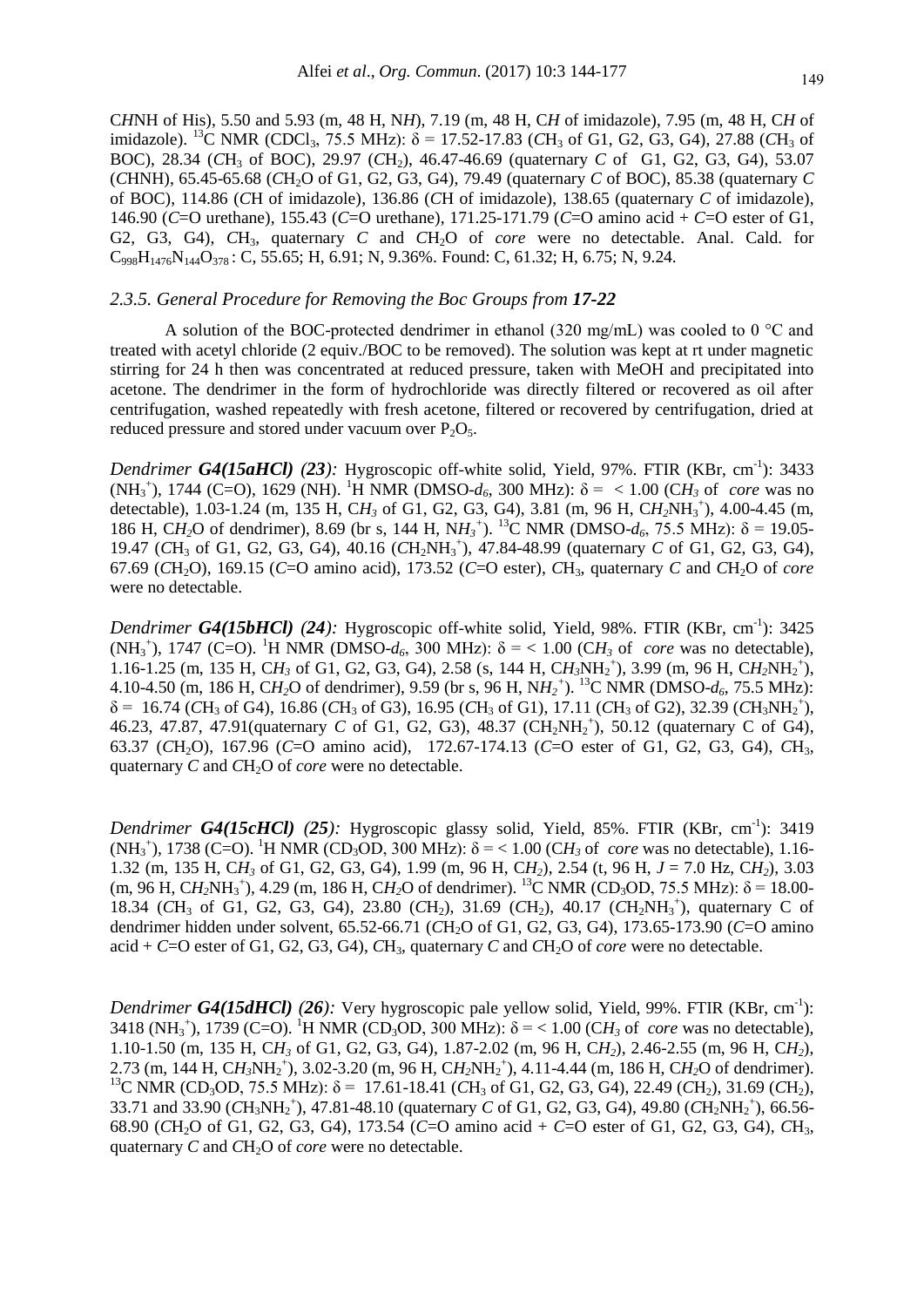C*H*NH of His), 5.50 and 5.93 (m, 48 H, N*H*), 7.19 (m, 48 H, C*H* of imidazole), 7.95 (m, 48 H, C*H* of imidazole). $^{13}$C NMR (CDCl$_3$, 75.5 MHz): δ = 17.52-17.83 (*C*H$_3$ of G1, G2, G3, G4), 27.88 (*C*H$_3$ of BOC), 28.34 (*C*H$_3$ of BOC), 29.97 (*C*H$_2$), 46.47-46.69 (quaternary *C* of G1, G2, G3, G4), 53.07 (*C*HNH), 65.45-65.68 (*C*H$_2$O of G1, G2, G3, G4), 79.49 (quaternary *C* of BOC), 85.38 (quaternary *C* of BOC), 114.86 (*C*H of imidazole), 136.86 (*C*H of imidazole), 138.65 (quaternary *C* of imidazole), 146.90 (*C*=O urethane), 155.43 (*C*=O urethane), 171.25-171.79 (*C*=O amino acid + *C*=O ester of G1, G2, G3, G4), *C*H$_3$, quaternary *C* and *C*H$_2$O of *core* were no detectable. Anal. Cald. for $C_{998}H_{1476}N_{144}O_{378}$ : C, 55.65; H, 6.91; N, 9.36%. Found: C, 61.32; H, 6.75; N, 9.24.

### *2.3.5. General Procedure for Removing the Boc Groups from **17-22***

A solution of the BOC-protected dendrimer in ethanol (320 mg/mL) was cooled to 0 °C and treated with acetyl chloride (2 equiv./BOC to be removed). The solution was kept at rt under magnetic stirring for 24 h then was concentrated at reduced pressure, taken with MeOH and precipitated into acetone. The dendrimer in the form of hydrochloride was directly filtered or recovered as oil after centrifugation, washed repeatedly with fresh acetone, filtered or recovered by centrifugation, dried at reduced pressure and stored under vacuum over $P_2O_5$.

*Dendrimer **G4(15aHCl)** (23):* Hygroscopic off-white solid, Yield, 97%. FTIR (KBr, cm$^{-1}$): 3433 ($NH_3^+$), 1744 (C=O), 1629 (NH). $^1$H NMR (DMSO-*d$_6$*, 300 MHz): δ = < 1.00 (C*H$_3$* of *core* was no detectable), 1.03-1.24 (m, 135 H, C*H$_3$* of G1, G2, G3, G4), 3.81 (m, 96 H, C*H$_2$*$NH_3^+$), 4.00-4.45 (m, 186 H, C*H$_2$*O of dendrimer), 8.69 (br s, 144 H, N*H$_3$*$^+$). $^{13}$C NMR (DMSO-*d$_6$*, 75.5 MHz): δ = 19.05-19.47 (*C*H$_3$ of G1, G2, G3, G4), 40.16 (*C*H$_2$$NH_3^+$), 47.84-48.99 (quaternary *C* of G1, G2, G3, G4), 67.69 (*C*H$_2$O), 169.15 (*C*=O amino acid), 173.52 (*C*=O ester), *C*H$_3$, quaternary *C* and *C*H$_2$O of *core* were no detectable.

*Dendrimer **G4(15bHCl)** (24):* Hygroscopic off-white solid, Yield, 98%. FTIR (KBr, cm$^{-1}$): 3425 ($NH_3^+$), 1747 (C=O). $^1$H NMR (DMSO-*d$_6$*, 300 MHz): δ = < 1.00 (C*H$_3$* of *core* was no detectable), 1.16-1.25 (m, 135 H, C*H$_3$* of G1, G2, G3, G4), 2.58 (s, 144 H, C*H$_3$*$NH_2^+$), 3.99 (m, 96 H, C*H$_2$*$NH_2^+$), 4.10-4.50 (m, 186 H, C*H$_2$*O of dendrimer), 9.59 (br s, 96 H, N*H$_2$*$^+$). $^{13}$C NMR (DMSO-*d$_6$*, 75.5 MHz): δ = 16.74 (*C*H$_3$ of G4), 16.86 (*C*H$_3$ of G3), 16.95 (*C*H$_3$ of G1), 17.11 (*C*H$_3$ of G2), 32.39 (*C*H$_3$$NH_2^+$), 46.23, 47.87, 47.91(quaternary *C* of G1, G2, G3), 48.37 (*C*H$_2$$NH_2^+$), 50.12 (quaternary C of G4), 63.37 (*C*H$_2$O), 167.96 (*C*=O amino acid), 172.67-174.13 (*C*=O ester of G1, G2, G3, G4), *C*H$_3$, quaternary *C* and *C*H$_2$O of *core* were no detectable.

*Dendrimer **G4(15cHCl)** (25):* Hygroscopic glassy solid, Yield, 85%. FTIR (KBr, cm$^{-1}$): 3419 ($NH_3^+$), 1738 (C=O). $^1$H NMR (CD$_3$OD, 300 MHz): δ = < 1.00 (C*H$_3$* of *core* was no detectable), 1.16-1.32 (m, 135 H, C*H$_3$* of G1, G2, G3, G4), 1.99 (m, 96 H, C*H$_2$*), 2.54 (t, 96 H, *J* = 7.0 Hz, C*H$_2$*), 3.03 (m, 96 H, C*H$_2$*$NH_3^+$), 4.29 (m, 186 H, C*H$_2$*O of dendrimer). $^{13}$C NMR (CD$_3$OD, 75.5 MHz): δ = 18.00-18.34 (*C*H$_3$ of G1, G2, G3, G4), 23.80 (*C*H$_2$), 31.69 (*C*H$_2$), 40.17 (*C*H$_2$$NH_3^+$), quaternary C of dendrimer hidden under solvent, 65.52-66.71 (*C*H$_2$O of G1, G2, G3, G4), 173.65-173.90 (*C*=O amino acid + *C*=O ester of G1, G2, G3, G4), *C*H$_3$, quaternary *C* and *C*H$_2$O of *core* were no detectable.

*Dendrimer **G4(15dHCl)** (26):* Very hygroscopic pale yellow solid, Yield, 99%. FTIR (KBr, cm$^{-1}$): 3418 ($NH_3^+$), 1739 (C=O). $^1$H NMR (CD$_3$OD, 300 MHz): δ = < 1.00 (C*H$_3$* of *core* was no detectable), 1.10-1.50 (m, 135 H, C*H$_3$* of G1, G2, G3, G4), 1.87-2.02 (m, 96 H, C*H$_2$*), 2.46-2.55 (m, 96 H, C*H$_2$*), 2.73 (m, 144 H, C*H$_3$*$NH_2^+$), 3.02-3.20 (m, 96 H, C*H$_2$*$NH_2^+$), 4.11-4.44 (m, 186 H, C*H$_2$*O of dendrimer). $^{13}$C NMR (CD$_3$OD, 75.5 MHz): δ = 17.61-18.41 (*C*H$_3$ of G1, G2, G3, G4), 22.49 (*C*H$_2$), 31.69 (*C*H$_2$), 33.71 and 33.90 (*C*H$_3$$NH_2^+$), 47.81-48.10 (quaternary *C* of G1, G2, G3, G4), 49.80 (*C*H$_2$$NH_2^+$), 66.56-68.90 (*C*H$_2$O of G1, G2, G3, G4), 173.54 (*C*=O amino acid + *C*=O ester of G1, G2, G3, G4), *C*H$_3$, quaternary *C* and *C*H$_2$O of *core* were no detectable.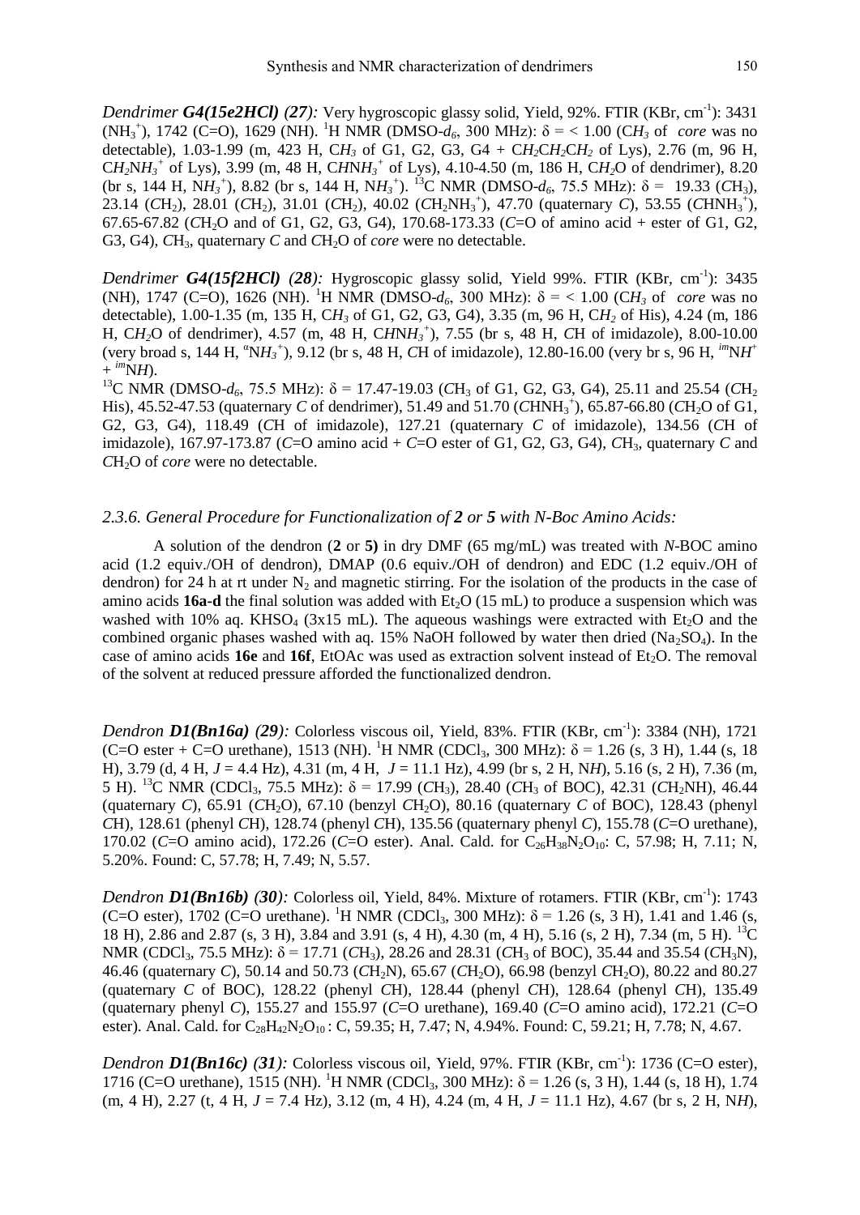*Dendrimer **G4(15e2HCl)** (**27**):* Very hygroscopic glassy solid, Yield, 92%. FTIR (KBr, $cm^{-1}$): 3431 ($NH_3^+$), 1742 (C=O), 1629 (NH). $^1$H NMR (DMSO-$d_6$, 300 MHz): δ = < 1.00 (C$H_3$ of *core* was no detectable), 1.03-1.99 (m, 423 H, C$H_3$ of G1, G2, G3, G4 + C$H_2$C$H_2$C$H_2$ of Lys), 2.76 (m, 96 H, C$H_2$N$H_3^+$ of Lys), 3.99 (m, 48 H, C$H$N$H_3^+$ of Lys), 4.10-4.50 (m, 186 H, C$H_2$O of dendrimer), 8.20 (br s, 144 H, N$H_3^+$), 8.82 (br s, 144 H, N$H_3^+$). $^{13}$C NMR (DMSO-$d_6$, 75.5 MHz): δ = 19.33 (*C*$H_3$), 23.14 (*C*$H_2$), 28.01 (*C*$H_2$), 31.01 (*C*$H_2$), 40.02 (*C*$H_2NH_3^+$), 47.70 (quaternary *C*), 53.55 (*C*H$NH_3^+$), 67.65-67.82 (*C*$H_2$O and of G1, G2, G3, G4), 170.68-173.33 (*C*=O of amino acid + ester of G1, G2, G3, G4), *C*$H_3$, quaternary *C* and *C*$H_2$O of *core* were no detectable.

*Dendrimer **G4(15f2HCl)** (**28**):* Hygroscopic glassy solid, Yield 99%. FTIR (KBr, $cm^{-1}$): 3435 (NH), 1747 (C=O), 1626 (NH). $^1$H NMR (DMSO-$d_6$, 300 MHz): δ = < 1.00 (C$H_3$ of *core* was no detectable), 1.00-1.35 (m, 135 H, C$H_3$ of G1, G2, G3, G4), 3.35 (m, 96 H, C$H_2$ of His), 4.24 (m, 186 H, C$H_2$O of dendrimer), 4.57 (m, 48 H, C$H$N$H_3^+$), 7.55 (br s, 48 H, *C*H of imidazole), 8.00-10.00 (very broad s, 144 H, $^{\alpha}$N$H_3^+$), 9.12 (br s, 48 H, *C*H of imidazole), 12.80-16.00 (very br s, 96 H, $^{im}$N$H^+$ + $^{im}$N$H$).
$^{13}$C NMR (DMSO-$d_6$, 75.5 MHz): δ = 17.47-19.03 (*C*$H_3$ of G1, G2, G3, G4), 25.11 and 25.54 (*C*$H_2$ His), 45.52-47.53 (quaternary *C* of dendrimer), 51.49 and 51.70 (*C*H$NH_3^+$), 65.87-66.80 (*C*$H_2$O of G1, G2, G3, G4), 118.49 (*C*H of imidazole), 127.21 (quaternary *C* of imidazole), 134.56 (*C*H of imidazole), 167.97-173.87 (*C*=O amino acid + *C*=O ester of G1, G2, G3, G4), *C*$H_3$, quaternary *C* and *C*$H_2$O of *core* were no detectable.

### *2.3.6. General Procedure for Functionalization of **2** or **5** with N-Boc Amino Acids:*

A solution of the dendron (**2** or **5**) in dry DMF (65 mg/mL) was treated with *N*-BOC amino acid (1.2 equiv./OH of dendron), DMAP (0.6 equiv./OH of dendron) and EDC (1.2 equiv./OH of dendron) for 24 h at rt under $N_2$ and magnetic stirring. For the isolation of the products in the case of amino acids **16a-d** the final solution was added with $Et_2O$ (15 mL) to produce a suspension which was washed with 10% aq. $KHSO_4$ (3x15 mL). The aqueous washings were extracted with $Et_2O$ and the combined organic phases washed with aq. 15% NaOH followed by water then dried ($Na_2SO_4$). In the case of amino acids **16e** and **16f**, EtOAc was used as extraction solvent instead of $Et_2O$. The removal of the solvent at reduced pressure afforded the functionalized dendron.

*Dendron **D1(Bn16a)** (**29**):* Colorless viscous oil, Yield, 83%. FTIR (KBr, $cm^{-1}$): 3384 (NH), 1721 (C=O ester + C=O urethane), 1513 (NH). $^1$H NMR ($CDCl_3$, 300 MHz): δ = 1.26 (s, 3 H), 1.44 (s, 18 H), 3.79 (d, 4 H, *J* = 4.4 Hz), 4.31 (m, 4 H, *J* = 11.1 Hz), 4.99 (br s, 2 H, N*H*), 5.16 (s, 2 H), 7.36 (m, 5 H). $^{13}$C NMR ($CDCl_3$, 75.5 MHz): δ = 17.99 (*C*$H_3$), 28.40 (*C*$H_3$ of BOC), 42.31 (*C*$H_2$NH), 46.44 (quaternary *C*), 65.91 (*C*$H_2$O), 67.10 (benzyl *C*$H_2$O), 80.16 (quaternary *C* of BOC), 128.43 (phenyl *C*H), 128.61 (phenyl *C*H), 128.74 (phenyl *C*H), 135.56 (quaternary phenyl *C*), 155.78 (*C*=O urethane), 170.02 (*C*=O amino acid), 172.26 (*C*=O ester). Anal. Cald. for $C_{26}H_{38}N_2O_{10}$: C, 57.98; H, 7.11; N, 5.20%. Found: C, 57.78; H, 7.49; N, 5.57.

*Dendron **D1(Bn16b)** (**30**):* Colorless oil, Yield, 84%. Mixture of rotamers. FTIR (KBr, $cm^{-1}$): 1743 (C=O ester), 1702 (C=O urethane). $^1$H NMR ($CDCl_3$, 300 MHz): δ = 1.26 (s, 3 H), 1.41 and 1.46 (s, 18 H), 2.86 and 2.87 (s, 3 H), 3.84 and 3.91 (s, 4 H), 4.30 (m, 4 H), 5.16 (s, 2 H), 7.34 (m, 5 H). $^{13}$C NMR ($CDCl_3$, 75.5 MHz): δ = 17.71 (*C*$H_3$), 28.26 and 28.31 (*C*$H_3$ of BOC), 35.44 and 35.54 (*C*$H_3$N), 46.46 (quaternary *C*), 50.14 and 50.73 (*C*$H_2$N), 65.67 (*C*$H_2$O), 66.98 (benzyl *C*$H_2$O), 80.22 and 80.27 (quaternary *C* of BOC), 128.22 (phenyl *C*H), 128.44 (phenyl *C*H), 128.64 (phenyl *C*H), 135.49 (quaternary phenyl *C*), 155.27 and 155.97 (*C*=O urethane), 169.40 (*C*=O amino acid), 172.21 (*C*=O ester). Anal. Cald. for $C_{28}H_{42}N_2O_{10}$ : C, 59.35; H, 7.47; N, 4.94%. Found: C, 59.21; H, 7.78; N, 4.67.

*Dendron **D1(Bn16c)** (**31**):* Colorless viscous oil, Yield, 97%. FTIR (KBr, $cm^{-1}$): 1736 (C=O ester), 1716 (C=O urethane), 1515 (NH). $^1$H NMR ($CDCl_3$, 300 MHz): δ = 1.26 (s, 3 H), 1.44 (s, 18 H), 1.74 (m, 4 H), 2.27 (t, 4 H, *J* = 7.4 Hz), 3.12 (m, 4 H), 4.24 (m, 4 H, *J* = 11.1 Hz), 4.67 (br s, 2 H, N*H*),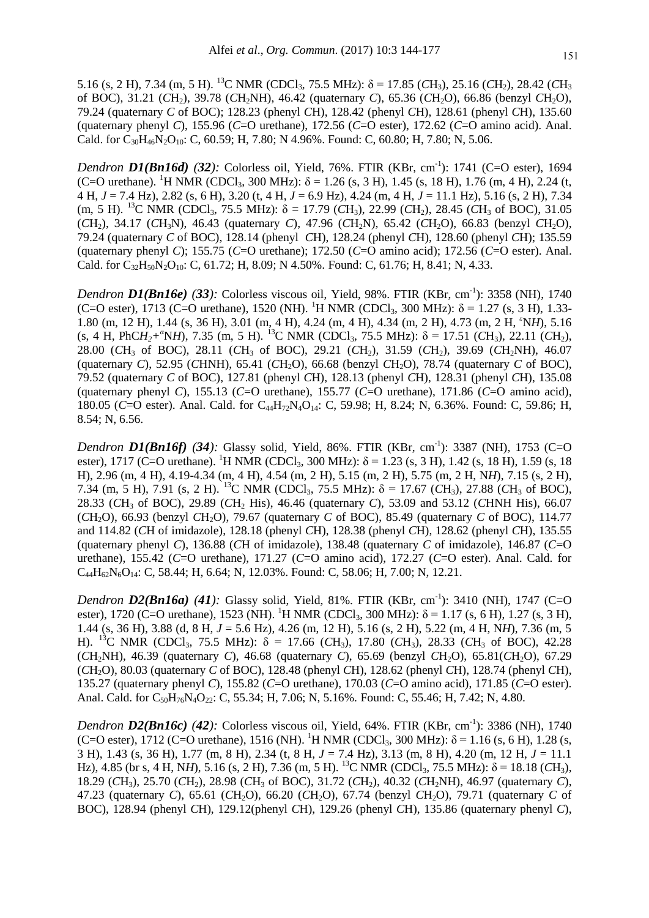5.16 (s, 2 H), 7.34 (m, 5 H). $^{13}$C NMR (CDCl$_3$, 75.5 MHz): δ = 17.85 (*C*H$_3$), 25.16 (*C*H$_2$), 28.42 (*C*H$_3$ of BOC), 31.21 (*C*H$_2$), 39.78 (*C*H$_2$NH), 46.42 (quaternary *C*), 65.36 (*C*H$_2$O), 66.86 (benzyl *C*H$_2$O), 79.24 (quaternary *C* of BOC); 128.23 (phenyl *C*H), 128.42 (phenyl *C*H), 128.61 (phenyl *C*H), 135.60 (quaternary phenyl *C*), 155.96 (*C*=O urethane), 172.56 (*C*=O ester), 172.62 (*C*=O amino acid). Anal. Cald. for $C_{30}H_{46}N_2O_{10}$: C, 60.59; H, 7.80; N 4.96%. Found: C, 60.80; H, 7.80; N, 5.06.

*Dendron* ***D1(Bn16d)*** ***(32)***: Colorless oil, Yield, 76%. FTIR (KBr, cm$^{-1}$): 1741 (C=O ester), 1694 (C=O urethane). $^1$H NMR (CDCl$_3$, 300 MHz): δ = 1.26 (s, 3 H), 1.45 (s, 18 H), 1.76 (m, 4 H), 2.24 (t, 4 H, *J* = 7.4 Hz), 2.82 (s, 6 H), 3.20 (t, 4 H, *J* = 6.9 Hz), 4.24 (m, 4 H, *J* = 11.1 Hz), 5.16 (s, 2 H), 7.34 (m, 5 H). $^{13}$C NMR (CDCl$_3$, 75.5 MHz): δ = 17.79 (*C*H$_3$), 22.99 (*C*H$_2$), 28.45 (*C*H$_3$ of BOC), 31.05 (*C*H$_2$), 34.17 (*C*H$_3$N), 46.43 (quaternary *C*), 47.96 (*C*H$_2$N), 65.42 (*C*H$_2$O), 66.83 (benzyl *C*H$_2$O), 79.24 (quaternary *C* of BOC), 128.14 (phenyl *C*H), 128.24 (phenyl *C*H), 128.60 (phenyl *C*H); 135.59 (quaternary phenyl *C*); 155.75 (*C*=O urethane); 172.50 (*C*=O amino acid); 172.56 (*C*=O ester). Anal. Cald. for $C_{32}H_{50}N_2O_{10}$: C, 61.72; H, 8.09; N 4.50%. Found: C, 61.76; H, 8.41; N, 4.33.

*Dendron* ***D1(Bn16e)*** ***(33)***: Colorless viscous oil, Yield, 98%. FTIR (KBr, cm$^{-1}$): 3358 (NH), 1740 (C=O ester), 1713 (C=O urethane), 1520 (NH). $^1$H NMR (CDCl$_3$, 300 MHz): δ = 1.27 (s, 3 H), 1.33-1.80 (m, 12 H), 1.44 (s, 36 H), 3.01 (m, 4 H), 4.24 (m, 4 H), 4.34 (m, 2 H), 4.73 (m, 2 H, $^{\varepsilon}$N*H*), 5.16 (s, 4 H, PhC*H$_2$*+$^{\alpha}$N*H*), 7.35 (m, 5 H). $^{13}$C NMR (CDCl$_3$, 75.5 MHz): δ = 17.51 (*C*H$_3$), 22.11 (*C*H$_2$), 28.00 (*C*H$_3$ of BOC), 28.11 (*C*H$_3$ of BOC), 29.21 (*C*H$_2$), 31.59 (*C*H$_2$), 39.69 (*C*H$_2$NH), 46.07 (quaternary *C*), 52.95 (*C*HNH), 65.41 (*C*H$_2$O), 66.68 (benzyl *C*H$_2$O), 78.74 (quaternary *C* of BOC), 79.52 (quaternary *C* of BOC), 127.81 (phenyl *C*H), 128.13 (phenyl *C*H), 128.31 (phenyl *C*H), 135.08 (quaternary phenyl *C*), 155.13 (*C*=O urethane), 155.77 (*C*=O urethane), 171.86 (*C*=O amino acid), 180.05 (*C*=O ester). Anal. Cald. for $C_{44}H_{72}N_4O_{14}$: C, 59.98; H, 8.24; N, 6.36%. Found: C, 59.86; H, 8.54; N, 6.56.

*Dendron* ***D1(Bn16f)*** ***(34)***: Glassy solid, Yield, 86%. FTIR (KBr, cm$^{-1}$): 3387 (NH), 1753 (C=O ester), 1717 (C=O urethane). $^1$H NMR (CDCl$_3$, 300 MHz): δ = 1.23 (s, 3 H), 1.42 (s, 18 H), 1.59 (s, 18 H), 2.96 (m, 4 H), 4.19-4.34 (m, 4 H), 4.54 (m, 2 H), 5.15 (m, 2 H), 5.75 (m, 2 H, N*H*), 7.15 (s, 2 H), 7.34 (m, 5 H), 7.91 (s, 2 H). $^{13}$C NMR (CDCl$_3$, 75.5 MHz): δ = 17.67 (*C*H$_3$), 27.88 (*C*H$_3$ of BOC), 28.33 (*C*H$_3$ of BOC), 29.89 (*C*H$_2$ His), 46.46 (quaternary *C*), 53.09 and 53.12 (*C*HNH His), 66.07 (*C*H$_2$O), 66.93 (benzyl *C*H$_2$O), 79.67 (quaternary *C* of BOC), 85.49 (quaternary *C* of BOC), 114.77 and 114.82 (*C*H of imidazole), 128.18 (phenyl *C*H), 128.38 (phenyl *C*H), 128.62 (phenyl *C*H), 135.55 (quaternary phenyl *C*), 136.88 (*C*H of imidazole), 138.48 (quaternary *C* of imidazole), 146.87 (*C*=O urethane), 155.42 (*C*=O urethane), 171.27 (*C*=O amino acid), 172.27 (*C*=O ester). Anal. Cald. for $C_{44}H_{62}N_6O_{14}$: C, 58.44; H, 6.64; N, 12.03%. Found: C, 58.06; H, 7.00; N, 12.21.

*Dendron* ***D2(Bn16a)*** ***(41)***: Glassy solid, Yield, 81%. FTIR (KBr, cm$^{-1}$): 3410 (NH), 1747 (C=O ester), 1720 (C=O urethane), 1523 (NH). $^1$H NMR (CDCl$_3$, 300 MHz): δ = 1.17 (s, 6 H), 1.27 (s, 3 H), 1.44 (s, 36 H), 3.88 (d, 8 H, *J* = 5.6 Hz), 4.26 (m, 12 H), 5.16 (s, 2 H), 5.22 (m, 4 H, N*H*), 7.36 (m, 5 H). $^{13}$C NMR (CDCl$_3$, 75.5 MHz): δ = 17.66 (*C*H$_3$), 17.80 (*C*H$_3$), 28.33 (*C*H$_3$ of BOC), 42.28 (*C*H$_2$NH), 46.39 (quaternary *C*), 46.68 (quaternary *C*), 65.69 (benzyl *C*H$_2$O), 65.81(*C*H$_2$O), 67.29 (*C*H$_2$O), 80.03 (quaternary *C* of BOC), 128.48 (phenyl *C*H), 128.62 (phenyl *C*H), 128.74 (phenyl *C*H), 135.27 (quaternary phenyl *C*), 155.82 (*C*=O urethane), 170.03 (*C*=O amino acid), 171.85 (*C*=O ester). Anal. Cald. for $C_{50}H_{76}N_4O_{22}$: C, 55.34; H, 7.06; N, 5.16%. Found: C, 55.46; H, 7.42; N, 4.80.

*Dendron* ***D2(Bn16c)*** ***(42)***: Colorless viscous oil, Yield, 64%. FTIR (KBr, cm$^{-1}$): 3386 (NH), 1740 (C=O ester), 1712 (C=O urethane), 1516 (NH). $^1$H NMR (CDCl$_3$, 300 MHz): δ = 1.16 (s, 6 H), 1.28 (s, 3 H), 1.43 (s, 36 H), 1.77 (m, 8 H), 2.34 (t, 8 H, *J* = 7.4 Hz), 3.13 (m, 8 H), 4.20 (m, 12 H, *J* = 11.1 Hz), 4.85 (br s, 4 H, N*H*), 5.16 (s, 2 H), 7.36 (m, 5 H). $^{13}$C NMR (CDCl$_3$, 75.5 MHz): δ = 18.18 (*C*H$_3$), 18.29 (*C*H$_3$), 25.70 (*C*H$_2$), 28.98 (*C*H$_3$ of BOC), 31.72 (*C*H$_2$), 40.32 (*C*H$_2$NH), 46.97 (quaternary *C*), 47.23 (quaternary *C*), 65.61 (*C*H$_2$O), 66.20 (*C*H$_2$O), 67.74 (benzyl *C*H$_2$O), 79.71 (quaternary *C* of BOC), 128.94 (phenyl *C*H), 129.12(phenyl *C*H), 129.26 (phenyl *C*H), 135.86 (quaternary phenyl *C*),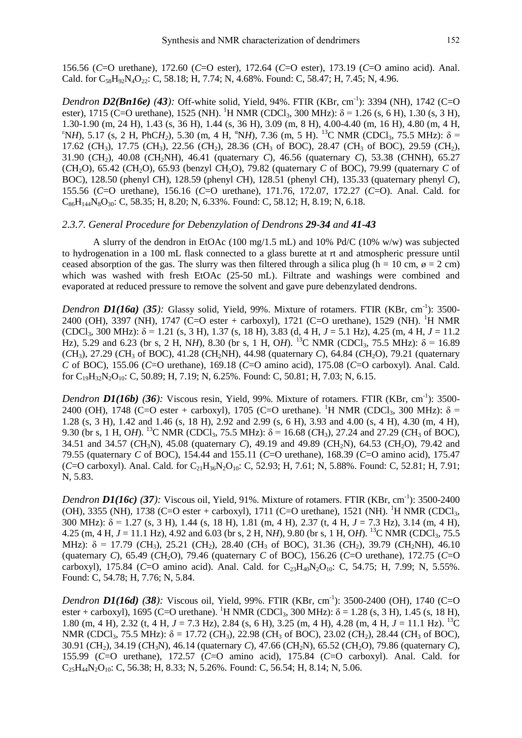156.56 (*C*=O urethane), 172.60 (*C*=O ester), 172.64 (*C*=O ester), 173.19 (*C*=O amino acid). Anal. Cald. for $C_{58}H_{92}N_4O_{22}$: C, 58.18; H, 7.74; N, 4.68%. Found: C, 58.47; H, 7.45; N, 4.96.

*Dendron **D2(Bn16e)** (**43**):* Off-white solid, Yield, 94%. FTIR (KBr, $cm^{-1}$): 3394 (NH), 1742 (C=O ester), 1715 (C=O urethane), 1525 (NH). $^1$H NMR ($CDCl_3$, 300 MHz): δ = 1.26 (s, 6 H), 1.30 (s, 3 H), 1.30-1.90 (m, 24 H), 1.43 (s, 36 H), 1.44 (s, 36 H), 3.09 (m, 8 H), 4.00-4.40 (m, 16 H), 4.80 (m, 4 H, $^{\varepsilon}$N*H*), 5.17 (s, 2 H, PhC*H*$_2$), 5.30 (m, 4 H, $^{\alpha}$N*H*), 7.36 (m, 5 H). $^{13}$C NMR ($CDCl_3$, 75.5 MHz): δ = 17.62 (*C*$H_3$), 17.75 (*C*$H_3$), 22.56 (*C*$H_2$), 28.36 (*C*$H_3$ of BOC), 28.47 (*C*$H_3$ of BOC), 29.59 (*C*$H_2$), 31.90 (*C*$H_2$), 40.08 (*C*$H_2$NH), 46.41 (quaternary *C*), 46.56 (quaternary *C*), 53.38 (*C*HNH), 65.27 (*C*$H_2$O), 65.42 (*C*$H_2$O), 65.93 (benzyl *C*$H_2$O), 79.82 (quaternary *C* of BOC), 79.99 (quaternary *C* of BOC), 128.50 (phenyl *C*H), 128.59 (phenyl *C*H), 128.51 (phenyl *C*H), 135.33 (quaternary phenyl *C*), 155.56 (*C*=O urethane), 156.16 (*C*=O urethane), 171.76, 172.07, 172.27 (*C*=O). Anal. Cald. for $C_{86}H_{144}N_8O_{30}$: C, 58.35; H, 8.20; N, 6.33%. Found: C, 58.12; H, 8.19; N, 6.18.

### *2.3.7. General Procedure for Debenzylation of Dendrons **29-34** and **41-43***

A slurry of the dendron in EtOAc (100 mg/1.5 mL) and 10% Pd/C (10% w/w) was subjected to hydrogenation in a 100 mL flask connected to a glass burette at rt and atmospheric pressure until ceased absorption of the gas. The slurry was then filtered through a silica plug (h = 10 cm, ø = 2 cm) which was washed with fresh EtOAc (25-50 mL). Filtrate and washings were combined and evaporated at reduced pressure to remove the solvent and gave pure debenzylated dendrons.

*Dendron **D1(16a)** (**35**):* Glassy solid, Yield, 99%. Mixture of rotamers. FTIR (KBr, $cm^{-1}$): 3500-2400 (OH), 3397 (NH), 1747 (C=O ester + carboxyl), 1721 (C=O urethane), 1529 (NH). $^1$H NMR ($CDCl_3$, 300 MHz): δ = 1.21 (s, 3 H), 1.37 (s, 18 H), 3.83 (d, 4 H, *J* = 5.1 Hz), 4.25 (m, 4 H, *J* = 11.2 Hz), 5.29 and 6.23 (br s, 2 H, N*H*), 8.30 (br s, 1 H, O*H*). $^{13}$C NMR ($CDCl_3$, 75.5 MHz): δ = 16.89 (*C*$H_3$), 27.29 (*C*$H_3$ of BOC), 41.28 (*C*$H_2$NH), 44.98 (quaternary *C*), 64.84 (*C*$H_2$O), 79.21 (quaternary *C* of BOC), 155.06 (*C*=O urethane), 169.18 (*C*=O amino acid), 175.08 (*C*=O carboxyl). Anal. Cald. for $C_{19}H_{32}N_2O_{10}$: C, 50.89; H, 7.19; N, 6.25%. Found: C, 50.81; H, 7.03; N, 6.15.

*Dendron **D1(16b)** (**36**):* Viscous resin, Yield, 99%. Mixture of rotamers. FTIR (KBr, $cm^{-1}$): 3500-2400 (OH), 1748 (C=O ester + carboxyl), 1705 (C=O urethane). $^1$H NMR ($CDCl_3$, 300 MHz): δ = 1.28 (s, 3 H), 1.42 and 1.46 (s, 18 H), 2.92 and 2.99 (s, 6 H), 3.93 and 4.00 (s, 4 H), 4.30 (m, 4 H), 9.30 (br s, 1 H, O*H*). $^{13}$C NMR ($CDCl_3$, 75.5 MHz): δ = 16.68 (*C*$H_3$), 27.24 and 27.29 (*C*$H_3$ of BOC), 34.51 and 34.57 (*C*$H_3$N), 45.08 (quaternary *C*), 49.19 and 49.89 (*C*$H_2$N), 64.53 (*C*$H_2$O), 79.42 and 79.55 (quaternary *C* of BOC), 154.44 and 155.11 (*C*=O urethane), 168.39 (*C*=O amino acid), 175.47 (*C*=O carboxyl). Anal. Cald. for $C_{21}H_{36}N_2O_{10}$: C, 52.93; H, 7.61; N, 5.88%. Found: C, 52.81; H, 7.91; N, 5.83.

*Dendron **D1(16c)** (**37**):* Viscous oil, Yield, 91%. Mixture of rotamers. FTIR (KBr, $cm^{-1}$): 3500-2400 (OH), 3355 (NH), 1738 (C=O ester + carboxyl), 1711 (C=O urethane), 1521 (NH). $^1$H NMR ($CDCl_3$, 300 MHz): δ = 1.27 (s, 3 H), 1.44 (s, 18 H), 1.81 (m, 4 H), 2.37 (t, 4 H, *J* = 7.3 Hz), 3.14 (m, 4 H), 4.25 (m, 4 H, *J* = 11.1 Hz), 4.92 and 6.03 (br s, 2 H, N*H*), 9.80 (br s, 1 H, O*H*). $^{13}$C NMR ($CDCl_3$, 75.5 MHz): δ = 17.79 (*C*$H_3$), 25.21 (*C*$H_2$), 28.40 (*C*$H_3$ of BOC), 31.36 (*C*$H_2$), 39.79 (*C*$H_2$NH), 46.10 (quaternary *C*), 65.49 (*C*$H_2$O), 79.46 (quaternary *C* of BOC), 156.26 (*C*=O urethane), 172.75 (*C*=O carboxyl), 175.84 (*C*=O amino acid). Anal. Cald. for $C_{23}H_{40}N_2O_{10}$: C, 54.75; H, 7.99; N, 5.55%. Found: C, 54.78; H, 7.76; N, 5.84.

*Dendron **D1(16d)** (**38**):* Viscous oil, Yield, 99%. FTIR (KBr, $cm^{-1}$): 3500-2400 (OH), 1740 (C=O ester + carboxyl), 1695 (C=O urethane). $^1$H NMR ($CDCl_3$, 300 MHz): δ = 1.28 (s, 3 H), 1.45 (s, 18 H), 1.80 (m, 4 H), 2.32 (t, 4 H, *J* = 7.3 Hz), 2.84 (s, 6 H), 3.25 (m, 4 H), 4.28 (m, 4 H, *J* = 11.1 Hz). $^{13}$C NMR ($CDCl_3$, 75.5 MHz): δ = 17.72 (*C*$H_3$), 22.98 (*C*$H_3$ of BOC), 23.02 (*C*$H_2$), 28.44 (*C*$H_3$ of BOC), 30.91 (*C*$H_2$), 34.19 (*C*$H_3$N), 46.14 (quaternary *C*), 47.66 (*C*$H_2$N), 65.52 (*C*$H_2$O), 79.86 (quaternary *C*), 155.99 (*C*=O urethane), 172.57 (*C*=O amino acid), 175.84 (*C*=O carboxyl). Anal. Cald. for $C_{25}H_{44}N_2O_{10}$: C, 56.38; H, 8.33; N, 5.26%. Found: C, 56.54; H, 8.14; N, 5.06.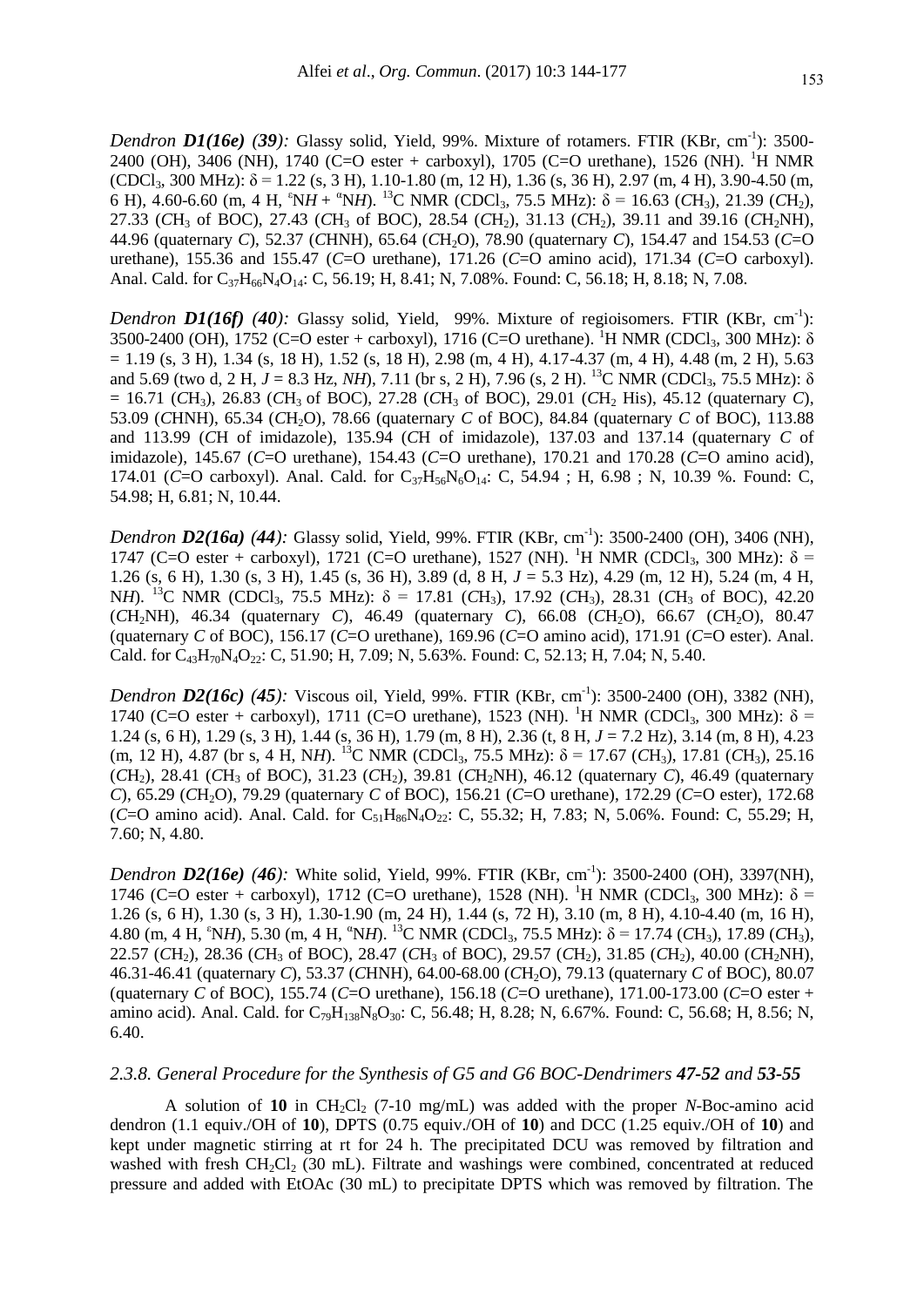*Dendron **D1(16e)** (**39**):* Glassy solid, Yield, 99%. Mixture of rotamers. FTIR (KBr, $cm^{-1}$): 3500-2400 (OH), 3406 (NH), 1740 (C=O ester + carboxyl), 1705 (C=O urethane), 1526 (NH). $^{1}H$ NMR ($CDCl_3$, 300 MHz): δ = 1.22 (s, 3 H), 1.10-1.80 (m, 12 H), 1.36 (s, 36 H), 2.97 (m, 4 H), 3.90-4.50 (m, 6 H), 4.60-6.60 (m, 4 H, $^{\varepsilon}$N*H* + $^{\alpha}$N*H*). $^{13}C$ NMR ($CDCl_3$, 75.5 MHz): δ = 16.63 (*C*$H_3$), 21.39 (*C*$H_2$), 27.33 (*C*$H_3$ of BOC), 27.43 (*C*$H_3$ of BOC), 28.54 (*C*$H_2$), 31.13 (*C*$H_2$), 39.11 and 39.16 (*C*$H_2$NH), 44.96 (quaternary *C*), 52.37 (*C*HNH), 65.64 (*C*$H_2$O), 78.90 (quaternary *C*), 154.47 and 154.53 (*C*=O urethane), 155.36 and 155.47 (*C*=O urethane), 171.26 (*C*=O amino acid), 171.34 (*C*=O carboxyl). Anal. Cald. for $C_{37}H_{66}N_4O_{14}$: C, 56.19; H, 8.41; N, 7.08%. Found: C, 56.18; H, 8.18; N, 7.08.

*Dendron **D1(16f)** (**40**):* Glassy solid, Yield, 99%. Mixture of regioisomers. FTIR (KBr, $cm^{-1}$): 3500-2400 (OH), 1752 (C=O ester + carboxyl), 1716 (C=O urethane). $^{1}H$ NMR ($CDCl_3$, 300 MHz): δ = 1.19 (s, 3 H), 1.34 (s, 18 H), 1.52 (s, 18 H), 2.98 (m, 4 H), 4.17-4.37 (m, 4 H), 4.48 (m, 2 H), 5.63 and 5.69 (two d, 2 H, *J* = 8.3 Hz, *NH*), 7.11 (br s, 2 H), 7.96 (s, 2 H). $^{13}C$ NMR ($CDCl_3$, 75.5 MHz): δ = 16.71 (*C*$H_3$), 26.83 (*C*$H_3$ of BOC), 27.28 (*C*$H_3$ of BOC), 29.01 (*C*$H_2$ His), 45.12 (quaternary *C*), 53.09 (*C*HNH), 65.34 (*C*$H_2$O), 78.66 (quaternary *C* of BOC), 84.84 (quaternary *C* of BOC), 113.88 and 113.99 (*C*H of imidazole), 135.94 (*C*H of imidazole), 137.03 and 137.14 (quaternary *C* of imidazole), 145.67 (*C*=O urethane), 154.43 (*C*=O urethane), 170.21 and 170.28 (*C*=O amino acid), 174.01 (*C*=O carboxyl). Anal. Cald. for $C_{37}H_{56}N_6O_{14}$: C, 54.94 ; H, 6.98 ; N, 10.39 %. Found: C, 54.98; H, 6.81; N, 10.44.

*Dendron **D2(16a)** (**44**):* Glassy solid, Yield, 99%. FTIR (KBr, $cm^{-1}$): 3500-2400 (OH), 3406 (NH), 1747 (C=O ester + carboxyl), 1721 (C=O urethane), 1527 (NH). $^{1}H$ NMR ($CDCl_3$, 300 MHz): δ = 1.26 (s, 6 H), 1.30 (s, 3 H), 1.45 (s, 36 H), 3.89 (d, 8 H, *J* = 5.3 Hz), 4.29 (m, 12 H), 5.24 (m, 4 H, N*H*). $^{13}C$ NMR ($CDCl_3$, 75.5 MHz): δ = 17.81 (*C*$H_3$), 17.92 (*C*$H_3$), 28.31 (*C*$H_3$ of BOC), 42.20 (*C*$H_2$NH), 46.34 (quaternary *C*), 46.49 (quaternary *C*), 66.08 (*C*$H_2$O), 66.67 (*C*$H_2$O), 80.47 (quaternary *C* of BOC), 156.17 (*C*=O urethane), 169.96 (*C*=O amino acid), 171.91 (*C*=O ester). Anal. Cald. for $C_{43}H_{70}N_4O_{22}$: C, 51.90; H, 7.09; N, 5.63%. Found: C, 52.13; H, 7.04; N, 5.40.

*Dendron **D2(16c)** (**45**):* Viscous oil, Yield, 99%. FTIR (KBr, $cm^{-1}$): 3500-2400 (OH), 3382 (NH), 1740 (C=O ester + carboxyl), 1711 (C=O urethane), 1523 (NH). $^{1}H$ NMR ($CDCl_3$, 300 MHz): δ = 1.24 (s, 6 H), 1.29 (s, 3 H), 1.44 (s, 36 H), 1.79 (m, 8 H), 2.36 (t, 8 H, *J* = 7.2 Hz), 3.14 (m, 8 H), 4.23 (m, 12 H), 4.87 (br s, 4 H, N*H*). $^{13}C$ NMR ($CDCl_3$, 75.5 MHz): δ = 17.67 (*C*$H_3$), 17.81 (*C*$H_3$), 25.16 (*C*$H_2$), 28.41 (*C*$H_3$ of BOC), 31.23 (*C*$H_2$), 39.81 (*C*$H_2$NH), 46.12 (quaternary *C*), 46.49 (quaternary *C*), 65.29 (*C*$H_2$O), 79.29 (quaternary *C* of BOC), 156.21 (*C*=O urethane), 172.29 (*C*=O ester), 172.68 (*C*=O amino acid). Anal. Cald. for $C_{51}H_{86}N_4O_{22}$: C, 55.32; H, 7.83; N, 5.06%. Found: C, 55.29; H, 7.60; N, 4.80.

*Dendron **D2(16e)** (**46**):* White solid, Yield, 99%. FTIR (KBr, $cm^{-1}$): 3500-2400 (OH), 3397(NH), 1746 (C=O ester + carboxyl), 1712 (C=O urethane), 1528 (NH). $^{1}H$ NMR ($CDCl_3$, 300 MHz): δ = 1.26 (s, 6 H), 1.30 (s, 3 H), 1.30-1.90 (m, 24 H), 1.44 (s, 72 H), 3.10 (m, 8 H), 4.10-4.40 (m, 16 H), 4.80 (m, 4 H, $^{\varepsilon}$N*H*), 5.30 (m, 4 H, $^{\alpha}$N*H*). $^{13}C$ NMR ($CDCl_3$, 75.5 MHz): δ = 17.74 (*C*$H_3$), 17.89 (*C*$H_3$), 22.57 (*C*$H_2$), 28.36 (*C*$H_3$ of BOC), 28.47 (*C*$H_3$ of BOC), 29.57 (*C*$H_2$), 31.85 (*C*$H_2$), 40.00 (*C*$H_2$NH), 46.31-46.41 (quaternary *C*), 53.37 (*C*HNH), 64.00-68.00 (*C*$H_2$O), 79.13 (quaternary *C* of BOC), 80.07 (quaternary *C* of BOC), 155.74 (*C*=O urethane), 156.18 (*C*=O urethane), 171.00-173.00 (*C*=O ester + amino acid). Anal. Cald. for $C_{79}H_{138}N_8O_{30}$: C, 56.48; H, 8.28; N, 6.67%. Found: C, 56.68; H, 8.56; N, 6.40.

### *2.3.8. General Procedure for the Synthesis of G5 and G6 BOC-Dendrimers **47-52** and **53-55***

A solution of **10** in $CH_2Cl_2$ (7-10 mg/mL) was added with the proper *N*-Boc-amino acid dendron (1.1 equiv./OH of **10**), DPTS (0.75 equiv./OH of **10**) and DCC (1.25 equiv./OH of **10**) and kept under magnetic stirring at rt for 24 h. The precipitated DCU was removed by filtration and washed with fresh $CH_2Cl_2$ (30 mL). Filtrate and washings were combined, concentrated at reduced pressure and added with EtOAc (30 mL) to precipitate DPTS which was removed by filtration. The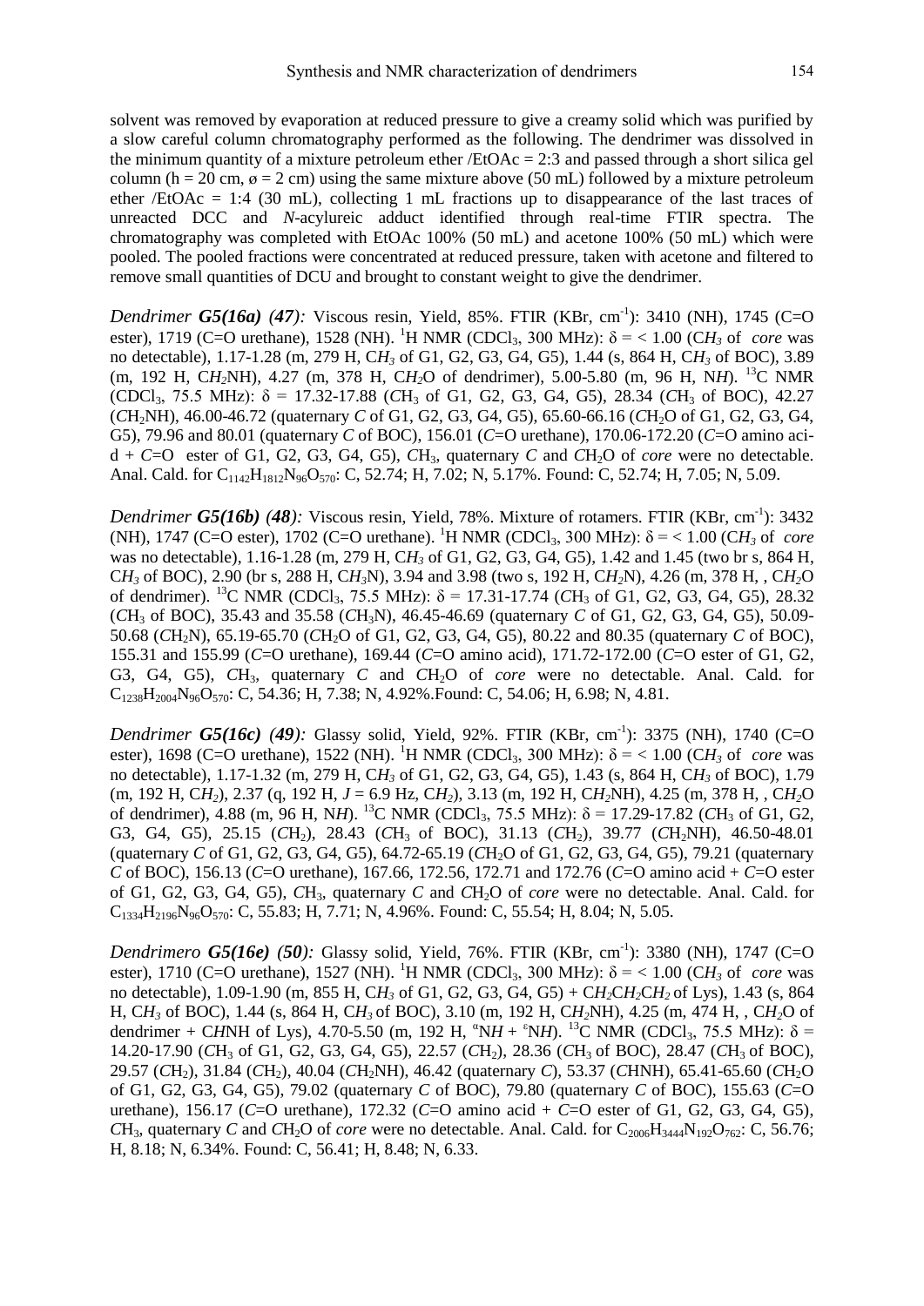solvent was removed by evaporation at reduced pressure to give a creamy solid which was purified by a slow careful column chromatography performed as the following. The dendrimer was dissolved in the minimum quantity of a mixture petroleum ether /EtOAc = 2:3 and passed through a short silica gel column (h = 20 cm, ø = 2 cm) using the same mixture above (50 mL) followed by a mixture petroleum ether /EtOAc = 1:4 (30 mL), collecting 1 mL fractions up to disappearance of the last traces of unreacted DCC and *N*-acylureic adduct identified through real-time FTIR spectra. The chromatography was completed with EtOAc 100% (50 mL) and acetone 100% (50 mL) which were pooled. The pooled fractions were concentrated at reduced pressure, taken with acetone and filtered to remove small quantities of DCU and brought to constant weight to give the dendrimer.

*Dendrimer **G5(16a)** (47):* Viscous resin, Yield, 85%. FTIR (KBr, $cm^{-1}$): 3410 (NH), 1745 (C=O ester), 1719 (C=O urethane), 1528 (NH). $^1H$ NMR ($CDCl_3$, 300 MHz): δ = < 1.00 ($CH_3$ of *core* was no detectable), 1.17-1.28 (m, 279 H, $CH_3$ of G1, G2, G3, G4, G5), 1.44 (s, 864 H, $CH_3$ of BOC), 3.89 (m, 192 H, $CH_2NH$), 4.27 (m, 378 H, $CH_2O$ of dendrimer), 5.00-5.80 (m, 96 H, N*H*). $^{13}C$ NMR ($CDCl_3$, 75.5 MHz): δ = 17.32-17.88 ($CH_3$ of G1, G2, G3, G4, G5), 28.34 ($CH_3$ of BOC), 42.27 ($CH_2NH$), 46.00-46.72 (quaternary *C* of G1, G2, G3, G4, G5), 65.60-66.16 ($CH_2O$ of G1, G2, G3, G4, G5), 79.96 and 80.01 (quaternary *C* of BOC), 156.01 (*C*=O urethane), 170.06-172.20 (*C*=O amino acid + *C*=O ester of G1, G2, G3, G4, G5), $CH_3$, quaternary *C* and $CH_2O$ of *core* were no detectable. Anal. Cald. for $C_{1142}H_{1812}N_{96}O_{570}$: C, 52.74; H, 7.02; N, 5.17%. Found: C, 52.74; H, 7.05; N, 5.09.

*Dendrimer **G5(16b)** (48):* Viscous resin, Yield, 78%. Mixture of rotamers. FTIR (KBr, $cm^{-1}$): 3432 (NH), 1747 (C=O ester), 1702 (C=O urethane). $^1H$ NMR ($CDCl_3$, 300 MHz): δ = < 1.00 ($CH_3$ of *core* was no detectable), 1.16-1.28 (m, 279 H, $CH_3$ of G1, G2, G3, G4, G5), 1.42 and 1.45 (two br s, 864 H, $CH_3$ of BOC), 2.90 (br s, 288 H, $CH_3N$), 3.94 and 3.98 (two s, 192 H, $CH_2N$), 4.26 (m, 378 H, , $CH_2O$ of dendrimer). $^{13}C$ NMR ($CDCl_3$, 75.5 MHz): δ = 17.31-17.74 ($CH_3$ of G1, G2, G3, G4, G5), 28.32 ($CH_3$ of BOC), 35.43 and 35.58 ($CH_3N$), 46.45-46.69 (quaternary *C* of G1, G2, G3, G4, G5), 50.09-50.68 ($CH_2N$), 65.19-65.70 ($CH_2O$ of G1, G2, G3, G4, G5), 80.22 and 80.35 (quaternary *C* of BOC), 155.31 and 155.99 (*C*=O urethane), 169.44 (*C*=O amino acid), 171.72-172.00 (*C*=O ester of G1, G2, G3, G4, G5), $CH_3$, quaternary *C* and $CH_2O$ of *core* were no detectable. Anal. Cald. for $C_{1238}H_{2004}N_{96}O_{570}$: C, 54.36; H, 7.38; N, 4.92%.Found: C, 54.06; H, 6.98; N, 4.81.

*Dendrimer **G5(16c)** (49):* Glassy solid, Yield, 92%. FTIR (KBr, $cm^{-1}$): 3375 (NH), 1740 (C=O ester), 1698 (C=O urethane), 1522 (NH). $^1H$ NMR ($CDCl_3$, 300 MHz): δ = < 1.00 ($CH_3$ of *core* was no detectable), 1.17-1.32 (m, 279 H, $CH_3$ of G1, G2, G3, G4, G5), 1.43 (s, 864 H, $CH_3$ of BOC), 1.79 (m, 192 H, $CH_2$), 2.37 (q, 192 H, *J* = 6.9 Hz, $CH_2$), 3.13 (m, 192 H, $CH_2NH$), 4.25 (m, 378 H, , $CH_2O$ of dendrimer), 4.88 (m, 96 H, N*H*). $^{13}C$ NMR ($CDCl_3$, 75.5 MHz): δ = 17.29-17.82 ($CH_3$ of G1, G2, G3, G4, G5), 25.15 ($CH_2$), 28.43 ($CH_3$ of BOC), 31.13 ($CH_2$), 39.77 ($CH_2NH$), 46.50-48.01 (quaternary *C* of G1, G2, G3, G4, G5), 64.72-65.19 ($CH_2O$ of G1, G2, G3, G4, G5), 79.21 (quaternary *C* of BOC), 156.13 (*C*=O urethane), 167.66, 172.56, 172.71 and 172.76 (*C*=O amino acid + *C*=O ester of G1, G2, G3, G4, G5), $CH_3$, quaternary *C* and $CH_2O$ of *core* were no detectable. Anal. Cald. for $C_{1334}H_{2196}N_{96}O_{570}$: C, 55.83; H, 7.71; N, 4.96%. Found: C, 55.54; H, 8.04; N, 5.05.

*Dendrimero **G5(16e)** (50):* Glassy solid, Yield, 76%. FTIR (KBr, $cm^{-1}$): 3380 (NH), 1747 (C=O ester), 1710 (C=O urethane), 1527 (NH). $^1H$ NMR ($CDCl_3$, 300 MHz): δ = < 1.00 ($CH_3$ of *core* was no detectable), 1.09-1.90 (m, 855 H, $CH_3$ of G1, G2, G3, G4, G5) + $CH_2CH_2CH_2$ of Lys), 1.43 (s, 864 H, $CH_3$ of BOC), 1.44 (s, 864 H, $CH_3$ of BOC), 3.10 (m, 192 H, $CH_2NH$), 4.25 (m, 474 H, , $CH_2O$ of dendrimer + C*H*NH of Lys), 4.70-5.50 (m, 192 H, $^{\alpha}$N*H* + $^{\varepsilon}$N*H*). $^{13}C$ NMR ($CDCl_3$, 75.5 MHz): δ = 14.20-17.90 ($CH_3$ of G1, G2, G3, G4, G5), 22.57 ($CH_2$), 28.36 ($CH_3$ of BOC), 28.47 ($CH_3$ of BOC), 29.57 ($CH_2$), 31.84 ($CH_2$), 40.04 ($CH_2NH$), 46.42 (quaternary *C*), 53.37 (*C*HNH), 65.41-65.60 ($CH_2O$ of G1, G2, G3, G4, G5), 79.02 (quaternary *C* of BOC), 79.80 (quaternary *C* of BOC), 155.63 (*C*=O urethane), 156.17 (*C*=O urethane), 172.32 (*C*=O amino acid + *C*=O ester of G1, G2, G3, G4, G5), $CH_3$, quaternary *C* and $CH_2O$ of *core* were no detectable. Anal. Cald. for $C_{2006}H_{3444}N_{192}O_{762}$: C, 56.76; H, 8.18; N, 6.34%. Found: C, 56.41; H, 8.48; N, 6.33.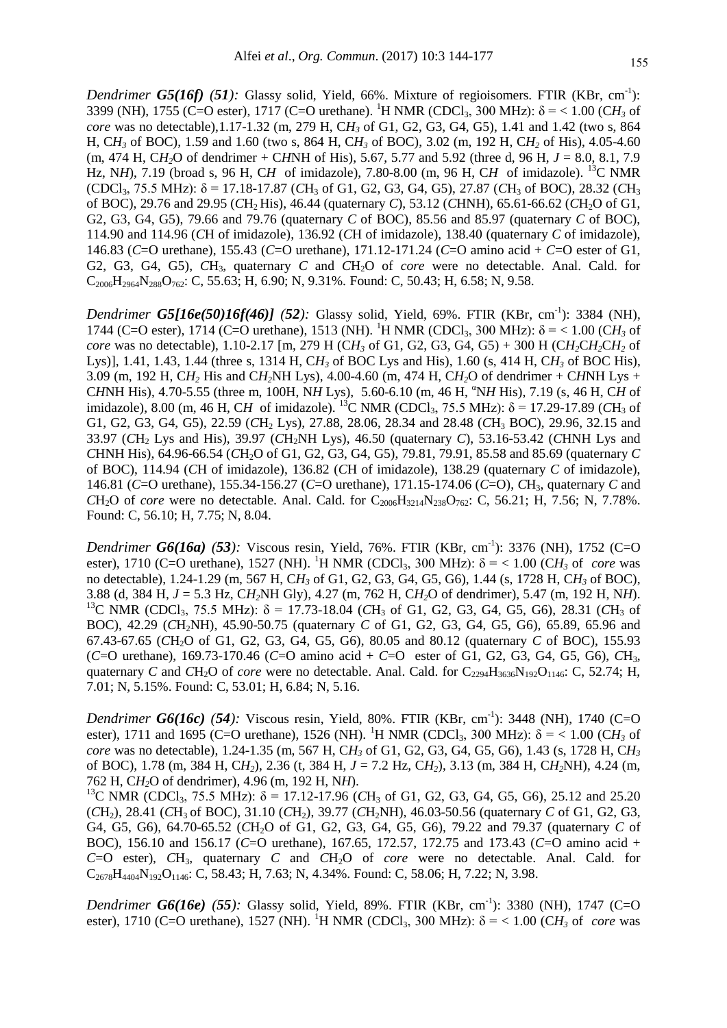*Dendrimer* ***G5(16f)*** *(51):* Glassy solid, Yield, 66%. Mixture of regioisomers. FTIR (KBr, $cm^{-1}$): 3399 (NH), 1755 (C=O ester), 1717 (C=O urethane). $^{1}H$ NMR ($CDCl_3$, 300 MHz): δ = < 1.00 ($CH_3$ of *core* was no detectable),1.17-1.32 (m, 279 H, $CH_3$ of G1, G2, G3, G4, G5), 1.41 and 1.42 (two s, 864 H, $CH_3$ of BOC), 1.59 and 1.60 (two s, 864 H, $CH_3$ of BOC), 3.02 (m, 192 H, $CH_2$ of His), 4.05-4.60 (m, 474 H, $CH_2O$ of dendrimer + C*H*NH of His), 5.67, 5.77 and 5.92 (three d, 96 H, *J* = 8.0, 8.1, 7.9 Hz, N*H*), 7.19 (broad s, 96 H, C*H* of imidazole), 7.80-8.00 (m, 96 H, C*H* of imidazole). $^{13}C$ NMR ($CDCl_3$, 75.5 MHz): δ = 17.18-17.87 ($CH_3$ of G1, G2, G3, G4, G5), 27.87 ($CH_3$ of BOC), 28.32 ($CH_3$ of BOC), 29.76 and 29.95 ($CH_2$ His), 46.44 (quaternary *C*), 53.12 (*C*HNH), 65.61-66.62 ($CH_2O$ of G1, G2, G3, G4, G5), 79.66 and 79.76 (quaternary *C* of BOC), 85.56 and 85.97 (quaternary *C* of BOC), 114.90 and 114.96 (*C*H of imidazole), 138.40 (quaternary *C* of imidazole), 146.83 (*C*=O urethane), 155.43 (*C*=O urethane), 171.12-171.24 (*C*=O amino acid + *C*=O ester of G1, G2, G3, G4, G5), $CH_3$, quaternary *C* and $CH_2O$ of *core* were no detectable. Anal. Cald. for $C_{2006}H_{2964}N_{288}O_{762}$: C, 55.63; H, 6.90; N, 9.31%. Found: C, 50.43; H, 6.58; N, 9.58.

*Dendrimer* ***G5[16e(50)16f(46)]*** *(52):* Glassy solid, Yield, 69%. FTIR (KBr, $cm^{-1}$): 3384 (NH), 1744 (C=O ester), 1714 (C=O urethane), 1513 (NH). $^{1}H$ NMR ($CDCl_3$, 300 MHz): δ = < 1.00 ($CH_3$ of *core* was no detectable), 1.10-2.17 [m, 279 H ($CH_3$ of G1, G2, G3, G4, G5) + 300 H ($CH_2CH_2CH_2$ of Lys)], 1.41, 1.43, 1.44 (three s, 1314 H, $CH_3$ of BOC Lys and His), 1.60 (s, 414 H, $CH_3$ of BOC His), 3.09 (m, 192 H, $CH_2$ His and $CH_2$NH Lys), 4.00-4.60 (m, 474 H, $CH_2O$ of dendrimer + C*H*NH Lys + C*H*NH His), 4.70-5.55 (three m, 100H, N*H* Lys), 5.60-6.10 (m, 46 H, $^{\alpha}$N*H* His), 7.19 (s, 46 H, C*H* of imidazole), 8.00 (m, 46 H, C*H* of imidazole). $^{13}C$ NMR ($CDCl_3$, 75.5 MHz): δ = 17.29-17.89 ($CH_3$ of G1, G2, G3, G4, G5), 22.59 ($CH_2$ Lys), 27.88, 28.06, 28.34 and 28.48 ($CH_3$ BOC), 29.96, 32.15 and 33.97 ($CH_2$ Lys and His), 39.97 ($CH_2$NH Lys), 46.50 (quaternary *C*), 53.16-53.42 (*C*HNH Lys and *C*HNH His), 64.96-66.54 ($CH_2O$ of G1, G2, G3, G4, G5), 79.81, 79.91, 85.58 and 85.69 (quaternary *C* of BOC), 114.94 (*C*H of imidazole), 136.82 (*C*H of imidazole), 138.29 (quaternary *C* of imidazole), 146.81 (*C*=O urethane), 155.34-156.27 (*C*=O urethane), 171.15-174.06 (*C*=O), $CH_3$, quaternary *C* and $CH_2O$ of *core* were no detectable. Anal. Cald. for $C_{2006}H_{3214}N_{238}O_{762}$: C, 56.21; H, 7.56; N, 7.78%. Found: C, 56.10; H, 7.75; N, 8.04.

*Dendrimer* ***G6(16a)*** *(53):* Viscous resin, Yield, 76%. FTIR (KBr, $cm^{-1}$): 3376 (NH), 1752 (C=O ester), 1710 (C=O urethane), 1527 (NH). $^{1}H$ NMR ($CDCl_3$, 300 MHz): δ = < 1.00 ($CH_3$ of *core* was no detectable), 1.24-1.29 (m, 567 H, $CH_3$ of G1, G2, G3, G4, G5, G6), 1.44 (s, 1728 H, $CH_3$ of BOC), 3.88 (d, 384 H, *J* = 5.3 Hz, $CH_2$NH Gly), 4.27 (m, 762 H, $CH_2O$ of dendrimer), 5.47 (m, 192 H, N*H*). $^{13}C$ NMR ($CDCl_3$, 75.5 MHz): δ = 17.73-18.04 ($CH_3$ of G1, G2, G3, G4, G5, G6), 28.31 ($CH_3$ of BOC), 42.29 ($CH_2$NH), 45.90-50.75 (quaternary *C* of G1, G2, G3, G4, G5, G6), 65.89, 65.96 and 67.43-67.65 ($CH_2O$ of G1, G2, G3, G4, G5, G6), 80.05 and 80.12 (quaternary *C* of BOC), 155.93 (*C*=O urethane), 169.73-170.46 (*C*=O amino acid + *C*=O ester of G1, G2, G3, G4, G5, G6), $CH_3$, quaternary *C* and $CH_2O$ of *core* were no detectable. Anal. Cald. for $C_{2294}H_{3636}N_{192}O_{1146}$: C, 52.74; H, 7.01; N, 5.15%. Found: C, 53.01; H, 6.84; N, 5.16.

*Dendrimer* ***G6(16c)*** *(54):* Viscous resin, Yield, 80%. FTIR (KBr, $cm^{-1}$): 3448 (NH), 1740 (C=O ester), 1711 and 1695 (C=O urethane), 1526 (NH). $^{1}H$ NMR ($CDCl_3$, 300 MHz): δ = < 1.00 ($CH_3$ of *core* was no detectable), 1.24-1.35 (m, 567 H, $CH_3$ of G1, G2, G3, G4, G5, G6), 1.43 (s, 1728 H, $CH_3$ of BOC), 1.78 (m, 384 H, $CH_2$), 2.36 (t, 384 H, *J* = 7.2 Hz, $CH_2$), 3.13 (m, 384 H, $CH_2$NH), 4.24 (m, 762 H, $CH_2O$ of dendrimer), 4.96 (m, 192 H, N*H*).
$^{13}C$ NMR ($CDCl_3$, 75.5 MHz): δ = 17.12-17.96 ($CH_3$ of G1, G2, G3, G4, G5, G6), 25.12 and 25.20 ($CH_2$), 28.41 ($CH_3$ of BOC), 31.10 ($CH_2$), 39.77 ($CH_2$NH), 46.03-50.56 (quaternary *C* of G1, G2, G3, G4, G5, G6), 64.70-65.52 ($CH_2O$ of G1, G2, G3, G4, G5, G6), 79.22 and 79.37 (quaternary *C* of BOC), 156.10 and 156.17 (*C*=O urethane), 167.65, 172.57, 172.75 and 173.43 (*C*=O amino acid + *C*=O ester), $CH_3$, quaternary *C* and $CH_2O$ of *core* were no detectable. Anal. Cald. for $C_{2678}H_{4404}N_{192}O_{1146}$: C, 58.43; H, 7.63; N, 4.34%. Found: C, 58.06; H, 7.22; N, 3.98.

*Dendrimer* ***G6(16e)*** *(55):* Glassy solid, Yield, 89%. FTIR (KBr, $cm^{-1}$): 3380 (NH), 1747 (C=O ester), 1710 (C=O urethane), 1527 (NH). $^{1}H$ NMR ($CDCl_3$, 300 MHz): δ = < 1.00 ($CH_3$ of *core* was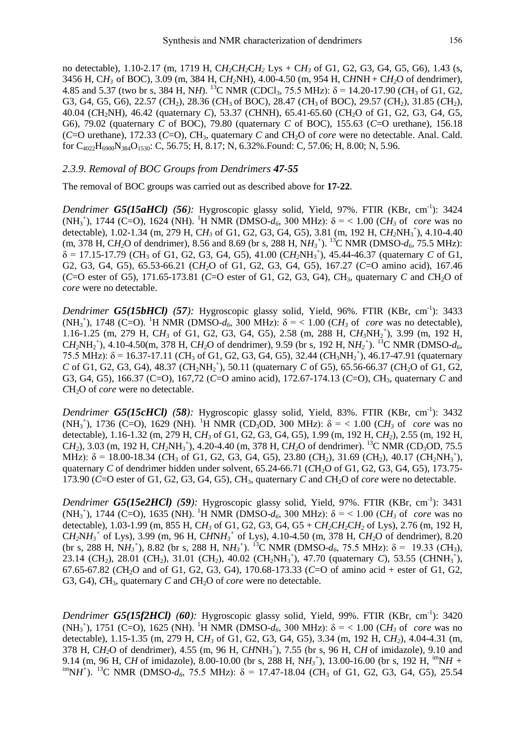no detectable), 1.10-2.17 (m, 1719 H, C$H_2$C$H_2$C$H_2$ Lys + C$H_3$ of G1, G2, G3, G4, G5, G6), 1.43 (s, 3456 H, C$H_3$ of BOC), 3.09 (m, 384 H, C$H_2$NH), 4.00-4.50 (m, 954 H, C*H*NH + C$H_2$O of dendrimer), 4.85 and 5.37 (two br s, 384 H, N*H*). $^{13}$C NMR (CDCl$_3$, 75.5 MHz): δ = 14.20-17.90 (*C*H$_3$ of G1, G2, G3, G4, G5, G6), 22.57 (*C*H$_2$), 28.36 (*C*H$_3$ of BOC), 28.47 (*C*H$_3$ of BOC), 29.57 (*C*H$_2$), 31.85 (*C*H$_2$), 40.04 (*C*H$_2$NH), 46.42 (quaternary *C*), 53.37 (*C*HNH), 65.41-65.60 (*C*H$_2$O of G1, G2, G3, G4, G5, G6), 79.02 (quaternary *C* of BOC), 79.80 (quaternary *C* of BOC), 155.63 (*C*=O urethane), 156.18 (*C*=O urethane), 172.33 (*C*=O), *C*H$_3$, quaternary *C* and *C*H$_2$O of *core* were no detectable. Anal. Cald. for $C_{4022}H_{6900}N_{384}O_{1530}$: C, 56.75; H, 8.17; N, 6.32%.Found: C, 57.06; H, 8.00; N, 5.96.

### *2.3.9. Removal of BOC Groups from Dendrimers **47-55***

The removal of BOC groups was carried out as described above for **17-22**.

*Dendrimer **G5(15aHCl)** (**56**):* Hygroscopic glassy solid, Yield, 97%. FTIR (KBr, cm$^{-1}$): 3424 ($NH_3^+$), 1744 (C=O), 1624 (NH). $^1$H NMR (DMSO-$d_6$, 300 MHz): δ = < 1.00 (C$H_3$ of *core* was no detectable), 1.02-1.34 (m, 279 H, C$H_3$ of G1, G2, G3, G4, G5), 3.81 (m, 192 H, C$H_2$NH$_3^+$), 4.10-4.40 (m, 378 H, C$H_2$O of dendrimer), 8.56 and 8.69 (br s, 288 H, N$H_3^+$). $^{13}$C NMR (DMSO-$d_6$, 75.5 MHz): δ = 17.15-17.79 (*C*H$_3$ of G1, G2, G3, G4, G5), 41.00 (*C*H$_2$NH$_3^+$), 45.44-46.37 (quaternary *C* of G1, G2, G3, G4, G5), 65.53-66.21 (*C*H$_2$O of G1, G2, G3, G4, G5), 167.27 (*C*=O amino acid), 167.46 (*C*=O ester of G5), 171.65-173.81 (*C*=O ester of G1, G2, G3, G4), *C*H$_3$, quaternary *C* and *C*H$_2$O of *core* were no detectable.

*Dendrimer **G5(15bHCl)** (**57**):* Hygroscopic glassy solid, Yield, 96%. FTIR (KBr, cm$^{-1}$): 3433 ($NH_3^+$), 1748 (C=O). $^1$H NMR (DMSO-$d_6$, 300 MHz): δ = < 1.00 (C$H_3$ of *core* was no detectable), 1.16-1.25 (m, 279 H, C$H_3$ of G1, G2, G3, G4, G5), 2.58 (m, 288 H, C$H_3$NH$_2^+$), 3.99 (m, 192 H, C$H_2$NH$_2^+$), 4.10-4.50(m, 378 H, C$H_2$O of dendrimer), 9.59 (br s, 192 H, N$H_2^+$). $^{13}$C NMR (DMSO-$d_6$, 75.5 MHz): δ = 16.37-17.11 (*C*H$_3$ of G1, G2, G3, G4, G5), 32.44 (*C*H$_3$NH$_2^+$), 46.17-47.91 (quaternary *C* of G1, G2, G3, G4), 48.37 (*C*H$_2$NH$_2^+$), 50.11 (quaternary *C* of G5), 65.56-66.37 (*C*H$_2$O of G1, G2, G3, G4, G5), 166.37 (C=O), 167,72 (*C*=O amino acid), 172.67-174.13 (*C*=O), *C*H$_3$, quaternary *C* and *C*H$_2$O of *core* were no detectable.

*Dendrimer **G5(15cHCl)** (**58**):* Hygroscopic glassy solid, Yield, 83%. FTIR (KBr, cm$^{-1}$): 3432 ($NH_3^+$), 1736 (C=O), 1629 (NH). $^1$H NMR (CD$_3$OD, 300 MHz): δ = < 1.00 (C$H_3$ of *core* was no detectable), 1.16-1.32 (m, 279 H, C$H_3$ of G1, G2, G3, G4, G5), 1.99 (m, 192 H, C$H_2$), 2.55 (m, 192 H, C$H_2$), 3.03 (m, 192 H, C$H_2$NH$_3^+$), 4.20-4.40 (m, 378 H, C$H_2$O of dendrimer). $^{13}$C NMR (CD$_3$OD, 75.5 MHz): δ = 18.00-18.34 (*C*H$_3$ of G1, G2, G3, G4, G5), 23.80 (*C*H$_2$), 31.69 (*C*H$_2$), 40.17 (*C*H$_2$NH$_3^+$), quaternary *C* of dendrimer hidden under solvent, 65.24-66.71 (*C*H$_2$O of G1, G2, G3, G4, G5), 173.75-173.90 (*C*=O ester of G1, G2, G3, G4, G5), *C*H$_3$, quaternary *C* and *C*H$_2$O of *core* were no detectable.

*Dendrimer **G5(15e2HCl)** (**59**):* Hygroscopic glassy solid, Yield, 97%. FTIR (KBr, cm$^{-1}$): 3431 ($NH_3^+$), 1744 (C=O), 1635 (NH). $^1$H NMR (DMSO-$d_6$, 300 MHz): δ = < 1.00 (C$H_3$ of *core* was no detectable), 1.03-1.99 (m, 855 H, C$H_3$ of G1, G2, G3, G4, G5 + C$H_2$C$H_2$C$H_2$ of Lys), 2.76 (m, 192 H, C$H_2$N$H_3^+$ of Lys), 3.99 (m, 96 H, C*H*N$H_3^+$ of Lys), 4.10-4.50 (m, 378 H, C$H_2$O of dendrimer), 8.20 (br s, 288 H, N$H_3^+$), 8.82 (br s, 288 H, N$H_3^+$). $^{13}$C NMR (DMSO-$d_6$, 75.5 MHz): δ = 19.33 (*C*H$_3$), 23.14 (*C*H$_2$), 28.01 (*C*H$_2$), 31.01 (*C*H$_2$), 40.02 (*C*H$_2$NH$_3^+$), 47.70 (quaternary *C*), 53.55 (*C*HNH$_3^+$), 67.65-67.82 (*C*H$_2$O and of G1, G2, G3, G4), 170.68-173.33 (*C*=O of amino acid + ester of G1, G2, G3, G4), *C*H$_3$, quaternary *C* and *C*H$_2$O of *core* were no detectable.

*Dendrimer **G5(15f2HCl)** (**60**):* Hygroscopic glassy solid, Yield, 99%. FTIR (KBr, cm$^{-1}$): 3420 ($NH_3^+$), 1751 (C=O), 1625 (NH). $^1$H NMR (DMSO-$d_6$, 300 MHz): δ = < 1.00 (C$H_3$ of *core* was no detectable), 1.15-1.35 (m, 279 H, C$H_3$ of G1, G2, G3, G4, G5), 3.34 (m, 192 H, C$H_2$), 4.04-4.31 (m, 378 H, C$H_2$O of dendrimer), 4.55 (m, 96 H, C*H*NH$_3^+$), 7.55 (br s, 96 H, C*H* of imidazole), 9.10 and 9.14 (m, 96 H, C*H* of imidazole), 8.00-10.00 (br s, 288 H, N$H_3^+$), 13.00-16.00 (br s, 192 H, $^{im}$N*H* + $^{im}$N$H^+$). $^{13}$C NMR (DMSO-$d_6$, 75.5 MHz): δ = 17.47-18.04 (*C*H$_3$ of G1, G2, G3, G4, G5), 25.54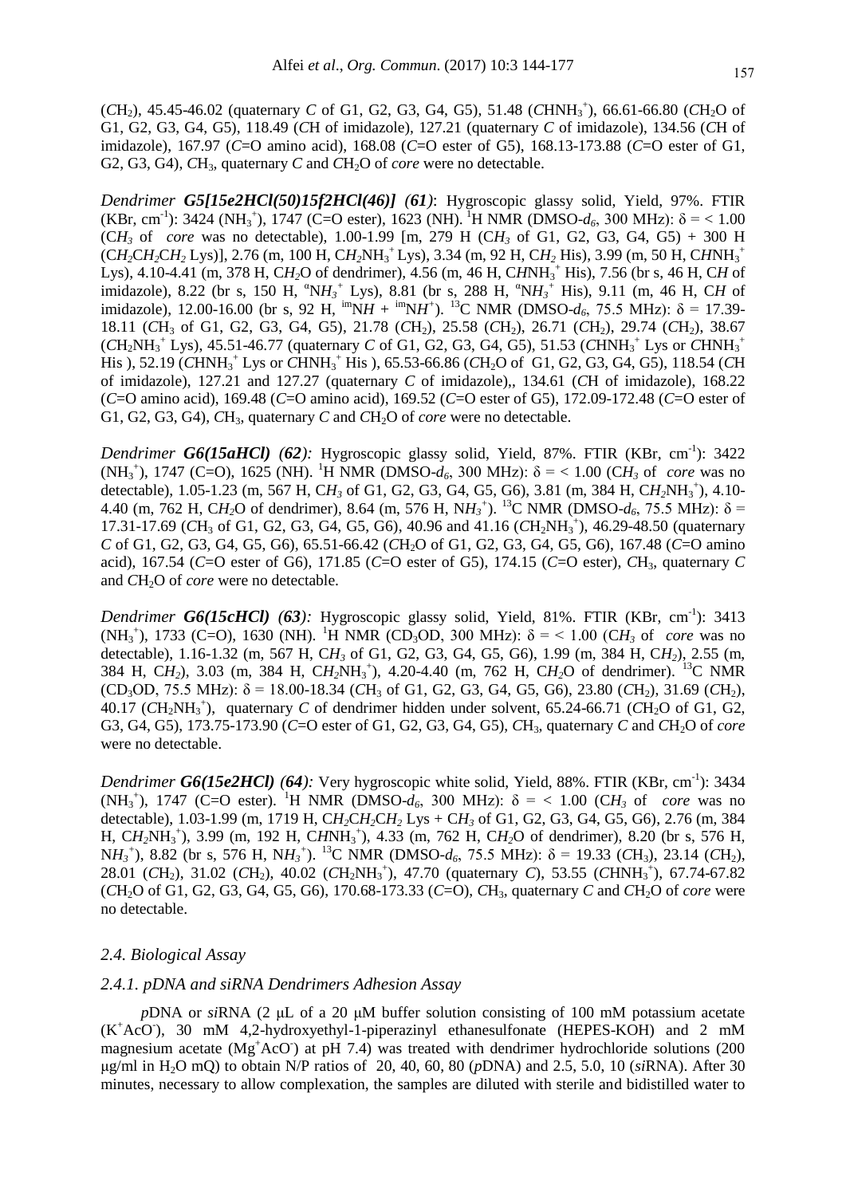($CH_2$), 45.45-46.02 (quaternary *C* of G1, G2, G3, G4, G5), 51.48 ($CHNH_3^+$), 66.61-66.80 ($CH_2O$ of G1, G2, G3, G4, G5), 118.49 (*C*H of imidazole), 127.21 (quaternary *C* of imidazole), 134.56 (*C*H of imidazole), 167.97 (*C*=O amino acid), 168.08 (*C*=O ester of G5), 168.13-173.88 (*C*=O ester of G1, G2, G3, G4), $CH_3$, quaternary *C* and $CH_2O$ of *core* were no detectable.

***Dendrimer G5[15e2HCl(50)15f2HCl(46)] (61)***: Hygroscopic glassy solid, Yield, 97%. FTIR (KBr, $cm^{-1}$): 3424 ($NH_3^+$), 1747 (C=O ester), 1623 (NH). $^1$H NMR (DMSO-$d_6$, 300 MHz): δ = < 1.00 ($CH_3$ of *core* was no detectable), 1.00-1.99 [m, 279 H ($CH_3$ of G1, G2, G3, G4, G5) + 300 H ($CH_2CH_2CH_2$ Lys)], 2.76 (m, 100 H, $CH_2NH_3^+$ Lys), 3.34 (m, 92 H, $CH_2$ His), 3.99 (m, 50 H, $CHNH_3^+$ Lys), 4.10-4.41 (m, 378 H, $CH_2O$ of dendrimer), 4.56 (m, 46 H, $CHNH_3^+$ His), 7.56 (br s, 46 H, C*H* of imidazole), 8.22 (br s, 150 H, $^{\alpha}NH_3^+$ Lys), 8.81 (br s, 288 H, $^{\alpha}NH_3^+$ His), 9.11 (m, 46 H, C*H* of imidazole), 12.00-16.00 (br s, 92 H, $^{im}NH$ + $^{im}NH^+$). $^{13}$C NMR (DMSO-$d_6$, 75.5 MHz): δ = 17.39-18.11 ($CH_3$ of G1, G2, G3, G4, G5), 21.78 ($CH_2$), 25.58 ($CH_2$), 26.71 ($CH_2$), 29.74 ($CH_2$), 38.67 ($CH_2NH_3^+$ Lys), 45.51-46.77 (quaternary *C* of G1, G2, G3, G4, G5), 51.53 ($CHNH_3^+$ Lys or $CHNH_3^+$ His ), 52.19 ($CHNH_3^+$ Lys or $CHNH_3^+$ His ), 65.53-66.86 ($CH_2O$ of G1, G2, G3, G4, G5), 118.54 (*C*H of imidazole), 127.21 and 127.27 (quaternary *C* of imidazole),, 134.61 (*C*H of imidazole), 168.22 (*C*=O amino acid), 169.48 (*C*=O amino acid), 169.52 (*C*=O ester of G5), 172.09-172.48 (*C*=O ester of G1, G2, G3, G4), $CH_3$, quaternary *C* and $CH_2O$ of *core* were no detectable.

*Dendrimer **G6(15aHCl)** (62):* Hygroscopic glassy solid, Yield, 87%. FTIR (KBr, $cm^{-1}$): 3422 ($NH_3^+$), 1747 (C=O), 1625 (NH). $^1$H NMR (DMSO-$d_6$, 300 MHz): δ = < 1.00 ($CH_3$ of *core* was no detectable), 1.05-1.23 (m, 567 H, $CH_3$ of G1, G2, G3, G4, G5, G6), 3.81 (m, 384 H, $CH_2NH_3^+$), 4.10-4.40 (m, 762 H, $CH_2O$ of dendrimer), 8.64 (m, 576 H, $NH_3^+$). $^{13}$C NMR (DMSO-$d_6$, 75.5 MHz): δ = 17.31-17.69 ($CH_3$ of G1, G2, G3, G4, G5, G6), 40.96 and 41.16 ($CH_2NH_3^+$), 46.29-48.50 (quaternary *C* of G1, G2, G3, G4, G5, G6), 65.51-66.42 ($CH_2O$ of G1, G2, G3, G4, G5, G6), 167.48 (*C*=O amino acid), 167.54 (*C*=O ester of G6), 171.85 (*C*=O ester of G5), 174.15 (*C*=O ester), $CH_3$, quaternary *C* and $CH_2O$ of *core* were no detectable.

*Dendrimer **G6(15cHCl)** (63):* Hygroscopic glassy solid, Yield, 81%. FTIR (KBr, $cm^{-1}$): 3413 ($NH_3^+$), 1733 (C=O), 1630 (NH). $^1$H NMR ($CD_3OD$, 300 MHz): δ = < 1.00 ($CH_3$ of *core* was no detectable), 1.16-1.32 (m, 567 H, $CH_3$ of G1, G2, G3, G4, G5, G6), 1.99 (m, 384 H, $CH_2$), 2.55 (m, 384 H, $CH_2$), 3.03 (m, 384 H, $CH_2NH_3^+$), 4.20-4.40 (m, 762 H, $CH_2O$ of dendrimer). $^{13}$C NMR ($CD_3OD$, 75.5 MHz): δ = 18.00-18.34 ($CH_3$ of G1, G2, G3, G4, G5, G6), 23.80 ($CH_2$), 31.69 ($CH_2$), 40.17 ($CH_2NH_3^+$), quaternary *C* of dendrimer hidden under solvent, 65.24-66.71 ($CH_2O$ of G1, G2, G3, G4, G5), 173.75-173.90 (*C*=O ester of G1, G2, G3, G4, G5), $CH_3$, quaternary *C* and $CH_2O$ of *core* were no detectable.

*Dendrimer **G6(15e2HCl)** (64):* Very hygroscopic white solid, Yield, 88%. FTIR (KBr, $cm^{-1}$): 3434 ($NH_3^+$), 1747 (C=O ester). $^1$H NMR (DMSO-$d_6$, 300 MHz): δ = < 1.00 ($CH_3$ of *core* was no detectable), 1.03-1.99 (m, 1719 H, $CH_2CH_2CH_2$ Lys + $CH_3$ of G1, G2, G3, G4, G5, G6), 2.76 (m, 384 H, $CH_2NH_3^+$), 3.99 (m, 192 H, $CHNH_3^+$), 4.33 (m, 762 H, $CH_2O$ of dendrimer), 8.20 (br s, 576 H, $NH_3^+$), 8.82 (br s, 576 H, $NH_3^+$). $^{13}$C NMR (DMSO-$d_6$, 75.5 MHz): δ = 19.33 ($CH_3$), 23.14 ($CH_2$), 28.01 ($CH_2$), 31.02 ($CH_2$), 40.02 ($CH_2NH_3^+$), 47.70 (quaternary *C*), 53.55 ($CHNH_3^+$), 67.74-67.82 ($CH_2O$ of G1, G2, G3, G4, G5, G6), 170.68-173.33 (*C*=O), $CH_3$, quaternary *C* and $CH_2O$ of *core* were no detectable.

### *2.4. Biological Assay*

#### *2.4.1. pDNA and siRNA Dendrimers Adhesion Assay*

*p*DNA or *si*RNA (2 μL of a 20 μM buffer solution consisting of 100 mM potassium acetate ($K^+AcO^-$), 30 mM 4,2-hydroxyethyl-1-piperazinyl ethanesulfonate (HEPES-KOH) and 2 mM magnesium acetate ($Mg^+AcO^-$) at pH 7.4) was treated with dendrimer hydrochloride solutions (200 μg/ml in $H_2O$ mQ) to obtain N/P ratios of 20, 40, 60, 80 (*p*DNA) and 2.5, 5.0, 10 (*si*RNA). After 30 minutes, necessary to allow complexation, the samples are diluted with sterile and bidistilled water to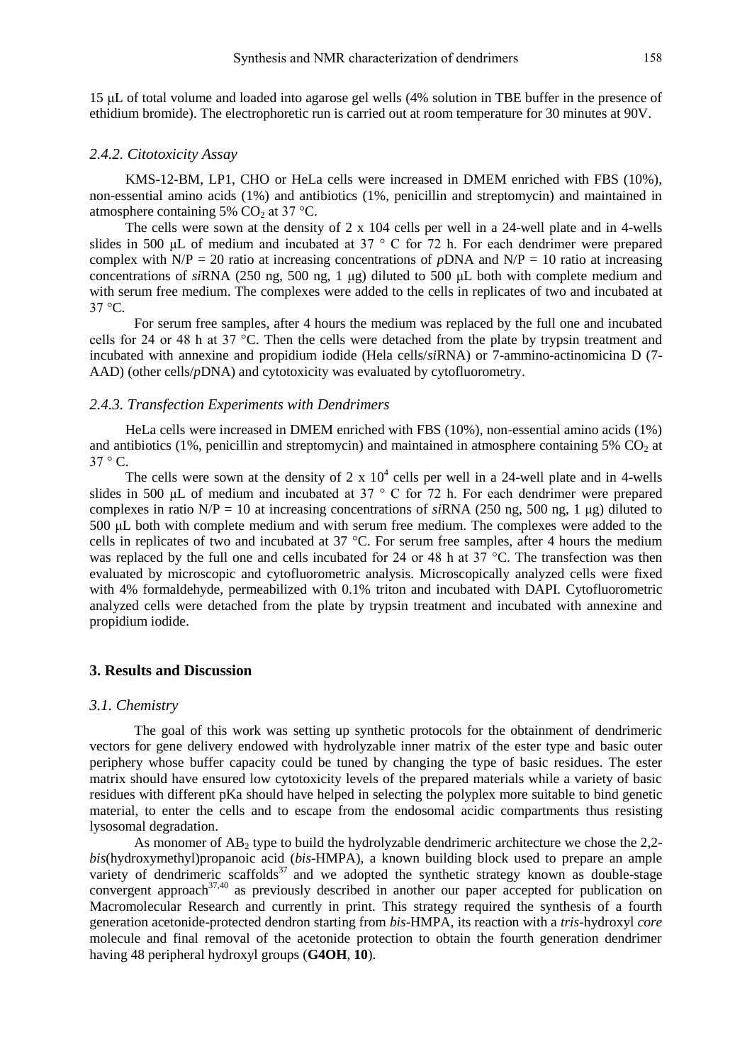15 μL of total volume and loaded into agarose gel wells (4% solution in TBE buffer in the presence of ethidium bromide). The electrophoretic run is carried out at room temperature for 30 minutes at 90V.

### *2.4.2. Citotoxicity Assay*

KMS-12-BM, LP1, CHO or HeLa cells were increased in DMEM enriched with FBS (10%), non-essential amino acids (1%) and antibiotics (1%, penicillin and streptomycin) and maintained in atmosphere containing 5% $CO_2$ at 37 °C.

The cells were sown at the density of 2 x 104 cells per well in a 24-well plate and in 4-wells slides in 500 μL of medium and incubated at 37 ° C for 72 h. For each dendrimer were prepared complex with N/P = 20 ratio at increasing concentrations of *p*DNA and N/P = 10 ratio at increasing concentrations of *si*RNA (250 ng, 500 ng, 1 μg) diluted to 500 μL both with complete medium and with serum free medium. The complexes were added to the cells in replicates of two and incubated at 37 °C.

For serum free samples, after 4 hours the medium was replaced by the full one and incubated cells for 24 or 48 h at 37 °C. Then the cells were detached from the plate by trypsin treatment and incubated with annexine and propidium iodide (Hela cells/*si*RNA) or 7-ammino-actinomicina D (7-AAD) (other cells/*p*DNA) and cytotoxicity was evaluated by cytofluorometry.

### *2.4.3. Transfection Experiments with Dendrimers*

HeLa cells were increased in DMEM enriched with FBS (10%), non-essential amino acids (1%) and antibiotics (1%, penicillin and streptomycin) and maintained in atmosphere containing 5% $CO_2$ at 37 ° C.

The cells were sown at the density of 2 x $10^4$ cells per well in a 24-well plate and in 4-wells slides in 500 μL of medium and incubated at 37 ° C for 72 h. For each dendrimer were prepared complexes in ratio N/P = 10 at increasing concentrations of *si*RNA (250 ng, 500 ng, 1 μg) diluted to 500 μL both with complete medium and with serum free medium. The complexes were added to the cells in replicates of two and incubated at 37 °C. For serum free samples, after 4 hours the medium was replaced by the full one and cells incubated for 24 or 48 h at 37 °C. The transfection was then evaluated by microscopic and cytofluorometric analysis. Microscopically analyzed cells were fixed with 4% formaldehyde, permeabilized with 0.1% triton and incubated with DAPI. Cytofluorometric analyzed cells were detached from the plate by trypsin treatment and incubated with annexine and propidium iodide.

## 3. Results and Discussion

### *3.1. Chemistry*

The goal of this work was setting up synthetic protocols for the obtainment of dendrimeric vectors for gene delivery endowed with hydrolyzable inner matrix of the ester type and basic outer periphery whose buffer capacity could be tuned by changing the type of basic residues. The ester matrix should have ensured low cytotoxicity levels of the prepared materials while a variety of basic residues with different pKa should have helped in selecting the polyplex more suitable to bind genetic material, to enter the cells and to escape from the endosomal acidic compartments thus resisting lysosomal degradation.

As monomer of $AB_2$ type to build the hydrolyzable dendrimeric architecture we chose the 2,2-*bis*(hydroxymethyl)propanoic acid (*bis*-HMPA), a known building block used to prepare an ample variety of dendrimeric scaffolds[37] and we adopted the synthetic strategy known as double-stage convergent approach[37,40] as previously described in another our paper accepted for publication on Macromolecular Research and currently in print. This strategy required the synthesis of a fourth generation acetonide-protected dendron starting from *bis*-HMPA, its reaction with a *tris*-hydroxyl *core* molecule and final removal of the acetonide protection to obtain the fourth generation dendrimer having 48 peripheral hydroxyl groups (**G4OH**, **10**).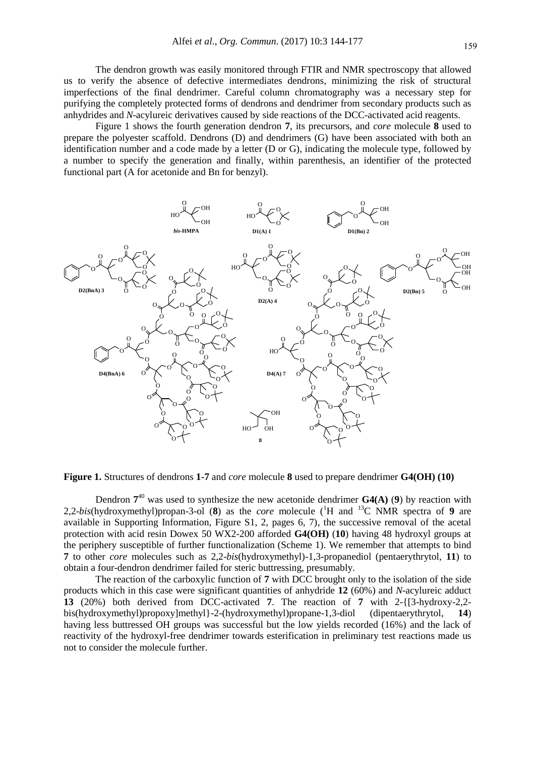The dendron growth was easily monitored through FTIR and NMR spectroscopy that allowed us to verify the absence of defective intermediates dendrons, minimizing the risk of structural imperfections of the final dendrimer. Careful column chromatography was a necessary step for purifying the completely protected forms of dendrons and dendrimer from secondary products such as anhydrides and *N*-acylureic derivatives caused by side reactions of the DCC-activated acid reagents.

Figure 1 shows the fourth generation dendron **7**, its precursors, and *core* molecule **8** used to prepare the polyester scaffold. Dendrons (D) and dendrimers (G) have been associated with both an identification number and a code made by a letter (D or G), indicating the molecule type, followed by a number to specify the generation and finally, within parenthesis, an identifier of the protected functional part (A for acetonide and Bn for benzyl).

**Figure 1.** Structures of dendrons **1-7** and *core* molecule **8** used to prepare dendrimer **G4(OH) (10)**

Dendron **7**[40] was used to synthesize the new acetonide dendrimer **G4(A)** (**9**) by reaction with 2,2-*bis*(hydroxymethyl)propan-3-ol (**8**) as the *core* molecule ($^{1}$H and $^{13}$C NMR spectra of **9** are available in Supporting Information, Figure S1, 2, pages 6, 7), the successive removal of the acetal protection with acid resin Dowex 50 WX2-200 afforded **G4(OH)** (**10**) having 48 hydroxyl groups at the periphery susceptible of further functionalization (Scheme 1). We remember that attempts to bind **7** to other *core* molecules such as 2,2-*bis*(hydroxymethyl)-1,3-propanediol (pentaerythrytol, **11**) to obtain a four-dendron dendrimer failed for steric buttressing, presumably.

The reaction of the carboxylic function of **7** with DCC brought only to the isolation of the side products which in this case were significant quantities of anhydride **12** (60%) and *N*-acylureic adduct **13** (20%) both derived from DCC-activated **7**. The reaction of **7** with 2-{[3-hydroxy-2,2-bis(hydroxymethyl)propoxy]methyl}-2-(hydroxymethyl)propane-1,3-diol (dipentaerythrytol, **14**) having less buttressed OH groups was successful but the low yields recorded (16%) and the lack of reactivity of the hydroxyl-free dendrimer towards esterification in preliminary test reactions made us not to consider the molecule further.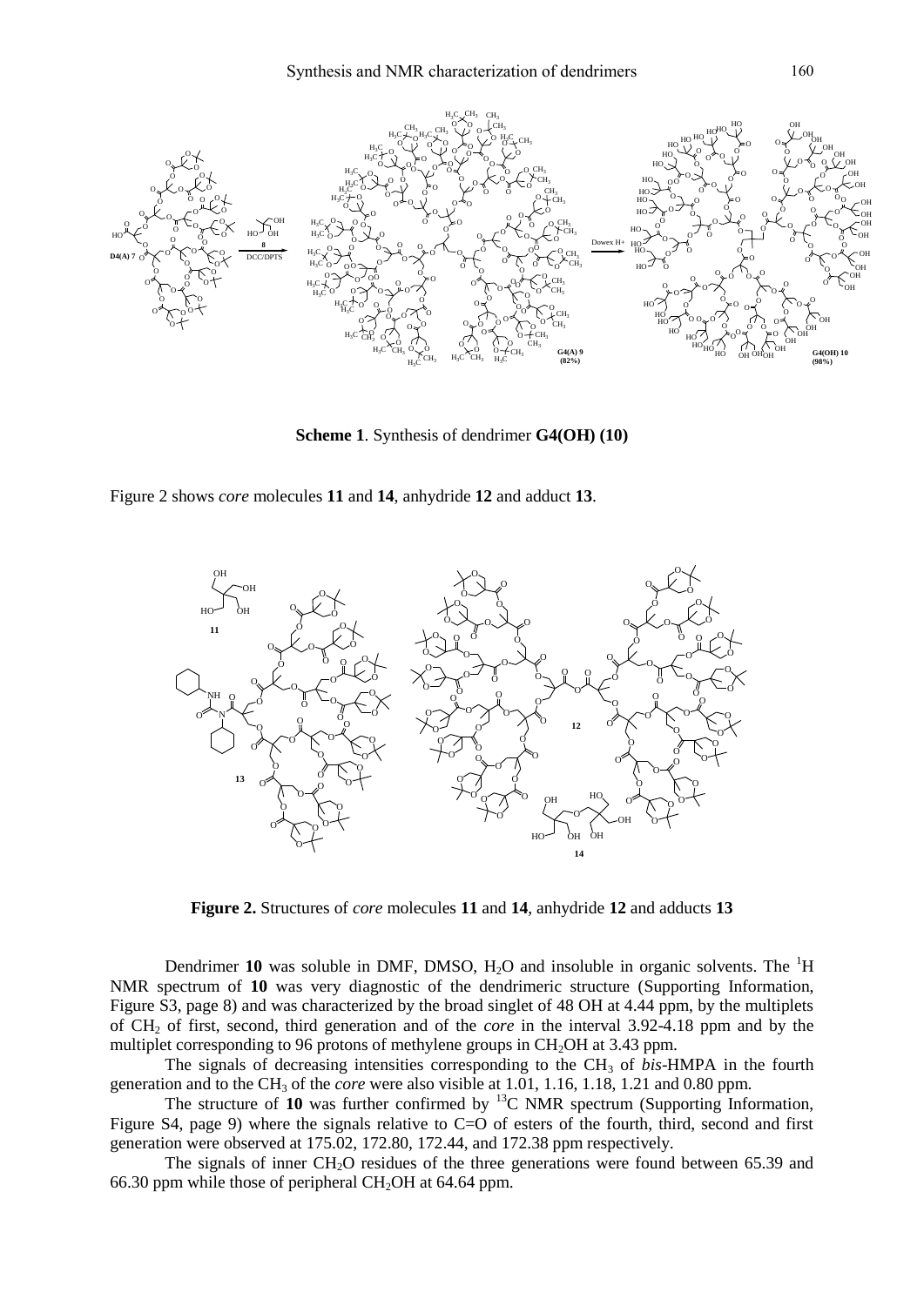**Scheme 1**. Synthesis of dendrimer **G4(OH) (10)**

Figure 2 shows *core* molecules **11** and **14**, anhydride **12** and adduct **13**.

**Figure 2.** Structures of *core* molecules **11** and **14**, anhydride **12** and adducts **13**

Dendrimer **10** was soluble in DMF, DMSO, $H_2O$ and insoluble in organic solvents. The $^1H$ NMR spectrum of **10** was very diagnostic of the dendrimeric structure (Supporting Information, Figure S3, page 8) and was characterized by the broad singlet of 48 OH at 4.44 ppm, by the multiplets of $CH_2$ of first, second, third generation and of the *core* in the interval 3.92-4.18 ppm and by the multiplet corresponding to 96 protons of methylene groups in $CH_2OH$ at 3.43 ppm.

The signals of decreasing intensities corresponding to the $CH_3$ of *bis*-HMPA in the fourth generation and to the $CH_3$ of the *core* were also visible at 1.01, 1.16, 1.18, 1.21 and 0.80 ppm.

The structure of **10** was further confirmed by $^{13}C$ NMR spectrum (Supporting Information, Figure S4, page 9) where the signals relative to C=O of esters of the fourth, third, second and first generation were observed at 175.02, 172.80, 172.44, and 172.38 ppm respectively.

The signals of inner $CH_2O$ residues of the three generations were found between 65.39 and 66.30 ppm while those of peripheral $CH_2OH$ at 64.64 ppm.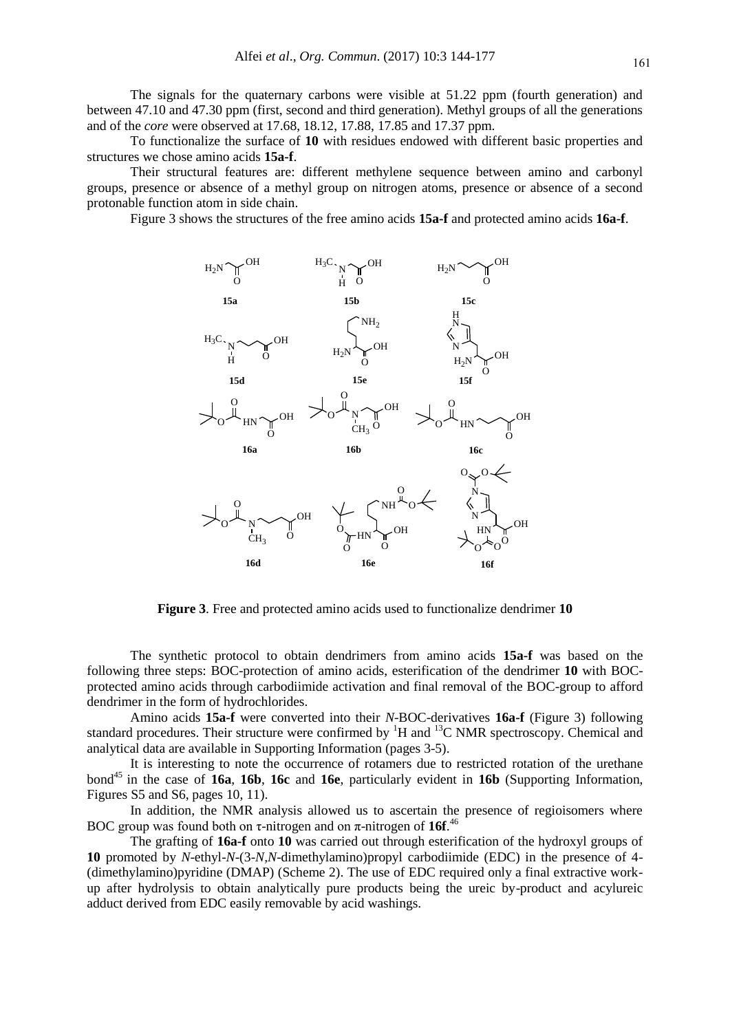The signals for the quaternary carbons were visible at 51.22 ppm (fourth generation) and between 47.10 and 47.30 ppm (first, second and third generation). Methyl groups of all the generations and of the *core* were observed at 17.68, 18.12, 17.88, 17.85 and 17.37 ppm.

To functionalize the surface of **10** with residues endowed with different basic properties and structures we chose amino acids **15a-f**.

Their structural features are: different methylene sequence between amino and carbonyl groups, presence or absence of a methyl group on nitrogen atoms, presence or absence of a second protonable function atom in side chain.

Figure 3 shows the structures of the free amino acids **15a-f** and protected amino acids **16a-f**.

**Figure 3**. Free and protected amino acids used to functionalize dendrimer **10**

The synthetic protocol to obtain dendrimers from amino acids **15a-f** was based on the following three steps: BOC-protection of amino acids, esterification of the dendrimer **10** with BOC-protected amino acids through carbodiimide activation and final removal of the BOC-group to afford dendrimer in the form of hydrochlorides.

Amino acids **15a-f** were converted into their *N*-BOC-derivatives **16a-f** (Figure 3) following standard procedures. Their structure were confirmed by $^1$H and $^{13}$C NMR spectroscopy. Chemical and analytical data are available in Supporting Information (pages 3-5).

It is interesting to note the occurrence of rotamers due to restricted rotation of the urethane bond[45] in the case of **16a**, **16b**, **16c** and **16e**, particularly evident in **16b** (Supporting Information, Figures S5 and S6, pages 10, 11).

In addition, the NMR analysis allowed us to ascertain the presence of regioisomers where BOC group was found both on τ-nitrogen and on π-nitrogen of **16f**.[46]

The grafting of **16a-f** onto **10** was carried out through esterification of the hydroxyl groups of **10** promoted by *N*-ethyl-*N*-(3-*N*,*N*-dimethylamino)propyl carbodiimide (EDC) in the presence of 4-(dimethylamino)pyridine (DMAP) (Scheme 2). The use of EDC required only a final extractive work-up after hydrolysis to obtain analytically pure products being the ureic by-product and acylureic adduct derived from EDC easily removable by acid washings.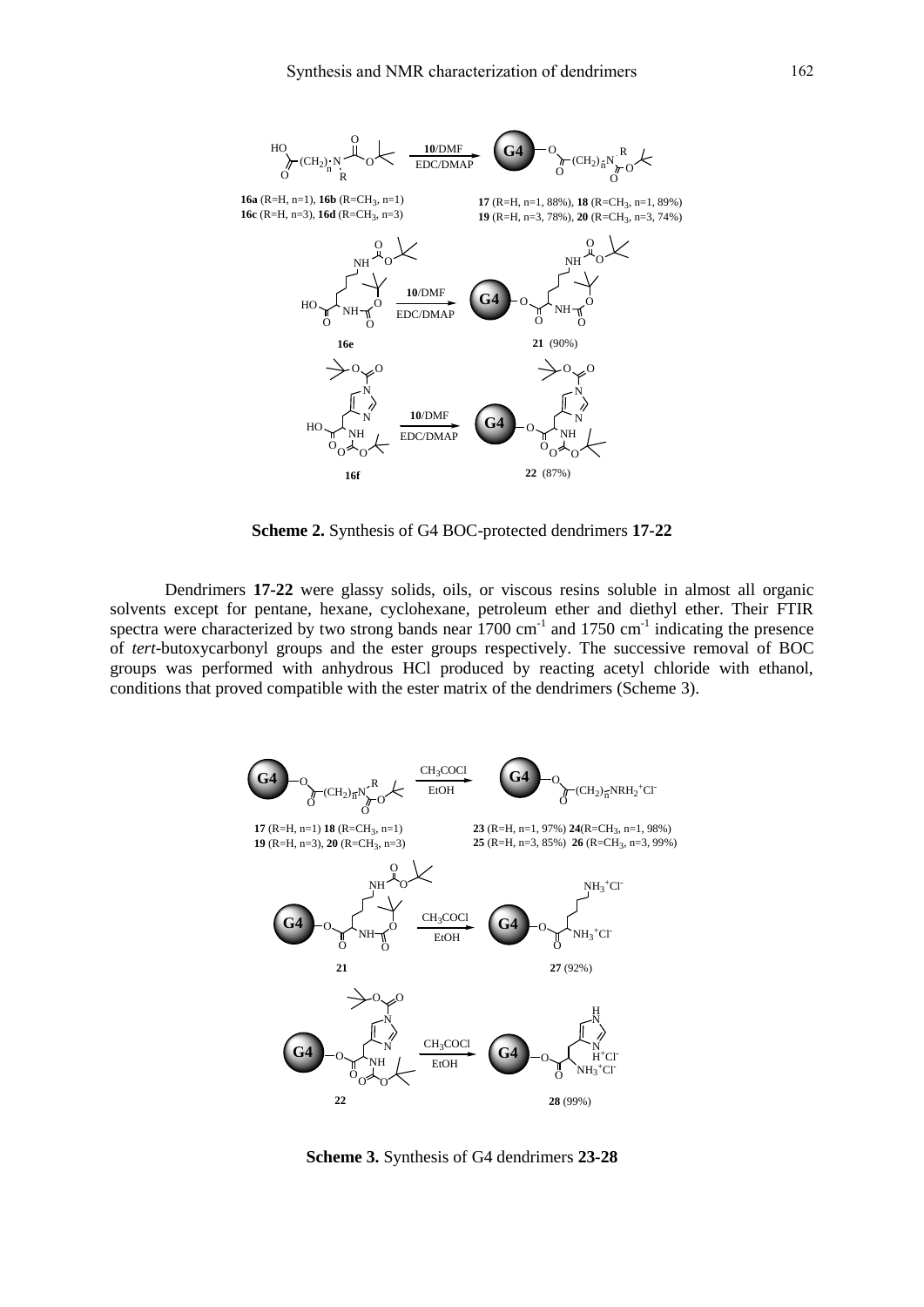**Scheme 2.** Synthesis of G4 BOC-protected dendrimers **17-22**

Dendrimers **17-22** were glassy solids, oils, or viscous resins soluble in almost all organic solvents except for pentane, hexane, cyclohexane, petroleum ether and diethyl ether. Their FTIR spectra were characterized by two strong bands near 1700 $cm^{-1}$ and 1750 $cm^{-1}$ indicating the presence of *tert*-butoxycarbonyl groups and the ester groups respectively. The successive removal of BOC groups was performed with anhydrous HCl produced by reacting acetyl chloride with ethanol, conditions that proved compatible with the ester matrix of the dendrimers (Scheme 3).

**Scheme 3.** Synthesis of G4 dendrimers **23-28**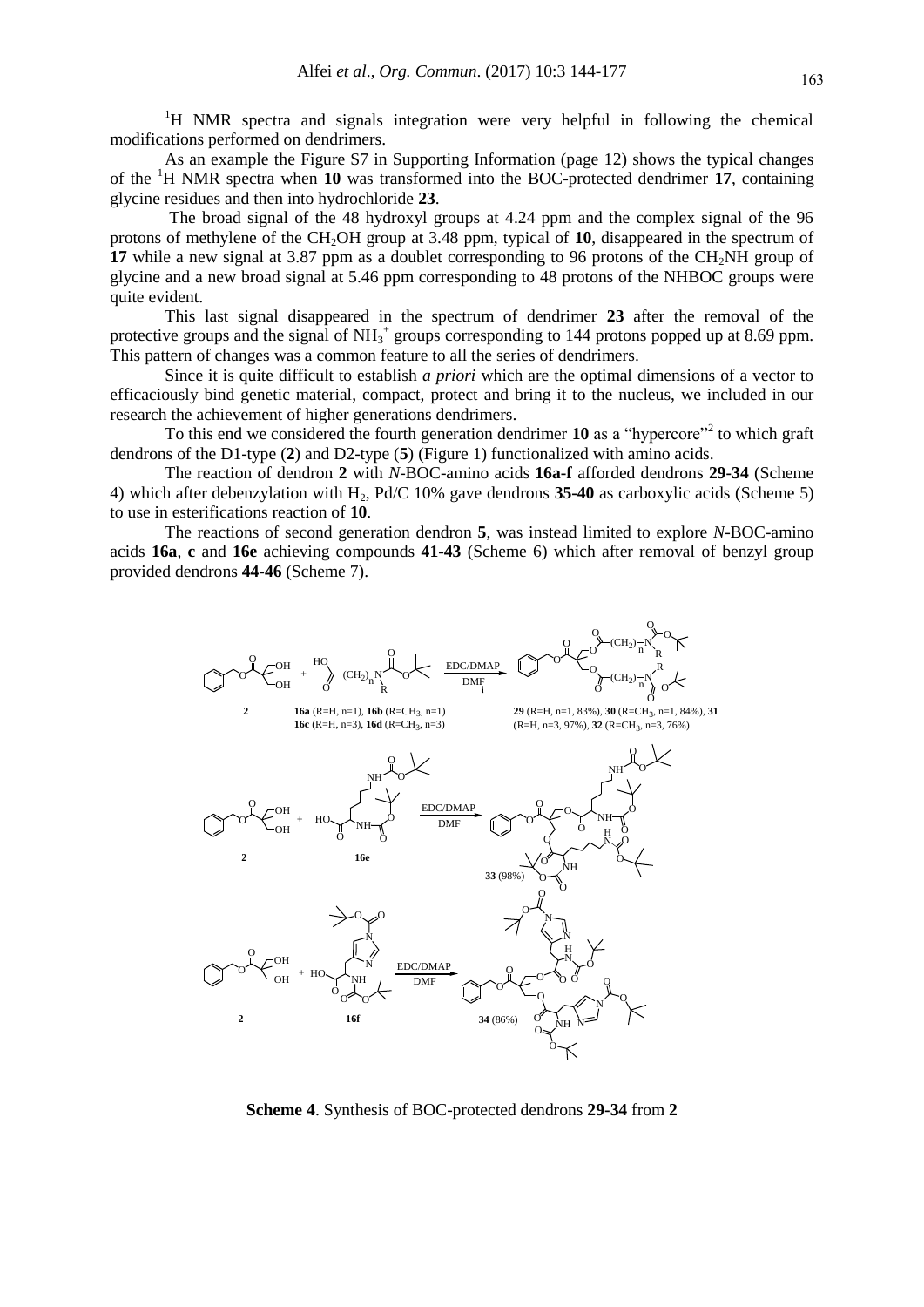$^1$H NMR spectra and signals integration were very helpful in following the chemical modifications performed on dendrimers.

As an example the Figure S7 in Supporting Information (page 12) shows the typical changes of the $^1$H NMR spectra when **10** was transformed into the BOC-protected dendrimer **17**, containing glycine residues and then into hydrochloride **23**.

The broad signal of the 48 hydroxyl groups at 4.24 ppm and the complex signal of the 96 protons of methylene of the $CH_2OH$ group at 3.48 ppm, typical of **10**, disappeared in the spectrum of **17** while a new signal at 3.87 ppm as a doublet corresponding to 96 protons of the $CH_2NH$ group of glycine and a new broad signal at 5.46 ppm corresponding to 48 protons of the NHBOC groups were quite evident.

This last signal disappeared in the spectrum of dendrimer **23** after the removal of the protective groups and the signal of $NH_3^+$ groups corresponding to 144 protons popped up at 8.69 ppm. This pattern of changes was a common feature to all the series of dendrimers.

Since it is quite difficult to establish *a priori* which are the optimal dimensions of a vector to efficaciously bind genetic material, compact, protect and bring it to the nucleus, we included in our research the achievement of higher generations dendrimers.

To this end we considered the fourth generation dendrimer **10** as a "hypercore"[2] to which graft dendrons of the D1-type (**2**) and D2-type (**5**) (Figure 1) functionalized with amino acids.

The reaction of dendron **2** with *N*-BOC-amino acids **16a-f** afforded dendrons **29-34** (Scheme 4) which after debenzylation with $H_2$, Pd/C 10% gave dendrons **35-40** as carboxylic acids (Scheme 5) to use in esterifications reaction of **10**.

The reactions of second generation dendron **5**, was instead limited to explore *N*-BOC-amino acids **16a**, **c** and **16e** achieving compounds **41-43** (Scheme 6) which after removal of benzyl group provided dendrons **44-46** (Scheme 7).

2 + 16a (R=H, n=1), 16b (R=CH$_3$, n=1), 16c (R=H, n=3), 16d (R=CH$_3$, n=3) → (EDC/DMAP, DMF) → 29 (R=H, n=1, 83%), 30 (R=CH$_3$, n=1, 84%), 31 (R=H, n=3, 97%), 32 (R=CH$_3$, n=3, 76%)

2 + 16e → (EDC/DMAP, DMF) → 33 (98%)

2 + 16f → (EDC/DMAP, DMF) → 34 (86%)

**Scheme 4**. Synthesis of BOC-protected dendrons **29-34** from **2**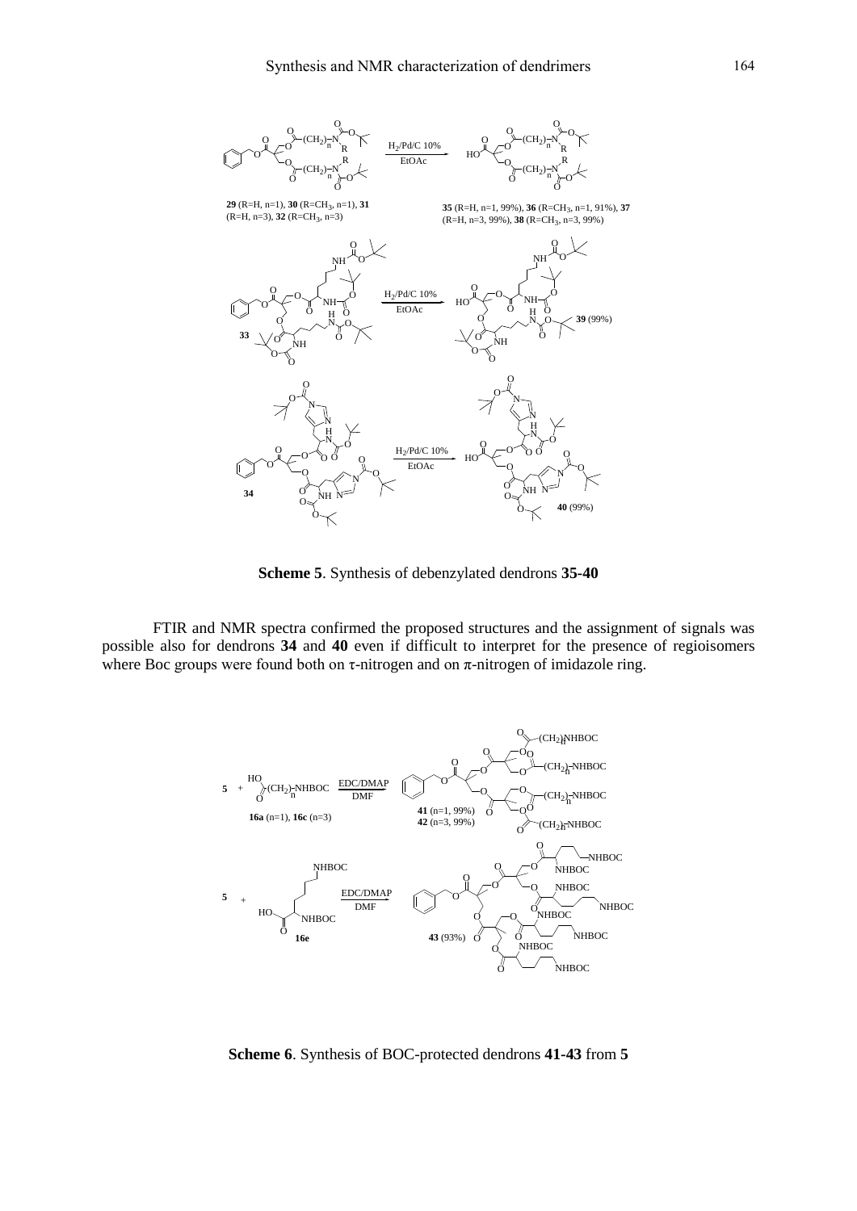**Scheme 5**. Synthesis of debenzylated dendrons **35-40**

FTIR and NMR spectra confirmed the proposed structures and the assignment of signals was possible also for dendrons **34** and **40** even if difficult to interpret for the presence of regioisomers where Boc groups were found both on τ-nitrogen and on π-nitrogen of imidazole ring.

**Scheme 6**. Synthesis of BOC-protected dendrons **41-43** from **5**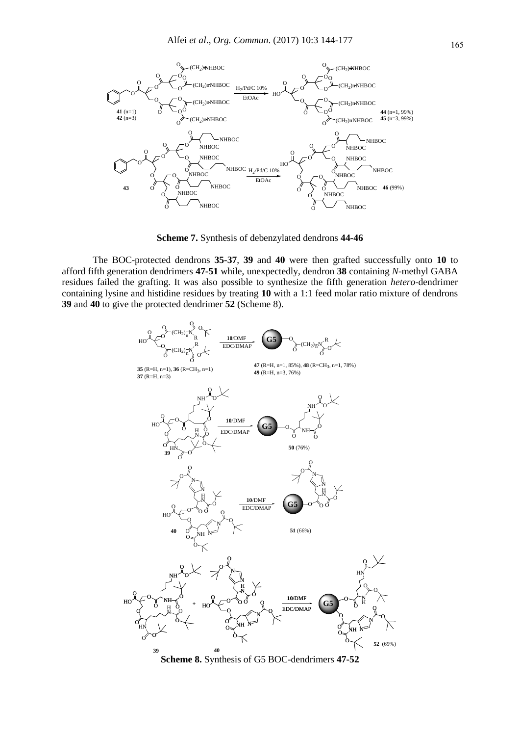**Scheme 7.** Synthesis of debenzylated dendrons **44-46**

The BOC-protected dendrons **35-37**, **39** and **40** were then grafted successfully onto **10** to afford fifth generation dendrimers **47-51** while, unexpectedly, dendron **38** containing *N*-methyl GABA residues failed the grafting. It was also possible to synthesize the fifth generation *hetero*-dendrimer containing lysine and histidine residues by treating **10** with a 1:1 feed molar ratio mixture of dendrons **39** and **40** to give the protected dendrimer **52** (Scheme 8).

**Scheme 8.** Synthesis of G5 BOC-dendrimers **47-52**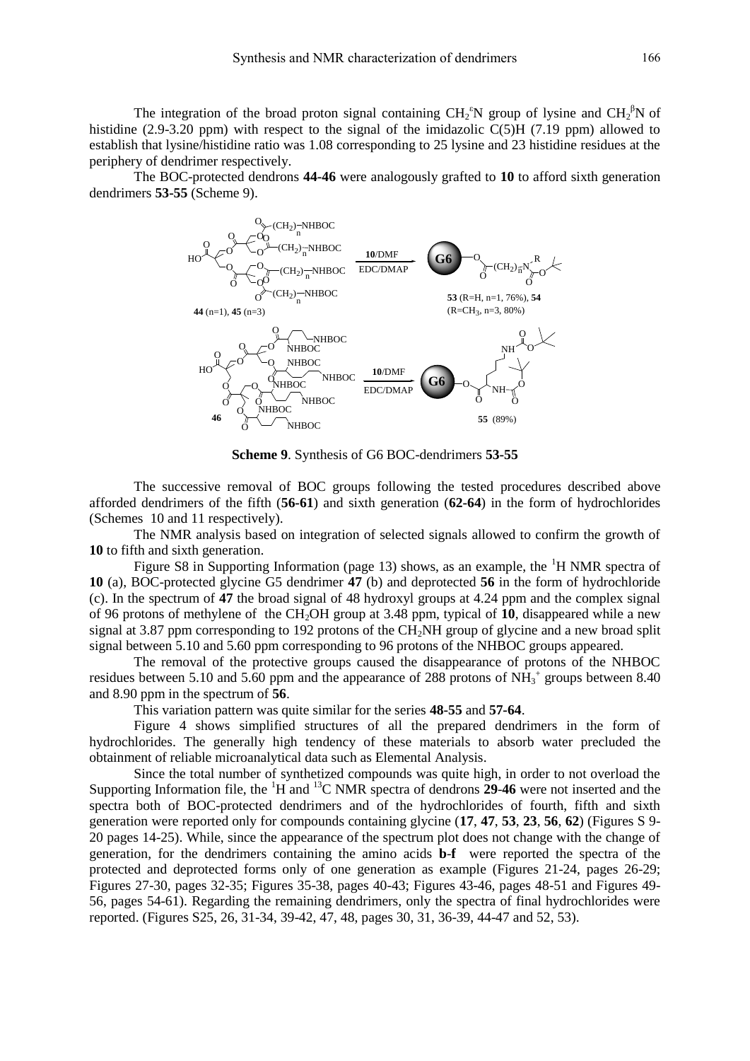The integration of the broad proton signal containing $CH_2^{\varepsilon}N$ group of lysine and $CH_2^{\beta}N$ of histidine (2.9-3.20 ppm) with respect to the signal of the imidazolic C(5)H (7.19 ppm) allowed to establish that lysine/histidine ratio was 1.08 corresponding to 25 lysine and 23 histidine residues at the periphery of dendrimer respectively.

The BOC-protected dendrons **44-46** were analogously grafted to **10** to afford sixth generation dendrimers **53-55** (Scheme 9).

**44** (n=1), **45** (n=3) → **10**/DMF, EDC/DMAP → **53** (R=H, n=1, 76%), **54** (R=$CH_3$, n=3, 80%)

**46** → **10**/DMF, EDC/DMAP → **55** (89%)

**Scheme 9**. Synthesis of G6 BOC-dendrimers **53-55**

The successive removal of BOC groups following the tested procedures described above afforded dendrimers of the fifth (**56-61**) and sixth generation (**62-64**) in the form of hydrochlorides (Schemes 10 and 11 respectively).

The NMR analysis based on integration of selected signals allowed to confirm the growth of **10** to fifth and sixth generation.

Figure S8 in Supporting Information (page 13) shows, as an example, the $^1$H NMR spectra of **10** (a), BOC-protected glycine G5 dendrimer **47** (b) and deprotected **56** in the form of hydrochloride (c). In the spectrum of **47** the broad signal of 48 hydroxyl groups at 4.24 ppm and the complex signal of 96 protons of methylene of the $CH_2OH$ group at 3.48 ppm, typical of **10**, disappeared while a new signal at 3.87 ppm corresponding to 192 protons of the $CH_2NH$ group of glycine and a new broad split signal between 5.10 and 5.60 ppm corresponding to 96 protons of the NHBOC groups appeared.

The removal of the protective groups caused the disappearance of protons of the NHBOC residues between 5.10 and 5.60 ppm and the appearance of 288 protons of $NH_3^+$ groups between 8.40 and 8.90 ppm in the spectrum of **56**.

This variation pattern was quite similar for the series **48-55** and **57-64**.

Figure 4 shows simplified structures of all the prepared dendrimers in the form of hydrochlorides. The generally high tendency of these materials to absorb water precluded the obtainment of reliable microanalytical data such as Elemental Analysis.

Since the total number of synthetized compounds was quite high, in order to not overload the Supporting Information file, the $^1$H and $^{13}$C NMR spectra of dendrons **29-46** were not inserted and the spectra both of BOC-protected dendrimers and of the hydrochlorides of fourth, fifth and sixth generation were reported only for compounds containing glycine (**17**, **47**, **53**, **23**, **56**, **62**) (Figures S 9-20 pages 14-25). While, since the appearance of the spectrum plot does not change with the change of generation, for the dendrimers containing the amino acids **b-f** were reported the spectra of the protected and deprotected forms only of one generation as example (Figures 21-24, pages 26-29; Figures 27-30, pages 32-35; Figures 35-38, pages 40-43; Figures 43-46, pages 48-51 and Figures 49-56, pages 54-61). Regarding the remaining dendrimers, only the spectra of final hydrochlorides were reported. (Figures S25, 26, 31-34, 39-42, 47, 48, pages 30, 31, 36-39, 44-47 and 52, 53).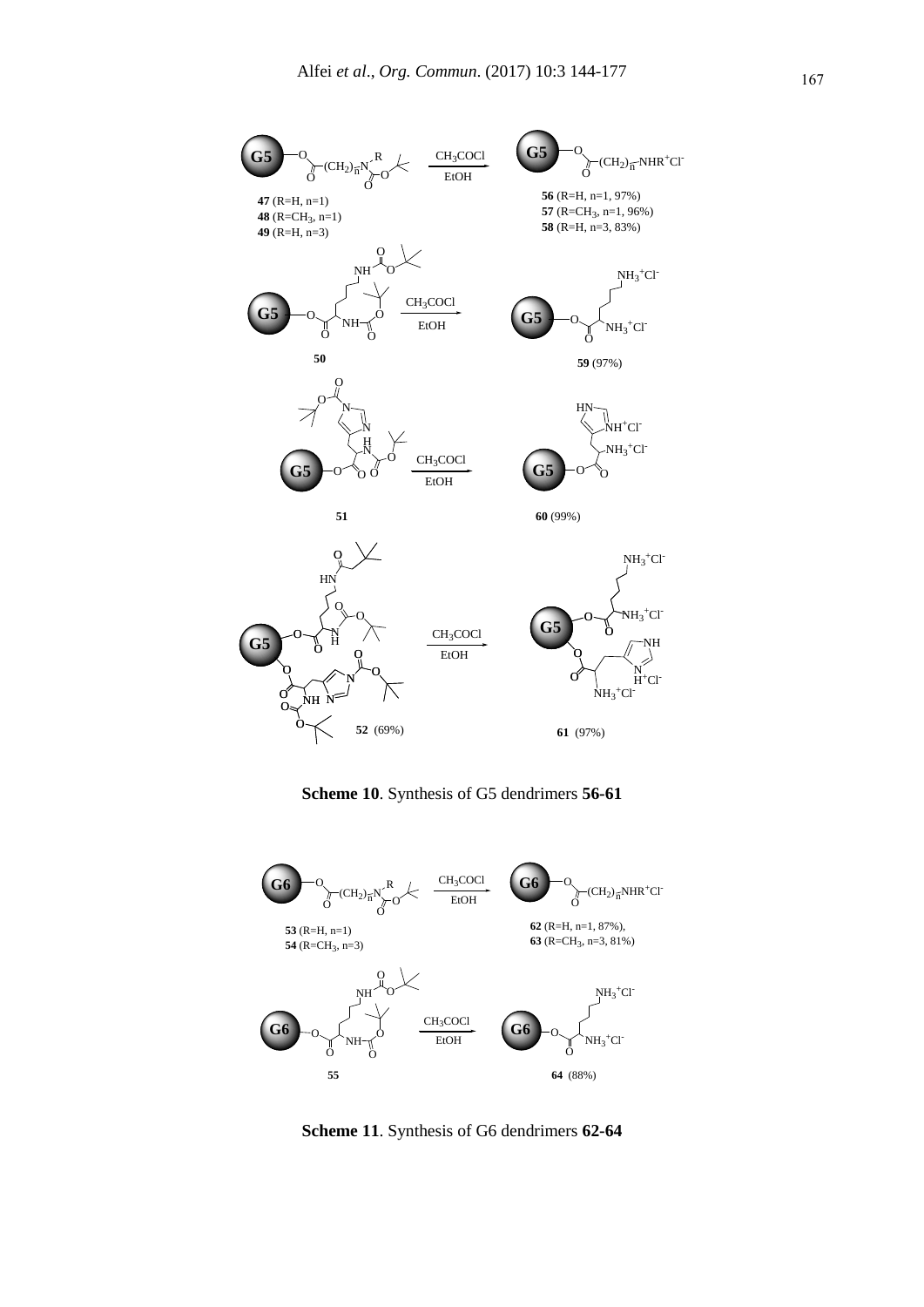**Scheme 10**. Synthesis of G5 dendrimers **56-61**

**Scheme 11**. Synthesis of G6 dendrimers **62-64**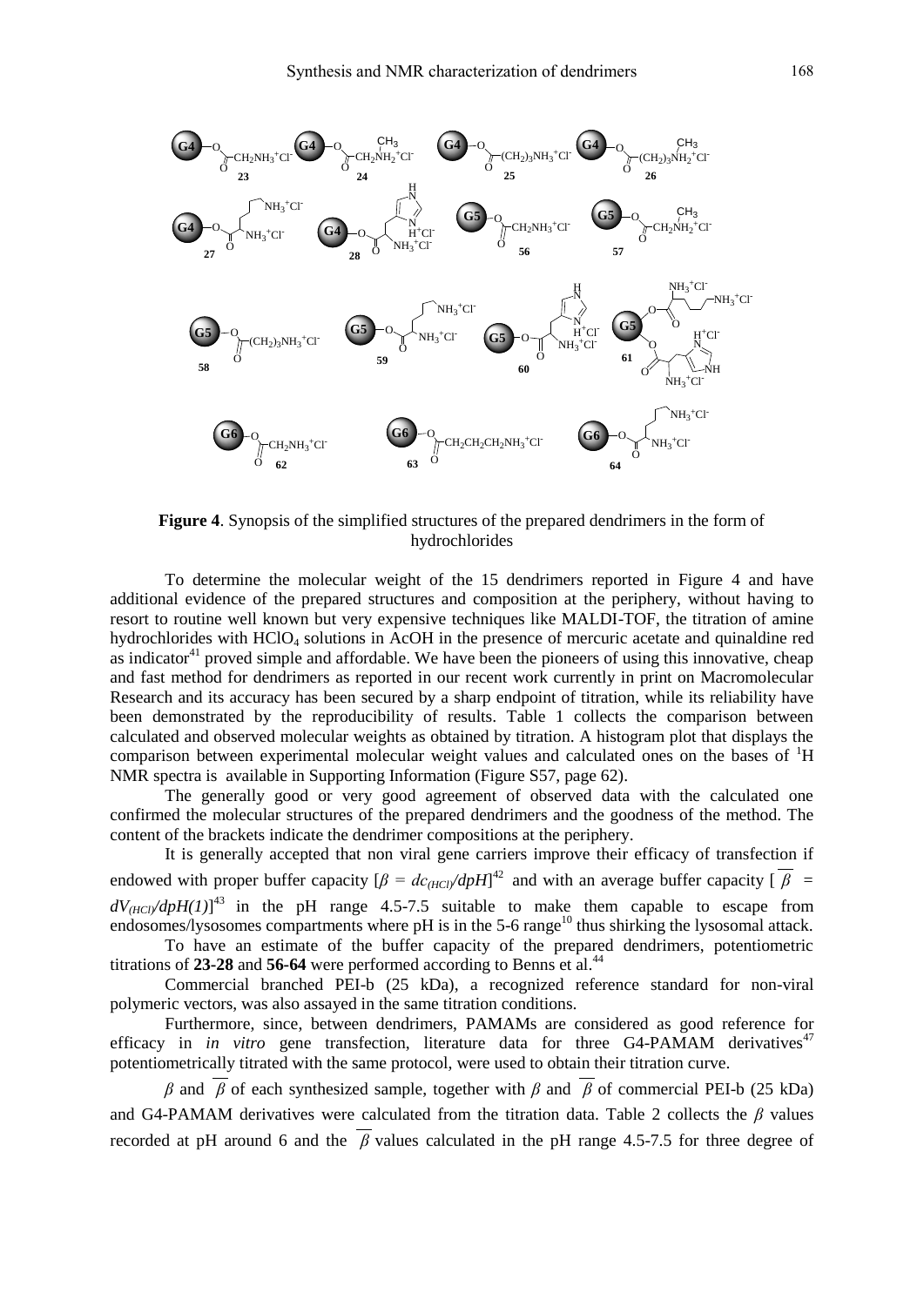**Figure 4**. Synopsis of the simplified structures of the prepared dendrimers in the form of hydrochlorides

To determine the molecular weight of the 15 dendrimers reported in Figure 4 and have additional evidence of the prepared structures and composition at the periphery, without having to resort to routine well known but very expensive techniques like MALDI-TOF, the titration of amine hydrochlorides with $HClO_4$ solutions in AcOH in the presence of mercuric acetate and quinaldine red as indicator[41] proved simple and affordable. We have been the pioneers of using this innovative, cheap and fast method for dendrimers as reported in our recent work currently in print on Macromolecular Research and its accuracy has been secured by a sharp endpoint of titration, while its reliability have been demonstrated by the reproducibility of results. Table 1 collects the comparison between calculated and observed molecular weights as obtained by titration. A histogram plot that displays the comparison between experimental molecular weight values and calculated ones on the bases of $^1$H NMR spectra is available in Supporting Information (Figure S57, page 62).

The generally good or very good agreement of observed data with the calculated one confirmed the molecular structures of the prepared dendrimers and the goodness of the method. The content of the brackets indicate the dendrimer compositions at the periphery.

It is generally accepted that non viral gene carriers improve their efficacy of transfection if endowed with proper buffer capacity [$\beta = dc_{(HCl)}/dpH$][42] and with an average buffer capacity [$\overline{\beta} = dV_{(HCl)}/dpH(1)$][43] in the pH range 4.5-7.5 suitable to make them capable to escape from endosomes/lysosomes compartments where pH is in the 5-6 range[10] thus shirking the lysosomal attack.

To have an estimate of the buffer capacity of the prepared dendrimers, potentiometric titrations of **23**-**28** and **56**-**64** were performed according to Benns et al.[44]

Commercial branched PEI-b (25 kDa), a recognized reference standard for non-viral polymeric vectors, was also assayed in the same titration conditions.

Furthermore, since, between dendrimers, PAMAMs are considered as good reference for efficacy in *in vitro* gene transfection, literature data for three G4-PAMAM derivatives[47] potentiometrically titrated with the same protocol, were used to obtain their titration curve.

$\beta$ and $\overline{\beta}$ of each synthesized sample, together with $\beta$ and $\overline{\beta}$ of commercial PEI-b (25 kDa) and G4-PAMAM derivatives were calculated from the titration data. Table 2 collects the $\beta$ values recorded at pH around 6 and the $\overline{\beta}$ values calculated in the pH range 4.5-7.5 for three degree of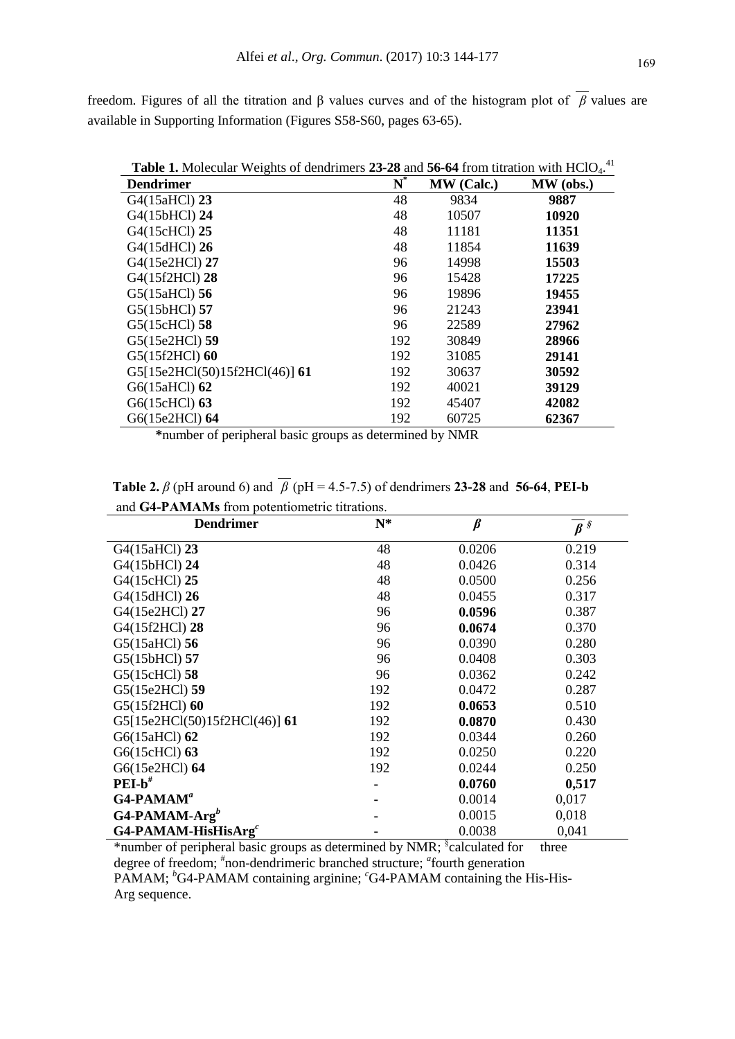freedom. Figures of all the titration and β values curves and of the histogram plot of $\overline{\beta}$ values are available in Supporting Information (Figures S58-S60, pages 63-65).

**Table 1.** Molecular Weights of dendrimers **23-28** and **56-64** from titration with $HClO_4$.[41]

| Dendrimer | N* | MW (Calc.) | MW (obs.) |
|---|---|---|---|
| G4(15aHCl) **23** | 48 | 9834 | **9887** |
| G4(15bHCl) **24** | 48 | 10507 | **10920** |
| G4(15cHCl) **25** | 48 | 11181 | **11351** |
| G4(15dHCl) **26** | 48 | 11854 | **11639** |
| G4(15e2HCl) **27** | 96 | 14998 | **15503** |
| G4(15f2HCl) **28** | 96 | 15428 | **17225** |
| G5(15aHCl) **56** | 96 | 19896 | **19455** |
| G5(15bHCl) **57** | 96 | 21243 | **23941** |
| G5(15cHCl) **58** | 96 | 22589 | **27962** |
| G5(15e2HCl) **59** | 192 | 30849 | **28966** |
| G5(15f2HCl) **60** | 192 | 31085 | **29141** |
| G5[15e2HCl(50)15f2HCl(46)] **61** | 192 | 30637 | **30592** |
| G6(15aHCl) **62** | 192 | 40021 | **39129** |
| G6(15cHCl) **63** | 192 | 45407 | **42082** |
| G6(15e2HCl) **64** | 192 | 60725 | **62367** |

*number of peripheral basic groups as determined by NMR

**Table 2.** $\beta$ (pH around 6) and $\overline{\beta}$ (pH = 4.5-7.5) of dendrimers **23-28** and **56-64**, **PEI-b** and **G4-PAMAMs** from potentiometric titrations.

| Dendrimer | N* | $\beta$ | $\overline{\beta}$ § |
|---|---|---|---|
| G4(15aHCl) **23** | 48 | 0.0206 | 0.219 |
| G4(15bHCl) **24** | 48 | 0.0426 | 0.314 |
| G4(15cHCl) **25** | 48 | 0.0500 | 0.256 |
| G4(15dHCl) **26** | 48 | 0.0455 | 0.317 |
| G4(15e2HCl) **27** | 96 | **0.0596** | 0.387 |
| G4(15f2HCl) **28** | 96 | **0.0674** | 0.370 |
| G5(15aHCl) **56** | 96 | 0.0390 | 0.280 |
| G5(15bHCl) **57** | 96 | 0.0408 | 0.303 |
| G5(15cHCl) **58** | 96 | 0.0362 | 0.242 |
| G5(15e2HCl) **59** | 192 | 0.0472 | 0.287 |
| G5(15f2HCl) **60** | 192 | **0.0653** | 0.510 |
| G5[15e2HCl(50)15f2HCl(46)] **61** | 192 | **0.0870** | 0.430 |
| G6(15aHCl) **62** | 192 | 0.0344 | 0.260 |
| G6(15cHCl) **63** | 192 | 0.0250 | 0.220 |
| G6(15e2HCl) **64** | 192 | 0.0244 | 0.250 |
| **PEI-b**[#] | - | **0.0760** | **0,517** |
| **G4-PAMAM**[a] | - | 0.0014 | 0,017 |
| **G4-PAMAM-Arg**[b] | - | 0.0015 | 0,018 |
| **G4-PAMAM-HisHisArg**[c] | - | 0.0038 | 0,041 |

*number of peripheral basic groups as determined by NMR; §calculated for three degree of freedom; #non-dendrimeric branched structure; [a]fourth generation PAMAM; [b]G4-PAMAM containing arginine; [c]G4-PAMAM containing the His-His-Arg sequence.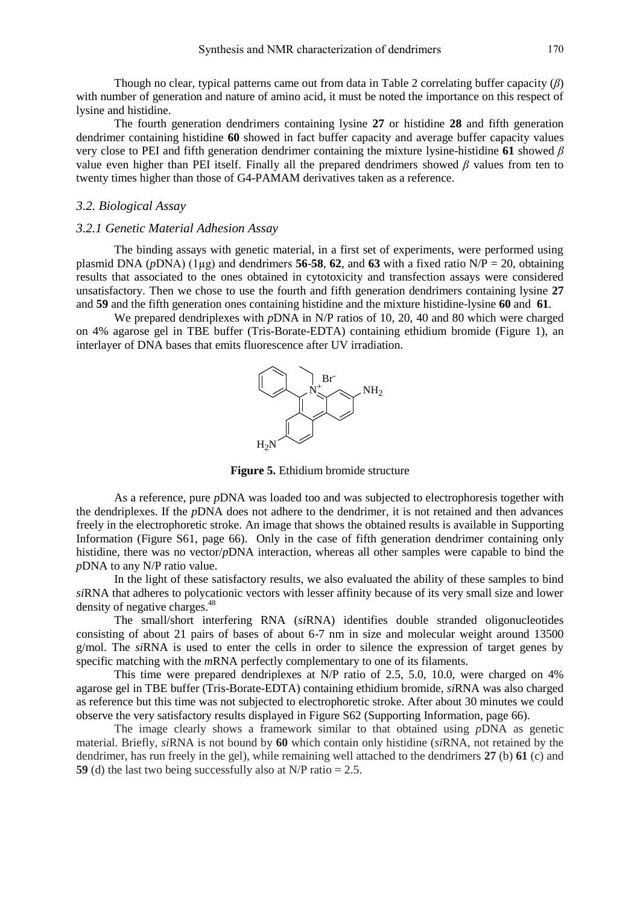Though no clear, typical patterns came out from data in Table 2 correlating buffer capacity ($\beta$) with number of generation and nature of amino acid, it must be noted the importance on this respect of lysine and histidine.

The fourth generation dendrimers containing lysine **27** or histidine **28** and fifth generation dendrimer containing histidine **60** showed in fact buffer capacity and average buffer capacity values very close to PEI and fifth generation dendrimer containing the mixture lysine-histidine **61** showed $\beta$ value even higher than PEI itself. Finally all the prepared dendrimers showed $\beta$ values from ten to twenty times higher than those of G4-PAMAM derivatives taken as a reference.

### *3.2. Biological Assay*

#### *3.2.1 Genetic Material Adhesion Assay*

The binding assays with genetic material, in a first set of experiments, were performed using plasmid DNA (*p*DNA) (1μg) and dendrimers **56**-**58**, **62**, and **63** with a fixed ratio N/P = 20, obtaining results that associated to the ones obtained in cytotoxicity and transfection assays were considered unsatisfactory. Then we chose to use the fourth and fifth generation dendrimers containing lysine **27** and **59** and the fifth generation ones containing histidine and the mixture histidine-lysine **60** and **61**.

We prepared dendriplexes with *p*DNA in N/P ratios of 10, 20, 40 and 80 which were charged on 4% agarose gel in TBE buffer (Tris-Borate-EDTA) containing ethidium bromide (Figure 1), an interlayer of DNA bases that emits fluorescence after UV irradiation.

**Figure 5.** Ethidium bromide structure

As a reference, pure *p*DNA was loaded too and was subjected to electrophoresis together with the dendriplexes. If the *p*DNA does not adhere to the dendrimer, it is not retained and then advances freely in the electrophoretic stroke. An image that shows the obtained results is available in Supporting Information (Figure S61, page 66). Only in the case of fifth generation dendrimer containing only histidine, there was no vector/*p*DNA interaction, whereas all other samples were capable to bind the *p*DNA to any N/P ratio value.

In the light of these satisfactory results, we also evaluated the ability of these samples to bind *si*RNA that adheres to polycationic vectors with lesser affinity because of its very small size and lower density of negative charges.[48]

The small/short interfering RNA (*si*RNA) identifies double stranded oligonucleotides consisting of about 21 pairs of bases of about 6-7 nm in size and molecular weight around 13500 g/mol. The *si*RNA is used to enter the cells in order to silence the expression of target genes by specific matching with the *m*RNA perfectly complementary to one of its filaments.

This time were prepared dendriplexes at N/P ratio of 2.5, 5.0, 10.0, were charged on 4% agarose gel in TBE buffer (Tris-Borate-EDTA) containing ethidium bromide, *si*RNA was also charged as reference but this time was not subjected to electrophoretic stroke. After about 30 minutes we could observe the very satisfactory results displayed in Figure S62 (Supporting Information, page 66).

The image clearly shows a framework similar to that obtained using *p*DNA as genetic material. Briefly, *si*RNA is not bound by **60** which contain only histidine (*si*RNA, not retained by the dendrimer, has run freely in the gel), while remaining well attached to the dendrimers **27** (b) **61** (c) and **59** (d) the last two being successfully also at N/P ratio = 2.5.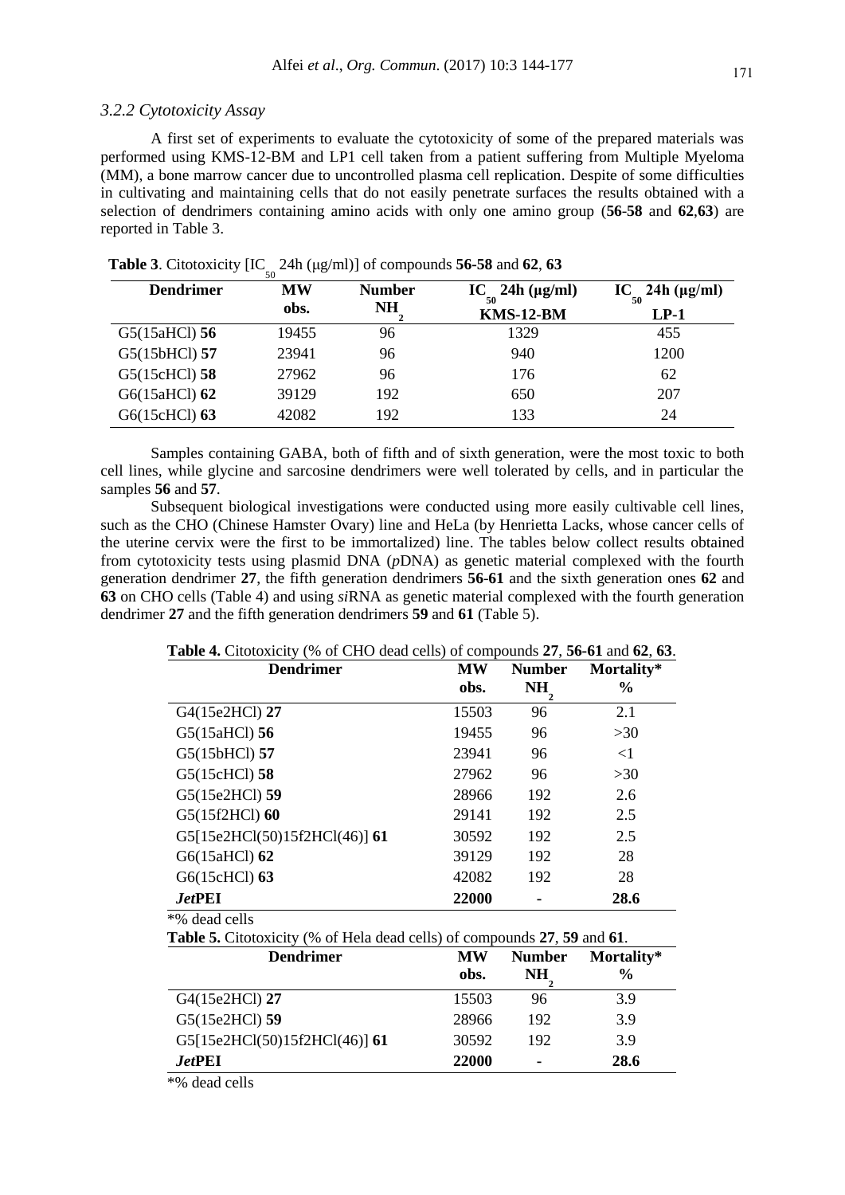### *3.2.2 Cytotoxicity Assay*

A first set of experiments to evaluate the cytotoxicity of some of the prepared materials was performed using KMS-12-BM and LP1 cell taken from a patient suffering from Multiple Myeloma (MM), a bone marrow cancer due to uncontrolled plasma cell replication. Despite of some difficulties in cultivating and maintaining cells that do not easily penetrate surfaces the results obtained with a selection of dendrimers containing amino acids with only one amino group (**56-58** and **62**,**63**) are reported in Table 3.

**Table 3**. Citotoxicity [$IC_{50}$ 24h (μg/ml)] of compounds **56-58** and **62**, **63**

| **Dendrimer** | **MW obs.** | **Number $NH_2$** | **$IC_{50}$ 24h (μg/ml) KMS-12-BM** | **$IC_{50}$ 24h (μg/ml) LP-1** |
|---|---|---|---|---|
| G5(15aHCl) **56** | 19455 | 96 | 1329 | 455 |
| G5(15bHCl) **57** | 23941 | 96 | 940 | 1200 |
| G5(15cHCl) **58** | 27962 | 96 | 176 | 62 |
| G6(15aHCl) **62** | 39129 | 192 | 650 | 207 |
| G6(15cHCl) **63** | 42082 | 192 | 133 | 24 |

Samples containing GABA, both of fifth and of sixth generation, were the most toxic to both cell lines, while glycine and sarcosine dendrimers were well tolerated by cells, and in particular the samples **56** and **57**.

Subsequent biological investigations were conducted using more easily cultivable cell lines, such as the CHO (Chinese Hamster Ovary) line and HeLa (by Henrietta Lacks, whose cancer cells of the uterine cervix were the first to be immortalized) line. The tables below collect results obtained from cytotoxicity tests using plasmid DNA (*p*DNA) as genetic material complexed with the fourth generation dendrimer **27**, the fifth generation dendrimers **56-61** and the sixth generation ones **62** and **63** on CHO cells (Table 4) and using *si*RNA as genetic material complexed with the fourth generation dendrimer **27** and the fifth generation dendrimers **59** and **61** (Table 5).

**Table 4.** Citotoxicity (% of CHO dead cells) of compounds **27**, **56-61** and **62**, **63**.

| **Dendrimer** | **MW obs.** | **Number $NH_2$** | **Mortality* %** |
|---|---|---|---|
| G4(15e2HCl) **27** | 15503 | 96 | 2.1 |
| G5(15aHCl) **56** | 19455 | 96 | >30 |
| G5(15bHCl) **57** | 23941 | 96 | <1 |
| G5(15cHCl) **58** | 27962 | 96 | >30 |
| G5(15e2HCl) **59** | 28966 | 192 | 2.6 |
| G5(15f2HCl) **60** | 29141 | 192 | 2.5 |
| G5[15e2HCl(50)15f2HCl(46)] **61** | 30592 | 192 | 2.5 |
| G6(15aHCl) **62** | 39129 | 192 | 28 |
| G6(15cHCl) **63** | 42082 | 192 | 28 |
| ***Jet*PEI** | **22000** | **-** | **28.6** |

*% dead cells

**Table 5.** Citotoxicity (% of Hela dead cells) of compounds **27**, **59** and **61**.

| **Dendrimer** | **MW obs.** | **Number $NH_2$** | **Mortality* %** |
|---|---|---|---|
| G4(15e2HCl) **27** | 15503 | 96 | 3.9 |
| G5(15e2HCl) **59** | 28966 | 192 | 3.9 |
| G5[15e2HCl(50)15f2HCl(46)] **61** | 30592 | 192 | 3.9 |
| ***Jet*PEI** | **22000** | **-** | **28.6** |

*% dead cells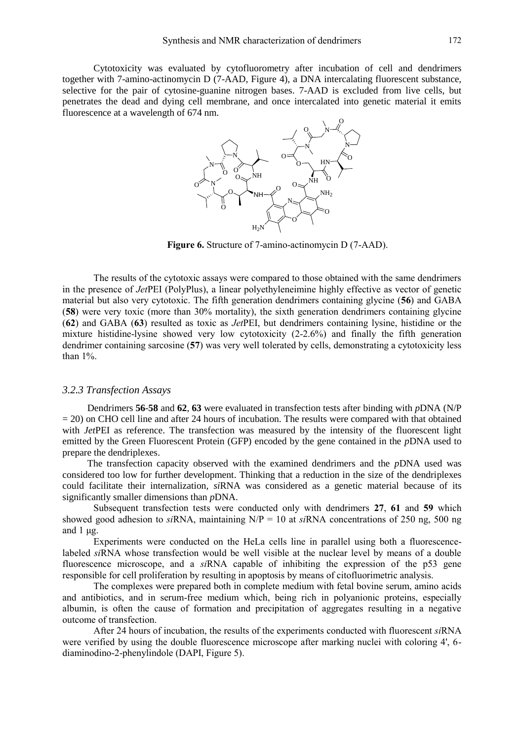Cytotoxicity was evaluated by cytofluorometry after incubation of cell and dendrimers together with 7-amino-actinomycin D (7-AAD, Figure 4), a DNA intercalating fluorescent substance, selective for the pair of cytosine-guanine nitrogen bases. 7-AAD is excluded from live cells, but penetrates the dead and dying cell membrane, and once intercalated into genetic material it emits fluorescence at a wavelength of 674 nm.

**Figure 6.** Structure of 7-amino-actinomycin D (7-AAD).

The results of the cytotoxic assays were compared to those obtained with the same dendrimers in the presence of *Jet*PEI (PolyPlus), a linear polyethyleneimine highly effective as vector of genetic material but also very cytotoxic. The fifth generation dendrimers containing glycine (**56**) and GABA (**58**) were very toxic (more than 30% mortality), the sixth generation dendrimers containing glycine (**62**) and GABA (**63**) resulted as toxic as *Jet*PEI, but dendrimers containing lysine, histidine or the mixture histidine-lysine showed very low cytotoxicity (2-2.6%) and finally the fifth generation dendrimer containing sarcosine (**57**) was very well tolerated by cells, demonstrating a cytotoxicity less than 1%.

### *3.2.3 Transfection Assays*

Dendrimers **56-58** and **62**, **63** were evaluated in transfection tests after binding with *p*DNA (N/P = 20) on CHO cell line and after 24 hours of incubation. The results were compared with that obtained with *Jet*PEI as reference. The transfection was measured by the intensity of the fluorescent light emitted by the Green Fluorescent Protein (GFP) encoded by the gene contained in the *p*DNA used to prepare the dendriplexes.

The transfection capacity observed with the examined dendrimers and the *p*DNA used was considered too low for further development. Thinking that a reduction in the size of the dendriplexes could facilitate their internalization, *si*RNA was considered as a genetic material because of its significantly smaller dimensions than *p*DNA.

Subsequent transfection tests were conducted only with dendrimers **27**, **61** and **59** which showed good adhesion to *si*RNA, maintaining N/P = 10 at *si*RNA concentrations of 250 ng, 500 ng and 1 μg.

Experiments were conducted on the HeLa cells line in parallel using both a fluorescence-labeled *si*RNA whose transfection would be well visible at the nuclear level by means of a double fluorescence microscope, and a *si*RNA capable of inhibiting the expression of the p53 gene responsible for cell proliferation by resulting in apoptosis by means of citofluorimetric analysis.

The complexes were prepared both in complete medium with fetal bovine serum, amino acids and antibiotics, and in serum-free medium which, being rich in polyanionic proteins, especially albumin, is often the cause of formation and precipitation of aggregates resulting in a negative outcome of transfection.

After 24 hours of incubation, the results of the experiments conducted with fluorescent *si*RNA were verified by using the double fluorescence microscope after marking nuclei with coloring 4', 6-diaminodino-2-phenylindole (DAPI, Figure 5).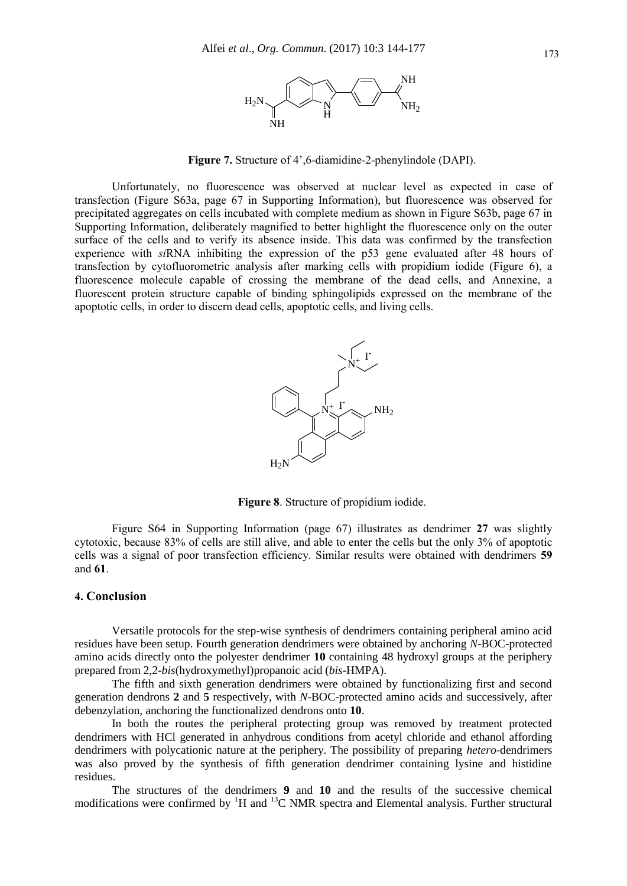**Figure 7.** Structure of 4’,6-diamidine-2-phenylindole (DAPI).

Unfortunately, no fluorescence was observed at nuclear level as expected in case of transfection (Figure S63a, page 67 in Supporting Information), but fluorescence was observed for precipitated aggregates on cells incubated with complete medium as shown in Figure S63b, page 67 in Supporting Information, deliberately magnified to better highlight the fluorescence only on the outer surface of the cells and to verify its absence inside. This data was confirmed by the transfection experience with *si*RNA inhibiting the expression of the p53 gene evaluated after 48 hours of transfection by cytofluorometric analysis after marking cells with propidium iodide (Figure 6), a fluorescence molecule capable of crossing the membrane of the dead cells, and Annexine, a fluorescent protein structure capable of binding sphingolipids expressed on the membrane of the apoptotic cells, in order to discern dead cells, apoptotic cells, and living cells.

**Figure 8**. Structure of propidium iodide.

Figure S64 in Supporting Information (page 67) illustrates as dendrimer **27** was slightly cytotoxic, because 83% of cells are still alive, and able to enter the cells but the only 3% of apoptotic cells was a signal of poor transfection efficiency. Similar results were obtained with dendrimers **59** and **61**.

## 4. Conclusion

Versatile protocols for the step-wise synthesis of dendrimers containing peripheral amino acid residues have been setup. Fourth generation dendrimers were obtained by anchoring *N*-BOC-protected amino acids directly onto the polyester dendrimer **10** containing 48 hydroxyl groups at the periphery prepared from 2,2-*bis*(hydroxymethyl)propanoic acid (*bis*-HMPA).

The fifth and sixth generation dendrimers were obtained by functionalizing first and second generation dendrons **2** and **5** respectively, with *N*-BOC-protected amino acids and successively, after debenzylation, anchoring the functionalized dendrons onto **10**.

In both the routes the peripheral protecting group was removed by treatment protected dendrimers with HCl generated in anhydrous conditions from acetyl chloride and ethanol affording dendrimers with polycationic nature at the periphery. The possibility of preparing *hetero*-dendrimers was also proved by the synthesis of fifth generation dendrimer containing lysine and histidine residues.

The structures of the dendrimers **9** and **10** and the results of the successive chemical modifications were confirmed by $^{1}$H and $^{13}$C NMR spectra and Elemental analysis. Further structural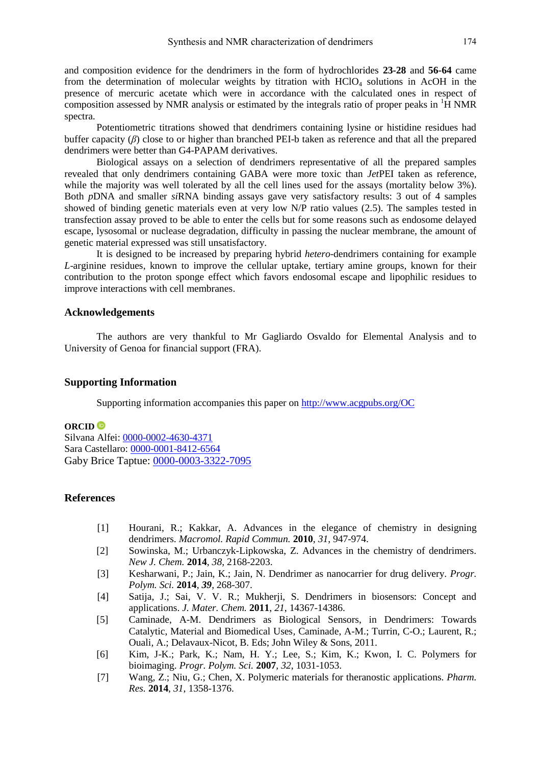and composition evidence for the dendrimers in the form of hydrochlorides **23-28** and **56-64** came from the determination of molecular weights by titration with $HClO_4$ solutions in AcOH in the presence of mercuric acetate which were in accordance with the calculated ones in respect of composition assessed by NMR analysis or estimated by the integrals ratio of proper peaks in $^1$H NMR spectra.

Potentiometric titrations showed that dendrimers containing lysine or histidine residues had buffer capacity ($\beta$) close to or higher than branched PEI-b taken as reference and that all the prepared dendrimers were better than G4-PAPAM derivatives.

Biological assays on a selection of dendrimers representative of all the prepared samples revealed that only dendrimers containing GABA were more toxic than *Jet*PEI taken as reference, while the majority was well tolerated by all the cell lines used for the assays (mortality below 3%). Both *p*DNA and smaller *si*RNA binding assays gave very satisfactory results: 3 out of 4 samples showed of binding genetic materials even at very low N/P ratio values (2.5). The samples tested in transfection assay proved to be able to enter the cells but for some reasons such as endosome delayed escape, lysosomal or nuclease degradation, difficulty in passing the nuclear membrane, the amount of genetic material expressed was still unsatisfactory.

It is designed to be increased by preparing hybrid *hetero*-dendrimers containing for example *L*-arginine residues, known to improve the cellular uptake, tertiary amine groups, known for their contribution to the proton sponge effect which favors endosomal escape and lipophilic residues to improve interactions with cell membranes.

## Acknowledgements

The authors are very thankful to Mr Gagliardo Osvaldo for Elemental Analysis and to University of Genoa for financial support (FRA).

## Supporting Information

Supporting information accompanies this paper on http://www.acgpubs.org/OC

**ORCID**

Silvana Alfei: 0000-0002-4630-4371
Sara Castellaro: 0000-0001-8412-6564
Gaby Brice Taptue: 0000-0003-3322-7095

## References

[1] Hourani, R.; Kakkar, A. Advances in the elegance of chemistry in designing dendrimers. *Macromol. Rapid Commun.* **2010**, *31*, 947-974.

[2] Sowinska, M.; Urbanczyk-Lipkowska, Z. Advances in the chemistry of dendrimers. *New J. Chem.* **2014**, *38*, 2168-2203.

[3] Kesharwani, P.; Jain, K.; Jain, N. Dendrimer as nanocarrier for drug delivery. *Progr. Polym. Sci.* **2014**, *39*, 268-307.

[4] Satija, J.; Sai, V. V. R.; Mukherji, S. Dendrimers in biosensors: Concept and applications. *J. Mater. Chem.* **2011**, *21*, 14367-14386.

[5] Caminade, A-M. Dendrimers as Biological Sensors, in Dendrimers: Towards Catalytic, Material and Biomedical Uses, Caminade, A-M.; Turrin, C-O.; Laurent, R.; Ouali, A.; Delavaux-Nicot, B. Eds; John Wiley & Sons, 2011.

[6] Kim, J-K.; Park, K.; Nam, H. Y.; Lee, S.; Kim, K.; Kwon, I. C. Polymers for bioimaging. *Progr. Polym. Sci.* **2007**, *32*, 1031-1053.

[7] Wang, Z.; Niu, G.; Chen, X. Polymeric materials for theranostic applications. *Pharm. Res.* **2014**, *31*, 1358-1376.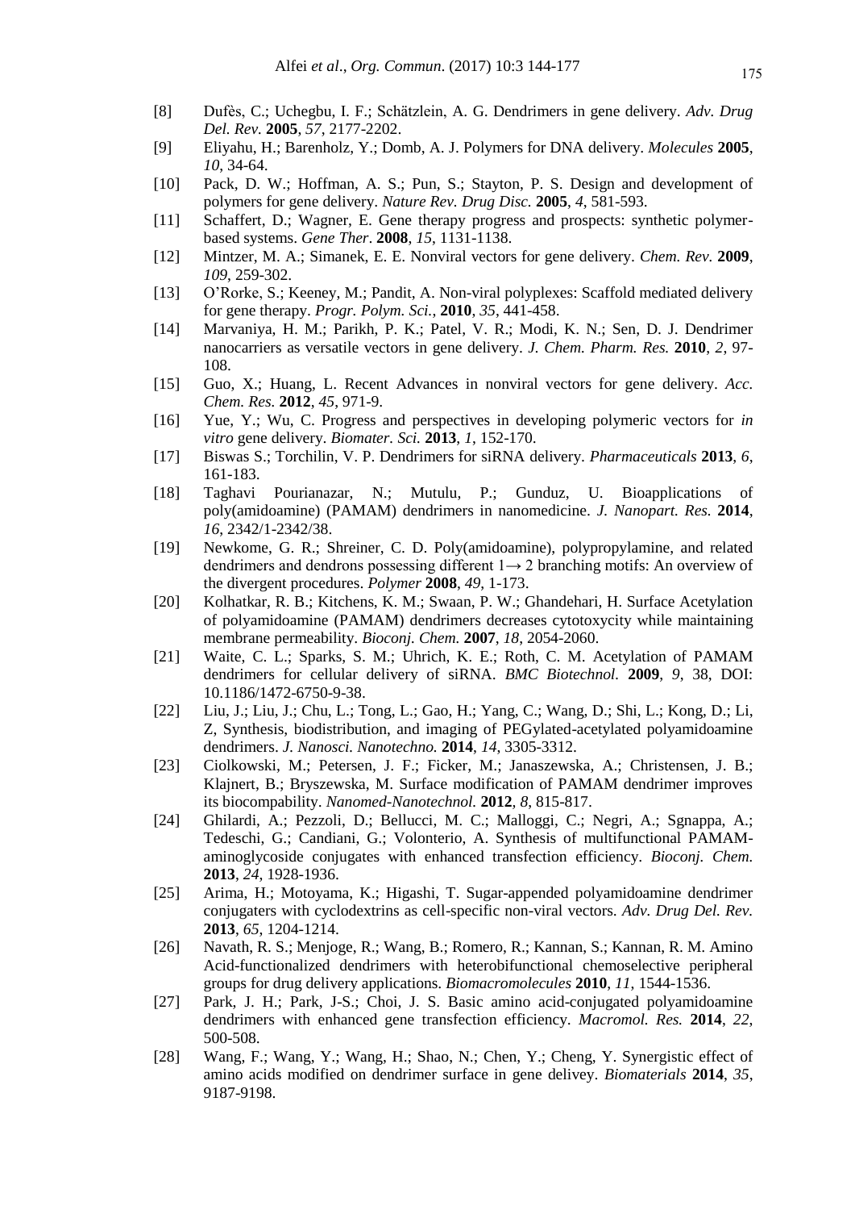[8] Dufès, C.; Uchegbu, I. F.; Schätzlein, A. G. Dendrimers in gene delivery. *Adv. Drug Del. Rev.* **2005**, *57*, 2177-2202.

[9] Eliyahu, H.; Barenholz, Y.; Domb, A. J. Polymers for DNA delivery. *Molecules* **2005**, *10*, 34-64.

[10] Pack, D. W.; Hoffman, A. S.; Pun, S.; Stayton, P. S. Design and development of polymers for gene delivery. *Nature Rev. Drug Disc.* **2005**, *4*, 581-593.

[11] Schaffert, D.; Wagner, E. Gene therapy progress and prospects: synthetic polymer-based systems. *Gene Ther*. **2008**, *15*, 1131-1138.

[12] Mintzer, M. A.; Simanek, E. E. Nonviral vectors for gene delivery. *Chem. Rev.* **2009**, *109*, 259-302.

[13] O'Rorke, S.; Keeney, M.; Pandit, A. Non-viral polyplexes: Scaffold mediated delivery for gene therapy. *Progr. Polym. Sci.*, **2010**, *35*, 441-458.

[14] Marvaniya, H. M.; Parikh, P. K.; Patel, V. R.; Modi, K. N.; Sen, D. J. Dendrimer nanocarriers as versatile vectors in gene delivery. *J. Chem. Pharm. Res.* **2010**, *2*, 97-108.

[15] Guo, X.; Huang, L. Recent Advances in nonviral vectors for gene delivery. *Acc. Chem. Res.* **2012**, *45*, 971-9.

[16] Yue, Y.; Wu, C. Progress and perspectives in developing polymeric vectors for *in vitro* gene delivery. *Biomater. Sci.* **2013**, *1*, 152-170.

[17] Biswas S.; Torchilin, V. P. Dendrimers for siRNA delivery. *Pharmaceuticals* **2013**, *6*, 161-183.

[18] Taghavi Pourianazar, N.; Mutulu, P.; Gunduz, U. Bioapplications of poly(amidoamine) (PAMAM) dendrimers in nanomedicine. *J. Nanopart. Res.* **2014**, *16*, 2342/1-2342/38.

[19] Newkome, G. R.; Shreiner, C. D. Poly(amidoamine), polypropylamine, and related dendrimers and dendrons possessing different $1\rightarrow 2$ branching motifs: An overview of the divergent procedures. *Polymer* **2008**, *49*, 1-173.

[20] Kolhatkar, R. B.; Kitchens, K. M.; Swaan, P. W.; Ghandehari, H. Surface Acetylation of polyamidoamine (PAMAM) dendrimers decreases cytotoxycity while maintaining membrane permeability. *Bioconj. Chem.* **2007**, *18*, 2054-2060.

[21] Waite, C. L.; Sparks, S. M.; Uhrich, K. E.; Roth, C. M. Acetylation of PAMAM dendrimers for cellular delivery of siRNA. *BMC Biotechnol.* **2009**, *9*, 38, DOI: 10.1186/1472-6750-9-38.

[22] Liu, J.; Liu, J.; Chu, L.; Tong, L.; Gao, H.; Yang, C.; Wang, D.; Shi, L.; Kong, D.; Li, Z, Synthesis, biodistribution, and imaging of PEGylated-acetylated polyamidoamine dendrimers. *J. Nanosci. Nanotechno.* **2014**, *14*, 3305-3312.

[23] Ciolkowski, M.; Petersen, J. F.; Ficker, M.; Janaszewska, A.; Christensen, J. B.; Klajnert, B.; Bryszewska, M. Surface modification of PAMAM dendrimer improves its biocompability. *Nanomed-Nanotechnol.* **2012**, *8*, 815-817.

[24] Ghilardi, A.; Pezzoli, D.; Bellucci, M. C.; Malloggi, C.; Negri, A.; Sgnappa, A.; Tedeschi, G.; Candiani, G.; Volonterio, A. Synthesis of multifunctional PAMAM-aminoglycoside conjugates with enhanced transfection efficiency. *Bioconj. Chem.* **2013**, *24*, 1928-1936.

[25] Arima, H.; Motoyama, K.; Higashi, T. Sugar-appended polyamidoamine dendrimer conjugaters with cyclodextrins as cell-specific non-viral vectors. *Adv. Drug Del. Rev.* **2013**, *65*, 1204-1214.

[26] Navath, R. S.; Menjoge, R.; Wang, B.; Romero, R.; Kannan, S.; Kannan, R. M. Amino Acid-functionalized dendrimers with heterobifunctional chemoselective peripheral groups for drug delivery applications. *Biomacromolecules* **2010**, *11*, 1544-1536.

[27] Park, J. H.; Park, J-S.; Choi, J. S. Basic amino acid-conjugated polyamidoamine dendrimers with enhanced gene transfection efficiency. *Macromol. Res.* **2014**, *22*, 500-508.

[28] Wang, F.; Wang, Y.; Wang, H.; Shao, N.; Chen, Y.; Cheng, Y. Synergistic effect of amino acids modified on dendrimer surface in gene delivey. *Biomaterials* **2014**, *35*, 9187-9198.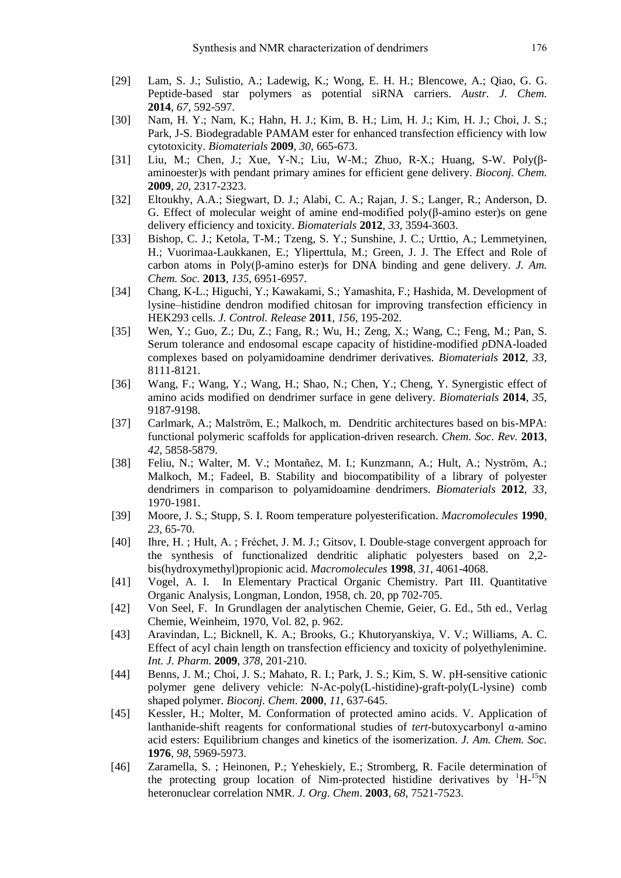[29] Lam, S. J.; Sulistio, A.; Ladewig, K.; Wong, E. H. H.; Blencowe, A.; Qiao, G. G. Peptide-based star polymers as potential siRNA carriers. *Austr. J. Chem.* **2014**, *67*, 592-597.

[30] Nam, H. Y.; Nam, K.; Hahn, H. J.; Kim, B. H.; Lim, H. J.; Kim, H. J.; Choi, J. S.; Park, J-S. Biodegradable PAMAM ester for enhanced transfection efficiency with low cytotoxicity. *Biomaterials* **2009**, *30*, 665-673.

[31] Liu, M.; Chen, J.; Xue, Y-N.; Liu, W-M.; Zhuo, R-X.; Huang, S-W. Poly(β-aminoester)s with pendant primary amines for efficient gene delivery. *Bioconj. Chem.* **2009**, *20*, 2317-2323.

[32] Eltoukhy, A.A.; Siegwart, D. J.; Alabi, C. A.; Rajan, J. S.; Langer, R.; Anderson, D. G. Effect of molecular weight of amine end-modified poly(β-amino ester)s on gene delivery efficiency and toxicity. *Biomaterials* **2012**, *33*, 3594-3603.

[33] Bishop, C. J.; Ketola, T-M.; Tzeng, S. Y.; Sunshine, J. C.; Urttio, A.; Lemmetyinen, H.; Vuorimaa-Laukkanen, E.; Yliperttula, M.; Green, J. J. The Effect and Role of carbon atoms in Poly(β-amino ester)s for DNA binding and gene delivery. *J. Am. Chem. Soc.* **2013**, *135*, 6951-6957.

[34] Chang, K-L.; Higuchi, Y.; Kawakami, S.; Yamashita, F.; Hashida, M. Development of lysine–histidine dendron modified chitosan for improving transfection efficiency in HEK293 cells. *J. Control. Release* **2011**, *156*, 195-202.

[35] Wen, Y.; Guo, Z.; Du, Z.; Fang, R.; Wu, H.; Zeng, X.; Wang, C.; Feng, M.; Pan, S. Serum tolerance and endosomal escape capacity of histidine-modified *p*DNA-loaded complexes based on polyamidoamine dendrimer derivatives. *Biomaterials* **2012**, *33*, 8111-8121.

[36] Wang, F.; Wang, Y.; Wang, H.; Shao, N.; Chen, Y.; Cheng, Y. Synergistic effect of amino acids modified on dendrimer surface in gene delivery. *Biomaterials* **2014**, *35*, 9187-9198.

[37] Carlmark, A.; Malström, E.; Malkoch, m. Dendritic architectures based on bis-MPA: functional polymeric scaffolds for application-driven research. *Chem. Soc. Rev.* **2013**, *42*, 5858-5879.

[38] Feliu, N.; Walter, M. V.; Montañez, M. I.; Kunzmann, A.; Hult, A.; Nyström, A.; Malkoch, M.; Fadeel, B. Stability and biocompatibility of a library of polyester dendrimers in comparison to polyamidoamine dendrimers. *Biomaterials* **2012**, *33*, 1970-1981.

[39] Moore, J. S.; Stupp, S. I. Room temperature polyesterification. *Macromolecules* **1990**, *23*, 65-70.

[40] Ihre, H. ; Hult, A. ; Fréchet, J. M. J.; Gitsov, I. Double-stage convergent approach for the synthesis of functionalized dendritic aliphatic polyesters based on 2,2-bis(hydroxymethyl)propionic acid. *Macromolecules* **1998**, *31*, 4061-4068.

[41] Vogel, A. I. In Elementary Practical Organic Chemistry. Part III. Quantitative Organic Analysis, Longman, London, 1958, ch. 20, pp 702-705.

[42] Von Seel, F. In Grundlagen der analytischen Chemie, Geier, G. Ed., 5th ed., Verlag Chemie, Weinheim, 1970, Vol. 82, p. 962.

[43] Aravindan, L.; Bicknell, K. A.; Brooks, G.; Khutoryanskiya, V. V.; Williams, A. C. Effect of acyl chain length on transfection efficiency and toxicity of polyethylenimine. *Int. J. Pharm*. **2009**, *378*, 201-210.

[44] Benns, J. M.; Choi, J. S.; Mahato, R. I.; Park, J. S.; Kim, S. W. pH-sensitive cationic polymer gene delivery vehicle: N-Ac-poly(L-histidine)-graft-poly(L-lysine) comb shaped polymer. *Bioconj. Chem*. **2000**, *11*, 637-645.

[45] Kessler, H.; Molter, M. Conformation of protected amino acids. V. Application of lanthanide-shift reagents for conformational studies of *tert*-butoxycarbonyl α-amino acid esters: Equilibrium changes and kinetics of the isomerization. *J. Am. Chem. Soc.* **1976**, *98*, 5969-5973.

[46] Zaramella, S. ; Heinonen, P.; Yeheskiely, E.; Stromberg, R. Facile determination of the protecting group location of Nim-protected histidine derivatives by $^{1}H$-$^{15}N$ heteronuclear correlation NMR. *J. Org. Chem*. **2003**, *68*, 7521-7523.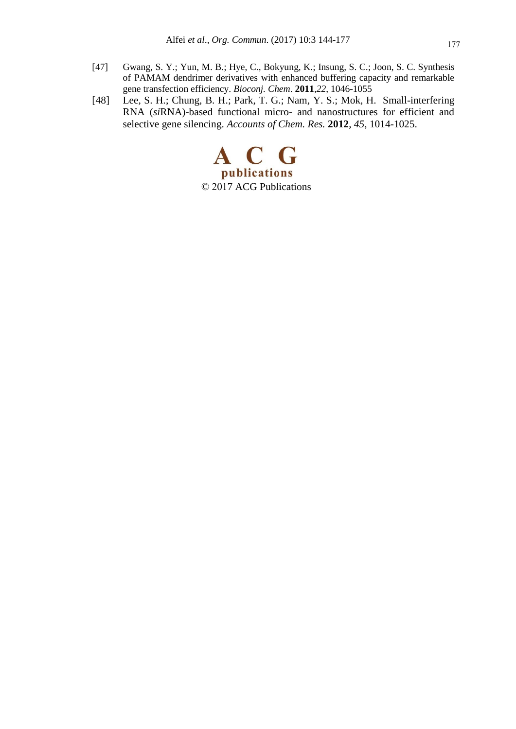[47] Gwang, S. Y.; Yun, M. B.; Hye, C., Bokyung, K.; Insung, S. C.; Joon, S. C. Synthesis of PAMAM dendrimer derivatives with enhanced buffering capacity and remarkable gene transfection efficiency. *Bioconj. Chem*. **2011**,*22*, 1046-1055

[48] Lee, S. H.; Chung, B. H.; Park, T. G.; Nam, Y. S.; Mok, H. Small-interfering RNA (*si*RNA)-based functional micro- and nanostructures for efficient and selective gene silencing. *Accounts of Chem. Res.* **2012**, *45*, 1014-1025.

A C G
publications
© 2017 ACG Publications